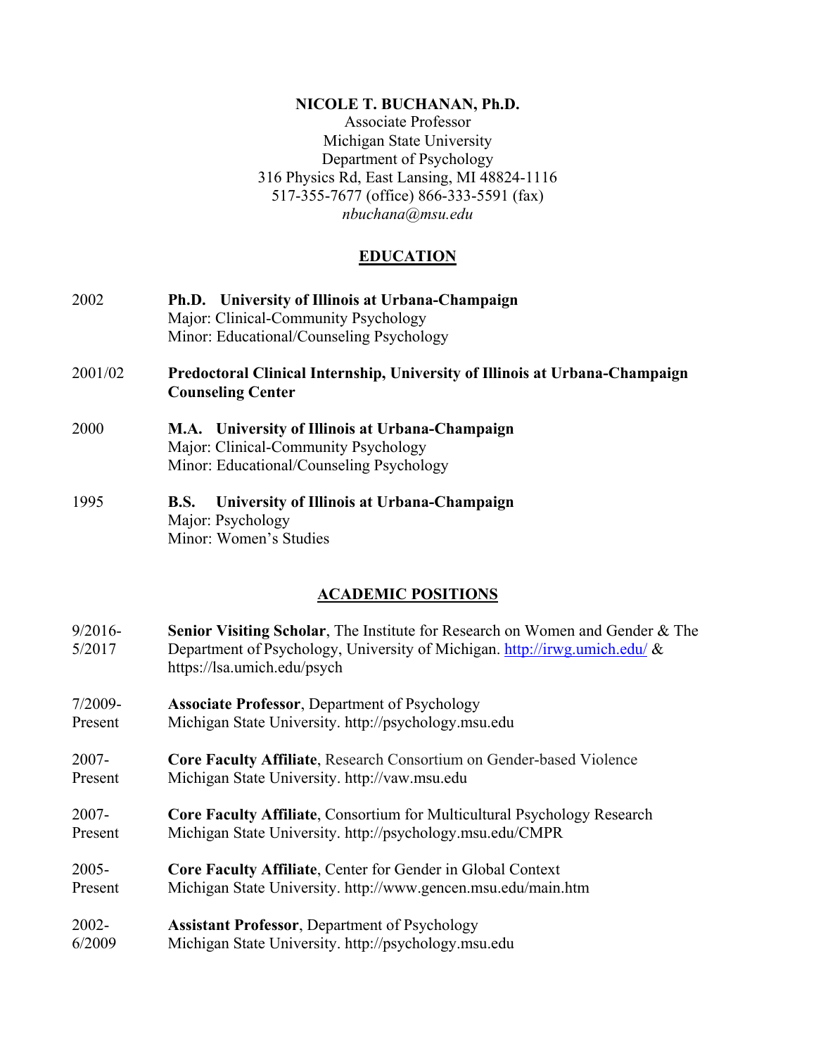# NICOLE T. BUCHANAN, Ph.D.

Associate Professor
Michigan State University
Department of Psychology
316 Physics Rd, East Lansing, MI 48824-1116
517-355-7677 (office) 866-333-5591 (fax)
*nbuchana@msu.edu*

## EDUCATION

2002 **Ph.D. University of Illinois at Urbana-Champaign**
Major: Clinical-Community Psychology
Minor: Educational/Counseling Psychology

2001/02 **Predoctoral Clinical Internship, University of Illinois at Urbana-Champaign Counseling Center**

2000 **M.A. University of Illinois at Urbana-Champaign**
Major: Clinical-Community Psychology
Minor: Educational/Counseling Psychology

1995 **B.S. University of Illinois at Urbana-Champaign**
Major: Psychology
Minor: Women's Studies

## ACADEMIC POSITIONS

9/2016-5/2017 **Senior Visiting Scholar**, The Institute for Research on Women and Gender & The Department of Psychology, University of Michigan. http://irwg.umich.edu/ & https://lsa.umich.edu/psych

7/2009-Present **Associate Professor**, Department of Psychology
Michigan State University. http://psychology.msu.edu

2007-Present **Core Faculty Affiliate**, Research Consortium on Gender-based Violence
Michigan State University. http://vaw.msu.edu

2007-Present **Core Faculty Affiliate**, Consortium for Multicultural Psychology Research
Michigan State University. http://psychology.msu.edu/CMPR

2005-Present **Core Faculty Affiliate**, Center for Gender in Global Context
Michigan State University. http://www.gencen.msu.edu/main.htm

2002-6/2009 **Assistant Professor**, Department of Psychology
Michigan State University. http://psychology.msu.edu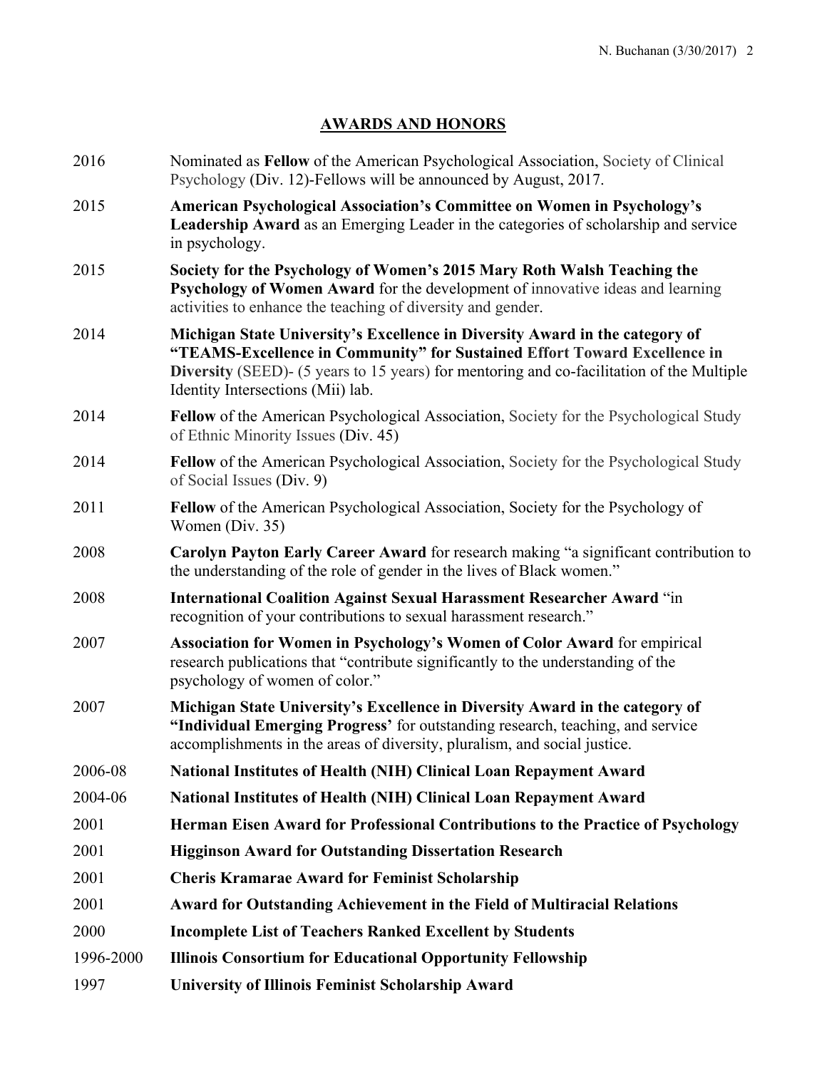## AWARDS AND HONORS

| | |
|---|---|
| 2016 | Nominated as **Fellow** of the American Psychological Association, Society of Clinical Psychology (Div. 12)-Fellows will be announced by August, 2017. |
| 2015 | **American Psychological Association's Committee on Women in Psychology's Leadership Award** as an Emerging Leader in the categories of scholarship and service in psychology. |
| 2015 | **Society for the Psychology of Women's 2015 Mary Roth Walsh Teaching the Psychology of Women Award** for the development of innovative ideas and learning activities to enhance the teaching of diversity and gender. |
| 2014 | **Michigan State University's Excellence in Diversity Award in the category of "TEAMS-Excellence in Community" for Sustained Effort Toward Excellence in Diversity** (SEED)- (5 years to 15 years) for mentoring and co-facilitation of the Multiple Identity Intersections (Mii) lab. |
| 2014 | **Fellow** of the American Psychological Association, Society for the Psychological Study of Ethnic Minority Issues (Div. 45) |
| 2014 | **Fellow** of the American Psychological Association, Society for the Psychological Study of Social Issues (Div. 9) |
| 2011 | **Fellow** of the American Psychological Association, Society for the Psychology of Women (Div. 35) |
| 2008 | **Carolyn Payton Early Career Award** for research making "a significant contribution to the understanding of the role of gender in the lives of Black women." |
| 2008 | **International Coalition Against Sexual Harassment Researcher Award** "in recognition of your contributions to sexual harassment research." |
| 2007 | **Association for Women in Psychology's Women of Color Award** for empirical research publications that "contribute significantly to the understanding of the psychology of women of color." |
| 2007 | **Michigan State University's Excellence in Diversity Award in the category of "Individual Emerging Progress'** for outstanding research, teaching, and service accomplishments in the areas of diversity, pluralism, and social justice. |
| 2006-08 | **National Institutes of Health (NIH) Clinical Loan Repayment Award** |
| 2004-06 | **National Institutes of Health (NIH) Clinical Loan Repayment Award** |
| 2001 | **Herman Eisen Award for Professional Contributions to the Practice of Psychology** |
| 2001 | **Higginson Award for Outstanding Dissertation Research** |
| 2001 | **Cheris Kramarae Award for Feminist Scholarship** |
| 2001 | **Award for Outstanding Achievement in the Field of Multiracial Relations** |
| 2000 | **Incomplete List of Teachers Ranked Excellent by Students** |
| 1996-2000 | **Illinois Consortium for Educational Opportunity Fellowship** |
| 1997 | **University of Illinois Feminist Scholarship Award** |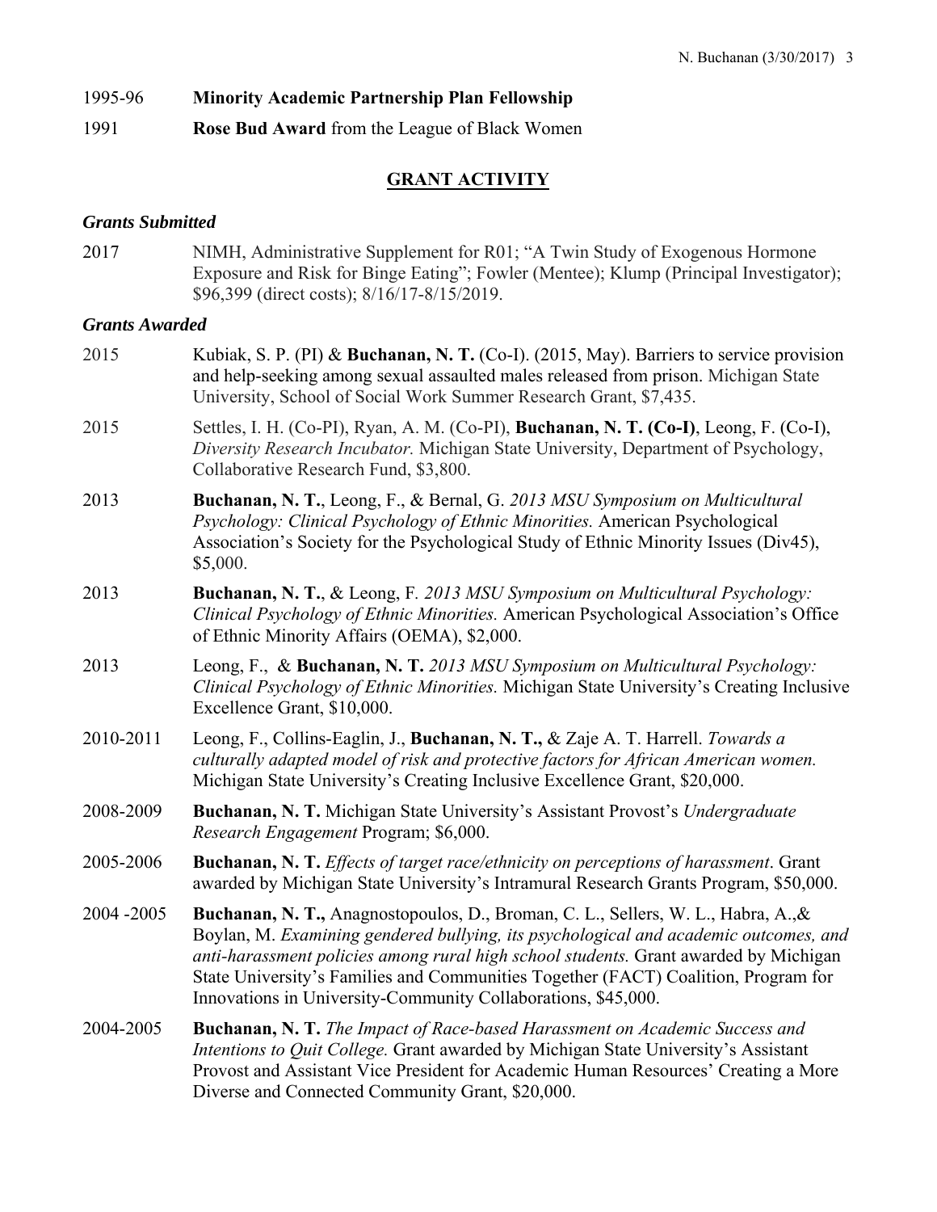1995-96 **Minority Academic Partnership Plan Fellowship**

1991 **Rose Bud Award** from the League of Black Women

## GRANT ACTIVITY

### *Grants Submitted*

2017 NIMH, Administrative Supplement for R01; "A Twin Study of Exogenous Hormone Exposure and Risk for Binge Eating"; Fowler (Mentee); Klump (Principal Investigator); $96,399 (direct costs); 8/16/17-8/15/2019.

### *Grants Awarded*

2015 Kubiak, S. P. (PI) & **Buchanan, N. T.** (Co-I). (2015, May). Barriers to service provision and help-seeking among sexual assaulted males released from prison. Michigan State University, School of Social Work Summer Research Grant, $7,435.

2015 Settles, I. H. (Co-PI), Ryan, A. M. (Co-PI), **Buchanan, N. T. (Co-I)**, Leong, F. (Co-I), *Diversity Research Incubator.* Michigan State University, Department of Psychology, Collaborative Research Fund, $3,800.

2013 **Buchanan, N. T.**, Leong, F., & Bernal, G. *2013 MSU Symposium on Multicultural Psychology: Clinical Psychology of Ethnic Minorities.* American Psychological Association's Society for the Psychological Study of Ethnic Minority Issues (Div45), $5,000.

2013 **Buchanan, N. T.**, & Leong, F. *2013 MSU Symposium on Multicultural Psychology: Clinical Psychology of Ethnic Minorities.* American Psychological Association's Office of Ethnic Minority Affairs (OEMA), $2,000.

2013 Leong, F., & **Buchanan, N. T.** *2013 MSU Symposium on Multicultural Psychology: Clinical Psychology of Ethnic Minorities.* Michigan State University's Creating Inclusive Excellence Grant, $10,000.

2010-2011 Leong, F., Collins-Eaglin, J., **Buchanan, N. T.,** & Zaje A. T. Harrell. *Towards a culturally adapted model of risk and protective factors for African American women.* Michigan State University's Creating Inclusive Excellence Grant, $20,000.

2008-2009 **Buchanan, N. T.** Michigan State University's Assistant Provost's *Undergraduate Research Engagement* Program; $6,000.

2005-2006 **Buchanan, N. T.** *Effects of target race/ethnicity on perceptions of harassment*. Grant awarded by Michigan State University's Intramural Research Grants Program, $50,000.

2004 -2005 **Buchanan, N. T.,** Anagnostopoulos, D., Broman, C. L., Sellers, W. L., Habra, A.,& Boylan, M. *Examining gendered bullying, its psychological and academic outcomes, and anti-harassment policies among rural high school students.* Grant awarded by Michigan State University's Families and Communities Together (FACT) Coalition, Program for Innovations in University-Community Collaborations, $45,000.

2004-2005 **Buchanan, N. T.** *The Impact of Race-based Harassment on Academic Success and Intentions to Quit College.* Grant awarded by Michigan State University's Assistant Provost and Assistant Vice President for Academic Human Resources' Creating a More Diverse and Connected Community Grant, $20,000.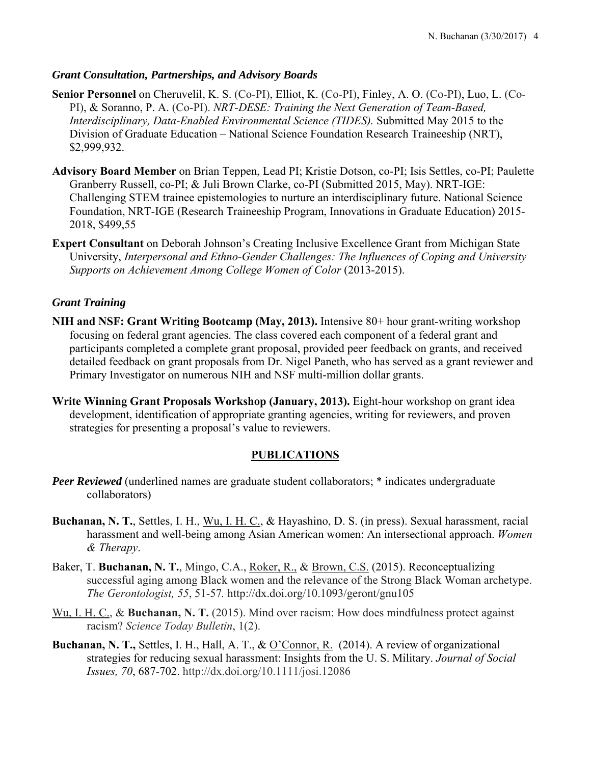### *Grant Consultation, Partnerships, and Advisory Boards*

**Senior Personnel** on Cheruvelil, K. S. (Co-PI), Elliot, K. (Co-PI), Finley, A. O. (Co-PI), Luo, L. (Co-PI), & Soranno, P. A. (Co-PI). *NRT-DESE: Training the Next Generation of Team-Based, Interdisciplinary, Data-Enabled Environmental Science (TIDES).* Submitted May 2015 to the Division of Graduate Education – National Science Foundation Research Traineeship (NRT), $2,999,932.

**Advisory Board Member** on Brian Teppen, Lead PI; Kristie Dotson, co-PI; Isis Settles, co-PI; Paulette Granberry Russell, co-PI; & Juli Brown Clarke, co-PI (Submitted 2015, May). NRT-IGE: Challenging STEM trainee epistemologies to nurture an interdisciplinary future. National Science Foundation, NRT-IGE (Research Traineeship Program, Innovations in Graduate Education) 2015-2018, $499,55

**Expert Consultant** on Deborah Johnson's Creating Inclusive Excellence Grant from Michigan State University, *Interpersonal and Ethno-Gender Challenges: The Influences of Coping and University Supports on Achievement Among College Women of Color* (2013-2015).

### *Grant Training*

**NIH and NSF: Grant Writing Bootcamp (May, 2013).** Intensive 80+ hour grant-writing workshop focusing on federal grant agencies. The class covered each component of a federal grant and participants completed a complete grant proposal, provided peer feedback on grants, and received detailed feedback on grant proposals from Dr. Nigel Paneth, who has served as a grant reviewer and Primary Investigator on numerous NIH and NSF multi-million dollar grants.

**Write Winning Grant Proposals Workshop (January, 2013).** Eight-hour workshop on grant idea development, identification of appropriate granting agencies, writing for reviewers, and proven strategies for presenting a proposal's value to reviewers.

## PUBLICATIONS

***Peer Reviewed*** (underlined names are graduate student collaborators; * indicates undergraduate collaborators)

**Buchanan, N. T.**, Settles, I. H., Wu, I. H. C., & Hayashino, D. S. (in press). Sexual harassment, racial harassment and well-being among Asian American women: An intersectional approach. *Women & Therapy*.

Baker, T. **Buchanan, N. T.**, Mingo, C.A., Roker, R., & Brown, C.S. (2015). Reconceptualizing successful aging among Black women and the relevance of the Strong Black Woman archetype. *The Gerontologist, 55*, 51-57*.* http://dx.doi.org/10.1093/geront/gnu105

Wu, I. H. C., & **Buchanan, N. T.** (2015). Mind over racism: How does mindfulness protect against racism? *Science Today Bulletin*, 1(2).

**Buchanan, N. T.,** Settles, I. H., Hall, A. T., & O'Connor, R. (2014). A review of organizational strategies for reducing sexual harassment: Insights from the U. S. Military. *Journal of Social Issues, 70*, 687-702. http://dx.doi.org/10.1111/josi.12086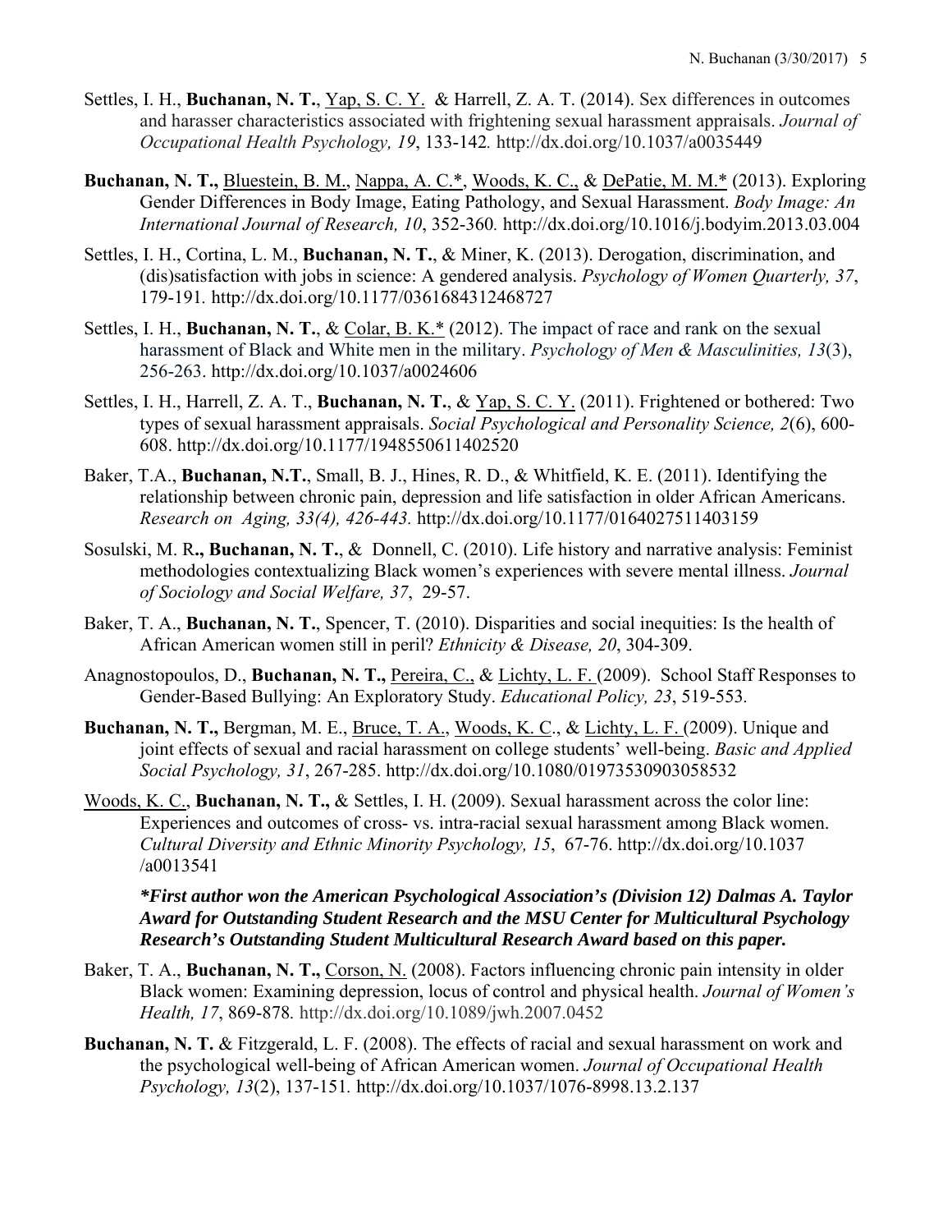Settles, I. H., **Buchanan, N. T.**, <u>Yap, S. C. Y.</u> & Harrell, Z. A. T. (2014). Sex differences in outcomes and harasser characteristics associated with frightening sexual harassment appraisals. *Journal of Occupational Health Psychology, 19*, 133-142. http://dx.doi.org/10.1037/a0035449

**Buchanan, N. T.,** <u>Bluestein, B. M.</u>, <u>Nappa, A. C.*</u>, <u>Woods, K. C.,</u> & <u>DePatie, M. M.*</u> (2013). Exploring Gender Differences in Body Image, Eating Pathology, and Sexual Harassment. *Body Image: An International Journal of Research, 10*, 352-360. http://dx.doi.org/10.1016/j.bodyim.2013.03.004

Settles, I. H., Cortina, L. M., **Buchanan, N. T.**, & Miner, K. (2013). Derogation, discrimination, and (dis)satisfaction with jobs in science: A gendered analysis. *Psychology of Women Quarterly, 37*, 179-191. http://dx.doi.org/10.1177/0361684312468727

Settles, I. H., **Buchanan, N. T.**, & <u>Colar, B. K.*</u> (2012). The impact of race and rank on the sexual harassment of Black and White men in the military. *Psychology of Men & Masculinities, 13*(3), 256-263. http://dx.doi.org/10.1037/a0024606

Settles, I. H., Harrell, Z. A. T., **Buchanan, N. T.**, & <u>Yap, S. C. Y.</u> (2011). Frightened or bothered: Two types of sexual harassment appraisals. *Social Psychological and Personality Science, 2*(6), 600-608. http://dx.doi.org/10.1177/1948550611402520

Baker, T.A., **Buchanan, N.T.**, Small, B. J., Hines, R. D., & Whitfield, K. E. (2011). Identifying the relationship between chronic pain, depression and life satisfaction in older African Americans. *Research on Aging, 33(4), 426-443.* http://dx.doi.org/10.1177/0164027511403159

Sosulski, M. R**., Buchanan, N. T.**, & Donnell, C. (2010). Life history and narrative analysis: Feminist methodologies contextualizing Black women's experiences with severe mental illness. *Journal of Sociology and Social Welfare, 37*, 29-57.

Baker, T. A., **Buchanan, N. T.**, Spencer, T. (2010). Disparities and social inequities: Is the health of African American women still in peril? *Ethnicity & Disease, 20*, 304-309.

Anagnostopoulos, D., **Buchanan, N. T.,** <u>Pereira, C.,</u> & <u>Lichty, L. F.</u> (2009). School Staff Responses to Gender-Based Bullying: An Exploratory Study. *Educational Policy, 23*, 519-553.

**Buchanan, N. T.,** Bergman, M. E., <u>Bruce, T. A.</u>, <u>Woods, K. C</u>., & <u>Lichty, L. F.</u> (2009). Unique and joint effects of sexual and racial harassment on college students' well-being. *Basic and Applied Social Psychology, 31*, 267-285. http://dx.doi.org/10.1080/01973530903058532

<u>Woods, K. C.</u>, **Buchanan, N. T.,** & Settles, I. H. (2009). Sexual harassment across the color line: Experiences and outcomes of cross- vs. intra-racial sexual harassment among Black women. *Cultural Diversity and Ethnic Minority Psychology, 15*, 67-76. http://dx.doi.org/10.1037/a0013541

***First author won the American Psychological Association's (Division 12) Dalmas A. Taylor Award for Outstanding Student Research and the MSU Center for Multicultural Psychology Research's Outstanding Student Multicultural Research Award based on this paper.***

Baker, T. A., **Buchanan, N. T.,** <u>Corson, N.</u> (2008). Factors influencing chronic pain intensity in older Black women: Examining depression, locus of control and physical health. *Journal of Women's Health, 17*, 869-878. http://dx.doi.org/10.1089/jwh.2007.0452

**Buchanan, N. T.** & Fitzgerald, L. F. (2008). The effects of racial and sexual harassment on work and the psychological well-being of African American women. *Journal of Occupational Health Psychology, 13*(2), 137-151. http://dx.doi.org/10.1037/1076-8998.13.2.137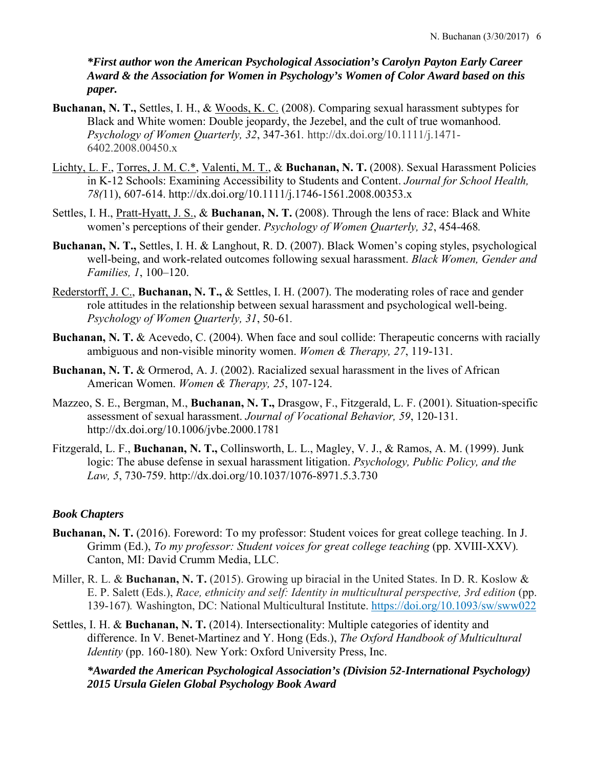***First author won the American Psychological Association's Carolyn Payton Early Career Award & the Association for Women in Psychology's Women of Color Award based on this paper.***

**Buchanan, N. T.,** Settles, I. H., & <u>Woods, K. C.</u> (2008). Comparing sexual harassment subtypes for Black and White women: Double jeopardy, the Jezebel, and the cult of true womanhood. *Psychology of Women Quarterly, 32*, 347-361. http://dx.doi.org/10.1111/j.1471-6402.2008.00450.x

<u>Lichty, L. F.</u>, <u>Torres, J. M. C.*</u>, <u>Valenti, M. T.</u>, & **Buchanan, N. T.** (2008). Sexual Harassment Policies in K-12 Schools: Examining Accessibility to Students and Content. *Journal for School Health, 78(*11), 607-614. http://dx.doi.org/10.1111/j.1746-1561.2008.00353.x

Settles, I. H., <u>Pratt-Hyatt, J. S.</u>, & **Buchanan, N. T.** (2008). Through the lens of race: Black and White women's perceptions of their gender. *Psychology of Women Quarterly, 32*, 454-468.

**Buchanan, N. T.,** Settles, I. H. & Langhout, R. D. (2007). Black Women's coping styles, psychological well-being, and work-related outcomes following sexual harassment. *Black Women, Gender and Families, 1*, 100–120.

<u>Rederstorff, J. C.</u>, **Buchanan, N. T.,** & Settles, I. H. (2007). The moderating roles of race and gender role attitudes in the relationship between sexual harassment and psychological well-being. *Psychology of Women Quarterly, 31*, 50-61.

**Buchanan, N. T.** & Acevedo, C. (2004). When face and soul collide: Therapeutic concerns with racially ambiguous and non-visible minority women. *Women & Therapy, 27*, 119-131.

**Buchanan, N. T.** & Ormerod, A. J. (2002). Racialized sexual harassment in the lives of African American Women. *Women & Therapy, 25*, 107-124.

Mazzeo, S. E., Bergman, M., **Buchanan, N. T.,** Drasgow, F., Fitzgerald, L. F. (2001). Situation-specific assessment of sexual harassment. *Journal of Vocational Behavior, 59*, 120-131. http://dx.doi.org/10.1006/jvbe.2000.1781

Fitzgerald, L. F., **Buchanan, N. T.,** Collinsworth, L. L., Magley, V. J., & Ramos, A. M. (1999). Junk logic: The abuse defense in sexual harassment litigation. *Psychology, Public Policy, and the Law, 5*, 730-759. http://dx.doi.org/10.1037/1076-8971.5.3.730

### *Book Chapters*

**Buchanan, N. T.** (2016). Foreword: To my professor: Student voices for great college teaching. In J. Grimm (Ed.), *To my professor: Student voices for great college teaching* (pp. XVIII-XXV). Canton, MI: David Crumm Media, LLC.

Miller, R. L. & **Buchanan, N. T.** (2015). Growing up biracial in the United States. In D. R. Koslow & E. P. Salett (Eds.), *Race, ethnicity and self: Identity in multicultural perspective, 3rd edition* (pp. 139-167). Washington, DC: National Multicultural Institute. https://doi.org/10.1093/sw/sww022

Settles, I. H. & **Buchanan, N. T.** (2014). Intersectionality: Multiple categories of identity and difference. In V. Benet-Martinez and Y. Hong (Eds.), *The Oxford Handbook of Multicultural Identity* (pp. 160-180). New York: Oxford University Press, Inc.

***Awarded the American Psychological Association's (Division 52-International Psychology) 2015 Ursula Gielen Global Psychology Book Award***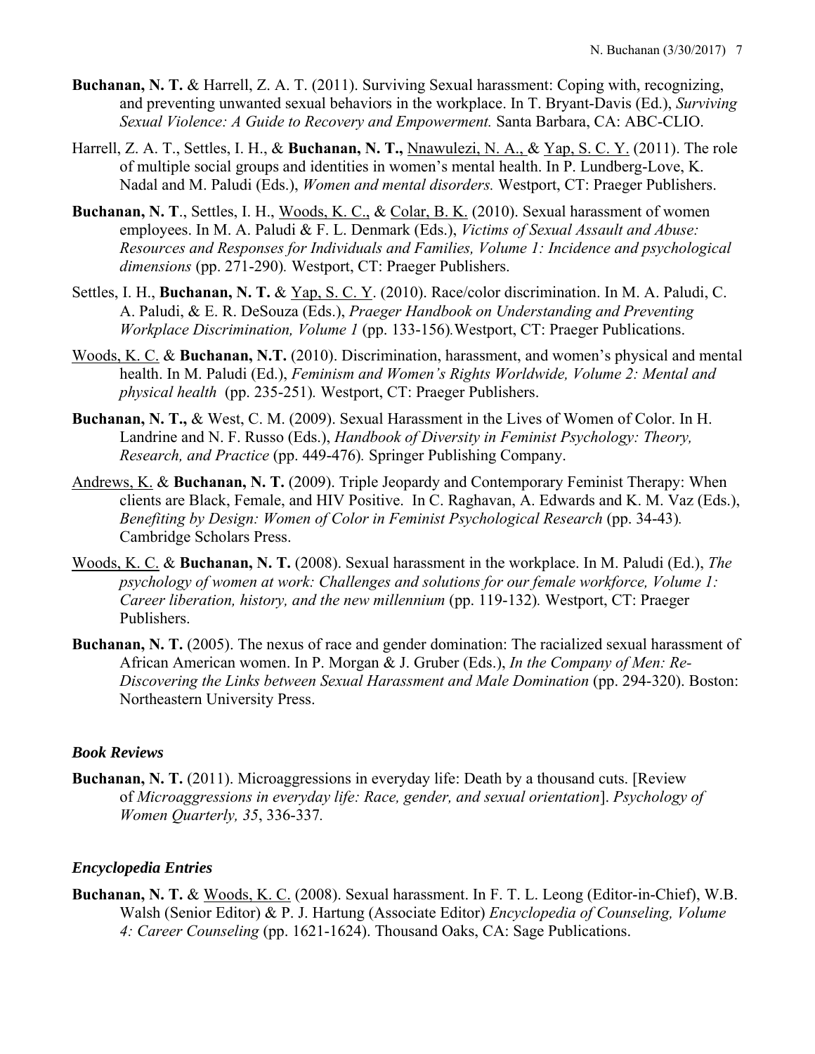**Buchanan, N. T.** & Harrell, Z. A. T. (2011). Surviving Sexual harassment: Coping with, recognizing, and preventing unwanted sexual behaviors in the workplace. In T. Bryant-Davis (Ed.), *Surviving Sexual Violence: A Guide to Recovery and Empowerment.* Santa Barbara, CA: ABC-CLIO.

Harrell, Z. A. T., Settles, I. H., & **Buchanan, N. T.,** Nnawulezi, N. A., & Yap, S. C. Y. (2011). The role of multiple social groups and identities in women's mental health. In P. Lundberg-Love, K. Nadal and M. Paludi (Eds.), *Women and mental disorders.* Westport, CT: Praeger Publishers.

**Buchanan, N. T**., Settles, I. H., Woods, K. C., & Colar, B. K. (2010). Sexual harassment of women employees. In M. A. Paludi & F. L. Denmark (Eds.), *Victims of Sexual Assault and Abuse: Resources and Responses for Individuals and Families, Volume 1: Incidence and psychological dimensions* (pp. 271-290)*.* Westport, CT: Praeger Publishers.

Settles, I. H., **Buchanan, N. T.** & Yap, S. C. Y. (2010). Race/color discrimination. In M. A. Paludi, C. A. Paludi, & E. R. DeSouza (Eds.), *Praeger Handbook on Understanding and Preventing Workplace Discrimination, Volume 1* (pp. 133-156)*.*Westport, CT: Praeger Publications.

Woods, K. C. & **Buchanan, N.T.** (2010). Discrimination, harassment, and women's physical and mental health. In M. Paludi (Ed.), *Feminism and Women's Rights Worldwide, Volume 2: Mental and physical health* (pp. 235-251)*.* Westport, CT: Praeger Publishers.

**Buchanan, N. T.,** & West, C. M. (2009). Sexual Harassment in the Lives of Women of Color. In H. Landrine and N. F. Russo (Eds.), *Handbook of Diversity in Feminist Psychology: Theory, Research, and Practice* (pp. 449-476)*.* Springer Publishing Company.

Andrews, K. & **Buchanan, N. T.** (2009). Triple Jeopardy and Contemporary Feminist Therapy: When clients are Black, Female, and HIV Positive. In C. Raghavan, A. Edwards and K. M. Vaz (Eds.), *Benefiting by Design: Women of Color in Feminist Psychological Research* (pp. 34-43)*.* Cambridge Scholars Press.

Woods, K. C. & **Buchanan, N. T.** (2008). Sexual harassment in the workplace. In M. Paludi (Ed.), *The psychology of women at work: Challenges and solutions for our female workforce, Volume 1: Career liberation, history, and the new millennium* (pp. 119-132)*.* Westport, CT: Praeger Publishers.

**Buchanan, N. T.** (2005). The nexus of race and gender domination: The racialized sexual harassment of African American women. In P. Morgan & J. Gruber (Eds.), *In the Company of Men: Re-Discovering the Links between Sexual Harassment and Male Domination* (pp. 294-320). Boston: Northeastern University Press.

### *Book Reviews*

**Buchanan, N. T.** (2011). Microaggressions in everyday life: Death by a thousand cuts. [Review of *Microaggressions in everyday life: Race, gender, and sexual orientation*]. *Psychology of Women Quarterly, 35*, 336-337*.*

### *Encyclopedia Entries*

**Buchanan, N. T.** & Woods, K. C. (2008). Sexual harassment. In F. T. L. Leong (Editor-in-Chief), W.B. Walsh (Senior Editor) & P. J. Hartung (Associate Editor) *Encyclopedia of Counseling, Volume 4: Career Counseling* (pp. 1621-1624). Thousand Oaks, CA: Sage Publications.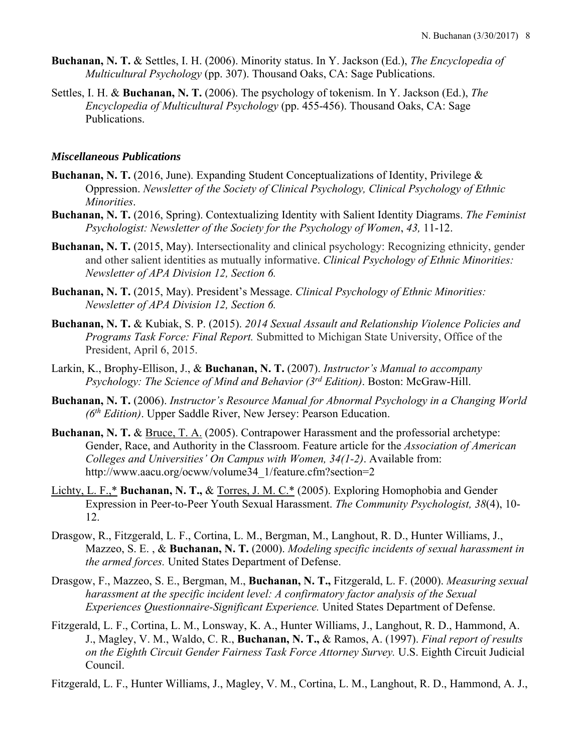**Buchanan, N. T.** & Settles, I. H. (2006). Minority status. In Y. Jackson (Ed.), *The Encyclopedia of Multicultural Psychology* (pp. 307). Thousand Oaks, CA: Sage Publications.

Settles, I. H. & **Buchanan, N. T.** (2006). The psychology of tokenism. In Y. Jackson (Ed.), *The Encyclopedia of Multicultural Psychology* (pp. 455-456). Thousand Oaks, CA: Sage Publications.

### *Miscellaneous Publications*

**Buchanan, N. T.** (2016, June). Expanding Student Conceptualizations of Identity, Privilege & Oppression. *Newsletter of the Society of Clinical Psychology, Clinical Psychology of Ethnic Minorities*.

**Buchanan, N. T.** (2016, Spring). Contextualizing Identity with Salient Identity Diagrams. *The Feminist Psychologist: Newsletter of the Society for the Psychology of Women*, *43,* 11-12.

**Buchanan, N. T.** (2015, May). Intersectionality and clinical psychology: Recognizing ethnicity, gender and other salient identities as mutually informative. *Clinical Psychology of Ethnic Minorities: Newsletter of APA Division 12, Section 6.*

**Buchanan, N. T.** (2015, May). President's Message. *Clinical Psychology of Ethnic Minorities: Newsletter of APA Division 12, Section 6.*

**Buchanan, N. T.** & Kubiak, S. P. (2015). *2014 Sexual Assault and Relationship Violence Policies and Programs Task Force: Final Report.* Submitted to Michigan State University, Office of the President, April 6, 2015.

Larkin, K., Brophy-Ellison, J., & **Buchanan, N. T.** (2007). *Instructor's Manual to accompany Psychology: The Science of Mind and Behavior (3rd Edition)*. Boston: McGraw-Hill.

**Buchanan, N. T.** (2006). *Instructor's Resource Manual for Abnormal Psychology in a Changing World (6th Edition)*. Upper Saddle River, New Jersey: Pearson Education.

**Buchanan, N. T.** & Bruce, T. A. (2005). Contrapower Harassment and the professorial archetype: Gender, Race, and Authority in the Classroom. Feature article for the *Association of American Colleges and Universities' On Campus with Women, 34(1-2)*. Available from: http://www.aacu.org/ocww/volume34_1/feature.cfm?section=2

Lichty, L. F.,* **Buchanan, N. T.,** & Torres, J. M. C.* (2005). Exploring Homophobia and Gender Expression in Peer-to-Peer Youth Sexual Harassment. *The Community Psychologist, 38*(4), 10-12.

Drasgow, R., Fitzgerald, L. F., Cortina, L. M., Bergman, M., Langhout, R. D., Hunter Williams, J., Mazzeo, S. E. , & **Buchanan, N. T.** (2000). *Modeling specific incidents of sexual harassment in the armed forces.* United States Department of Defense.

Drasgow, F., Mazzeo, S. E., Bergman, M., **Buchanan, N. T.,** Fitzgerald, L. F. (2000). *Measuring sexual harassment at the specific incident level: A confirmatory factor analysis of the Sexual Experiences Questionnaire-Significant Experience.* United States Department of Defense.

Fitzgerald, L. F., Cortina, L. M., Lonsway, K. A., Hunter Williams, J., Langhout, R. D., Hammond, A. J., Magley, V. M., Waldo, C. R., **Buchanan, N. T.,** & Ramos, A. (1997). *Final report of results on the Eighth Circuit Gender Fairness Task Force Attorney Survey.* U.S. Eighth Circuit Judicial Council.

Fitzgerald, L. F., Hunter Williams, J., Magley, V. M., Cortina, L. M., Langhout, R. D., Hammond, A. J.,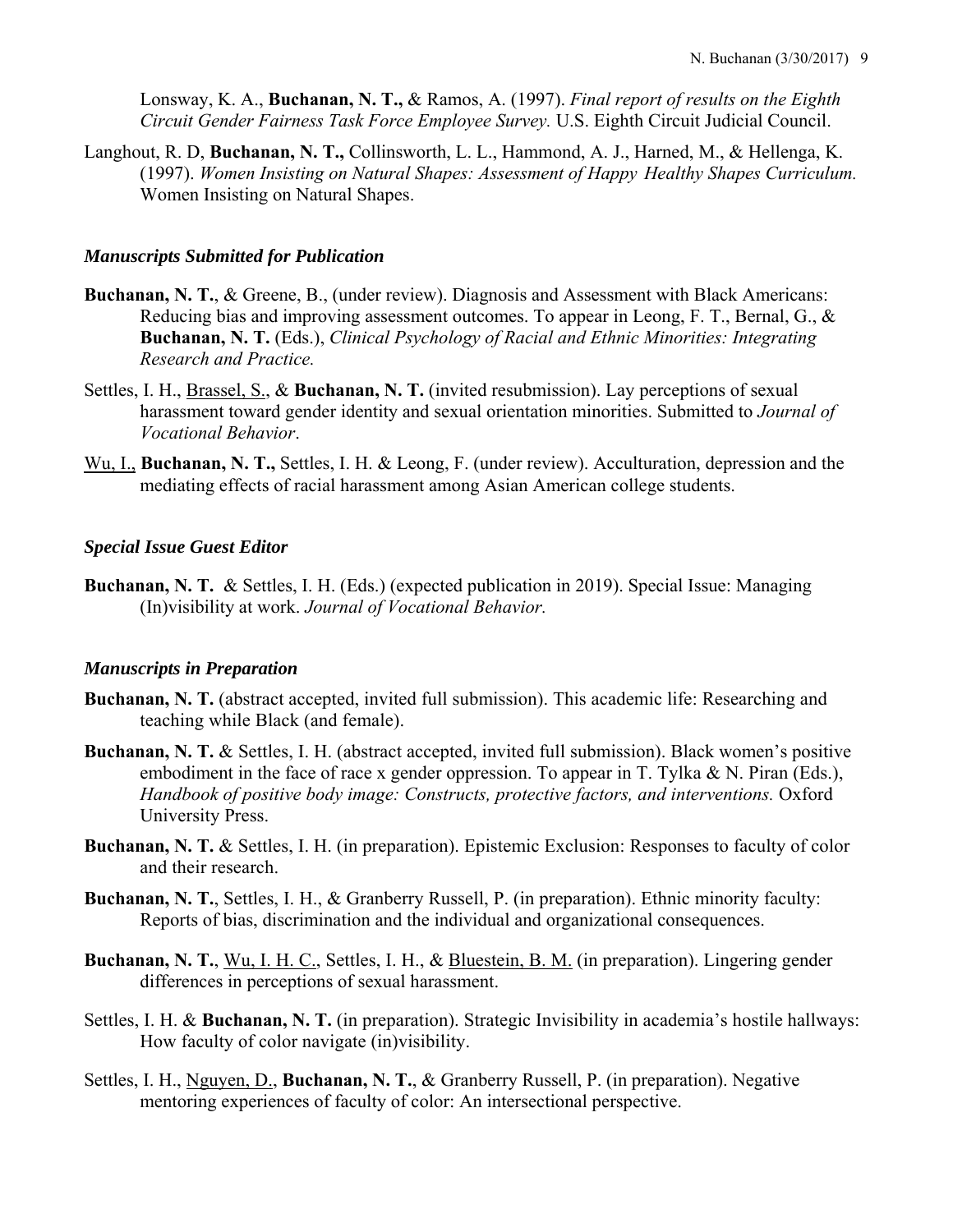Lonsway, K. A., **Buchanan, N. T.,** & Ramos, A. (1997). *Final report of results on the Eighth Circuit Gender Fairness Task Force Employee Survey.* U.S. Eighth Circuit Judicial Council.

Langhout, R. D, **Buchanan, N. T.,** Collinsworth, L. L., Hammond, A. J., Harned, M., & Hellenga, K. (1997). *Women Insisting on Natural Shapes: Assessment of Happy Healthy Shapes Curriculum.* Women Insisting on Natural Shapes.

### *Manuscripts Submitted for Publication*

**Buchanan, N. T.**, & Greene, B., (under review). Diagnosis and Assessment with Black Americans: Reducing bias and improving assessment outcomes. To appear in Leong, F. T., Bernal, G., & **Buchanan, N. T.** (Eds.), *Clinical Psychology of Racial and Ethnic Minorities: Integrating Research and Practice.*

Settles, I. H., <u>Brassel, S.</u>, & **Buchanan, N. T.** (invited resubmission). Lay perceptions of sexual harassment toward gender identity and sexual orientation minorities. Submitted to *Journal of Vocational Behavior*.

<u>Wu, I.,</u> **Buchanan, N. T.,** Settles, I. H. & Leong, F. (under review). Acculturation, depression and the mediating effects of racial harassment among Asian American college students.

### *Special Issue Guest Editor*

**Buchanan, N. T.** & Settles, I. H. (Eds.) (expected publication in 2019). Special Issue: Managing (In)visibility at work. *Journal of Vocational Behavior.*

### *Manuscripts in Preparation*

**Buchanan, N. T.** (abstract accepted, invited full submission). This academic life: Researching and teaching while Black (and female).

**Buchanan, N. T.** & Settles, I. H. (abstract accepted, invited full submission). Black women's positive embodiment in the face of race x gender oppression. To appear in T. Tylka & N. Piran (Eds.), *Handbook of positive body image: Constructs, protective factors, and interventions.* Oxford University Press.

**Buchanan, N. T.** & Settles, I. H. (in preparation). Epistemic Exclusion: Responses to faculty of color and their research.

**Buchanan, N. T.**, Settles, I. H., & Granberry Russell, P. (in preparation). Ethnic minority faculty: Reports of bias, discrimination and the individual and organizational consequences.

**Buchanan, N. T.**, <u>Wu, I. H. C.</u>, Settles, I. H., & <u>Bluestein, B. M.</u> (in preparation). Lingering gender differences in perceptions of sexual harassment.

Settles, I. H. & **Buchanan, N. T.** (in preparation). Strategic Invisibility in academia's hostile hallways: How faculty of color navigate (in)visibility.

Settles, I. H., <u>Nguyen, D.</u>, **Buchanan, N. T.**, & Granberry Russell, P. (in preparation). Negative mentoring experiences of faculty of color: An intersectional perspective.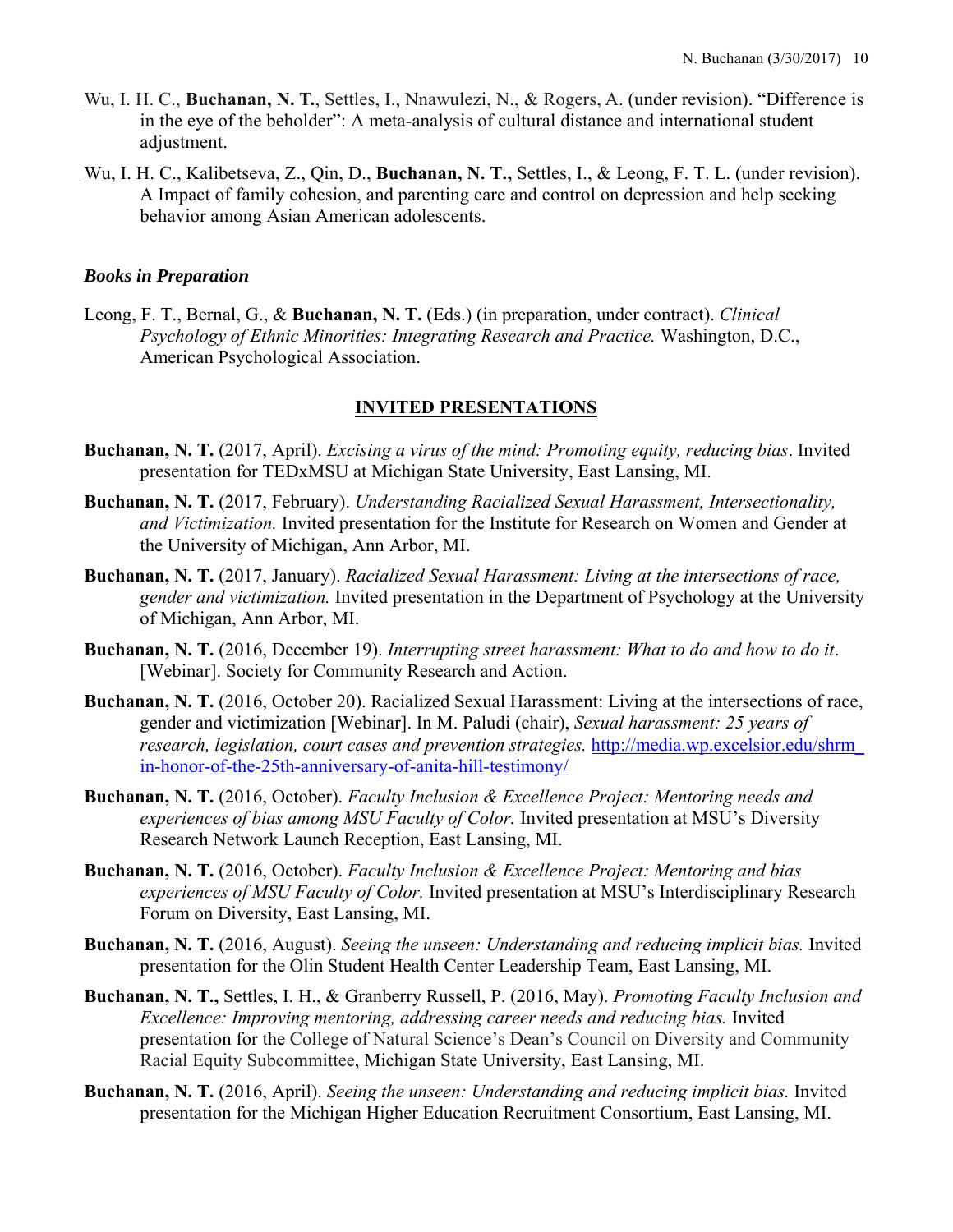<u>Wu, I. H. C.</u>, **Buchanan, N. T.**, Settles, I., <u>Nnawulezi, N.</u>, & <u>Rogers, A.</u> (under revision). "Difference is in the eye of the beholder": A meta-analysis of cultural distance and international student adjustment.

<u>Wu, I. H. C.</u>, <u>Kalibetseva, Z.</u>, Qin, D., **Buchanan, N. T.,** Settles, I., & Leong, F. T. L. (under revision). A Impact of family cohesion, and parenting care and control on depression and help seeking behavior among Asian American adolescents.

### *Books in Preparation*

Leong, F. T., Bernal, G., & **Buchanan, N. T.** (Eds.) (in preparation, under contract). *Clinical Psychology of Ethnic Minorities: Integrating Research and Practice.* Washington, D.C., American Psychological Association.

## INVITED PRESENTATIONS

**Buchanan, N. T.** (2017, April). *Excising a virus of the mind: Promoting equity, reducing bias*. Invited presentation for TEDxMSU at Michigan State University, East Lansing, MI.

**Buchanan, N. T.** (2017, February). *Understanding Racialized Sexual Harassment, Intersectionality, and Victimization.* Invited presentation for the Institute for Research on Women and Gender at the University of Michigan, Ann Arbor, MI.

**Buchanan, N. T.** (2017, January). *Racialized Sexual Harassment: Living at the intersections of race, gender and victimization.* Invited presentation in the Department of Psychology at the University of Michigan, Ann Arbor, MI.

**Buchanan, N. T.** (2016, December 19). *Interrupting street harassment: What to do and how to do it*. [Webinar]. Society for Community Research and Action.

**Buchanan, N. T.** (2016, October 20). Racialized Sexual Harassment: Living at the intersections of race, gender and victimization [Webinar]. In M. Paludi (chair), *Sexual harassment: 25 years of research, legislation, court cases and prevention strategies.* http://media.wp.excelsior.edu/shrm_in-honor-of-the-25th-anniversary-of-anita-hill-testimony/

**Buchanan, N. T.** (2016, October). *Faculty Inclusion & Excellence Project: Mentoring needs and experiences of bias among MSU Faculty of Color.* Invited presentation at MSU's Diversity Research Network Launch Reception, East Lansing, MI.

**Buchanan, N. T.** (2016, October). *Faculty Inclusion & Excellence Project: Mentoring and bias experiences of MSU Faculty of Color.* Invited presentation at MSU's Interdisciplinary Research Forum on Diversity, East Lansing, MI.

**Buchanan, N. T.** (2016, August). *Seeing the unseen: Understanding and reducing implicit bias.* Invited presentation for the Olin Student Health Center Leadership Team, East Lansing, MI.

**Buchanan, N. T.,** Settles, I. H., & Granberry Russell, P. (2016, May). *Promoting Faculty Inclusion and Excellence: Improving mentoring, addressing career needs and reducing bias.* Invited presentation for the College of Natural Science's Dean's Council on Diversity and Community Racial Equity Subcommittee, Michigan State University, East Lansing, MI.

**Buchanan, N. T.** (2016, April). *Seeing the unseen: Understanding and reducing implicit bias.* Invited presentation for the Michigan Higher Education Recruitment Consortium, East Lansing, MI.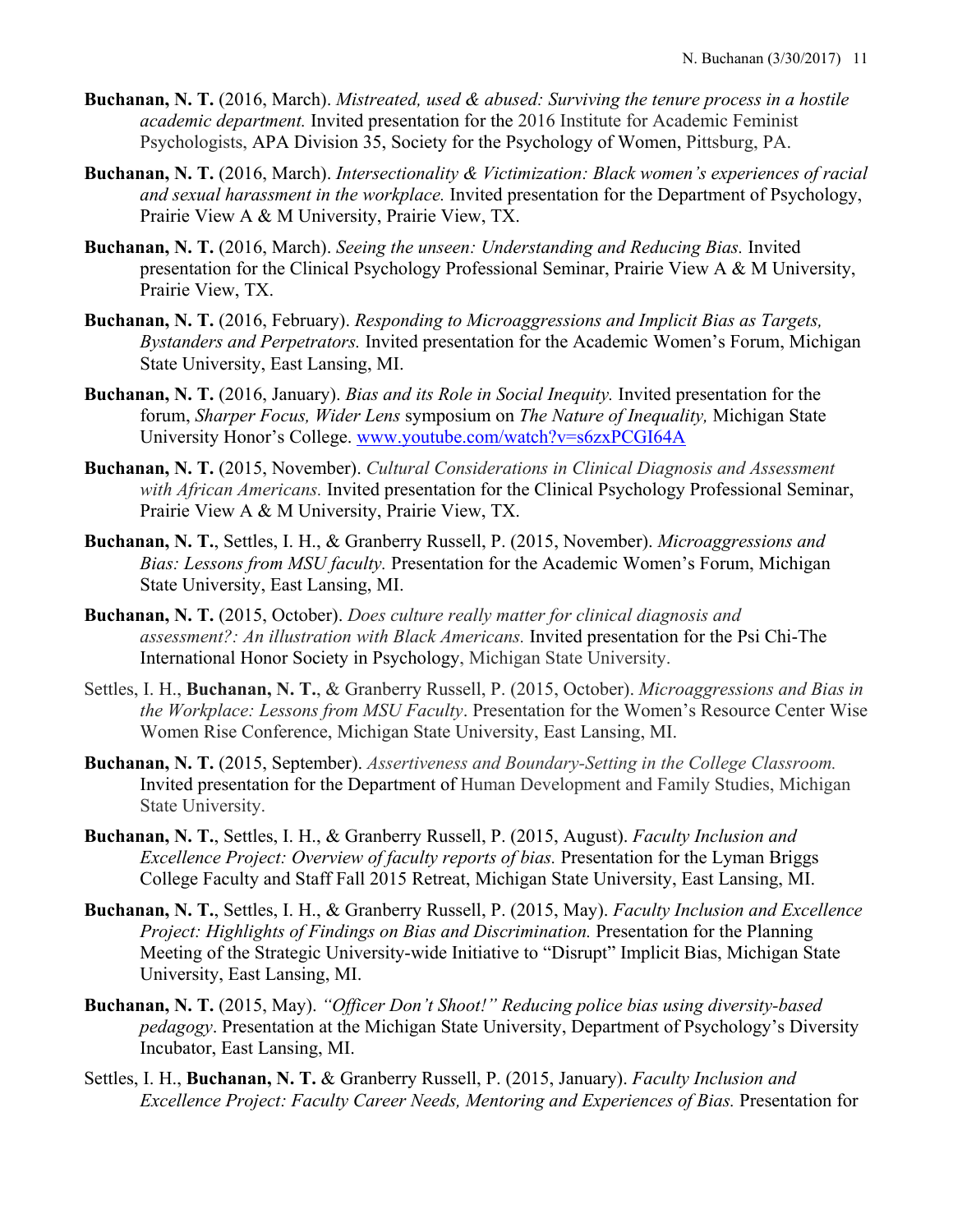**Buchanan, N. T.** (2016, March). *Mistreated, used & abused: Surviving the tenure process in a hostile academic department.* Invited presentation for the 2016 Institute for Academic Feminist Psychologists, APA Division 35, Society for the Psychology of Women, Pittsburg, PA.

**Buchanan, N. T.** (2016, March). *Intersectionality & Victimization: Black women's experiences of racial and sexual harassment in the workplace.* Invited presentation for the Department of Psychology, Prairie View A & M University, Prairie View, TX.

**Buchanan, N. T.** (2016, March). *Seeing the unseen: Understanding and Reducing Bias.* Invited presentation for the Clinical Psychology Professional Seminar, Prairie View A & M University, Prairie View, TX.

**Buchanan, N. T.** (2016, February). *Responding to Microaggressions and Implicit Bias as Targets, Bystanders and Perpetrators.* Invited presentation for the Academic Women's Forum, Michigan State University, East Lansing, MI.

**Buchanan, N. T.** (2016, January). *Bias and its Role in Social Inequity.* Invited presentation for the forum, *Sharper Focus, Wider Lens* symposium on *The Nature of Inequality,* Michigan State University Honor's College. www.youtube.com/watch?v=s6zxPCGI64A

**Buchanan, N. T.** (2015, November). *Cultural Considerations in Clinical Diagnosis and Assessment with African Americans.* Invited presentation for the Clinical Psychology Professional Seminar, Prairie View A & M University, Prairie View, TX.

**Buchanan, N. T.**, Settles, I. H., & Granberry Russell, P. (2015, November). *Microaggressions and Bias: Lessons from MSU faculty.* Presentation for the Academic Women's Forum, Michigan State University, East Lansing, MI.

**Buchanan, N. T.** (2015, October). *Does culture really matter for clinical diagnosis and assessment?: An illustration with Black Americans.* Invited presentation for the Psi Chi-The International Honor Society in Psychology, Michigan State University.

Settles, I. H., **Buchanan, N. T.**, & Granberry Russell, P. (2015, October). *Microaggressions and Bias in the Workplace: Lessons from MSU Faculty*. Presentation for the Women's Resource Center Wise Women Rise Conference, Michigan State University, East Lansing, MI.

**Buchanan, N. T.** (2015, September). *Assertiveness and Boundary-Setting in the College Classroom.* Invited presentation for the Department of Human Development and Family Studies, Michigan State University.

**Buchanan, N. T.**, Settles, I. H., & Granberry Russell, P. (2015, August). *Faculty Inclusion and Excellence Project: Overview of faculty reports of bias.* Presentation for the Lyman Briggs College Faculty and Staff Fall 2015 Retreat, Michigan State University, East Lansing, MI.

**Buchanan, N. T.**, Settles, I. H., & Granberry Russell, P. (2015, May). *Faculty Inclusion and Excellence Project: Highlights of Findings on Bias and Discrimination.* Presentation for the Planning Meeting of the Strategic University-wide Initiative to "Disrupt" Implicit Bias, Michigan State University, East Lansing, MI.

**Buchanan, N. T.** (2015, May). *"Officer Don't Shoot!" Reducing police bias using diversity-based pedagogy*. Presentation at the Michigan State University, Department of Psychology's Diversity Incubator, East Lansing, MI.

Settles, I. H., **Buchanan, N. T.** & Granberry Russell, P. (2015, January). *Faculty Inclusion and Excellence Project: Faculty Career Needs, Mentoring and Experiences of Bias.* Presentation for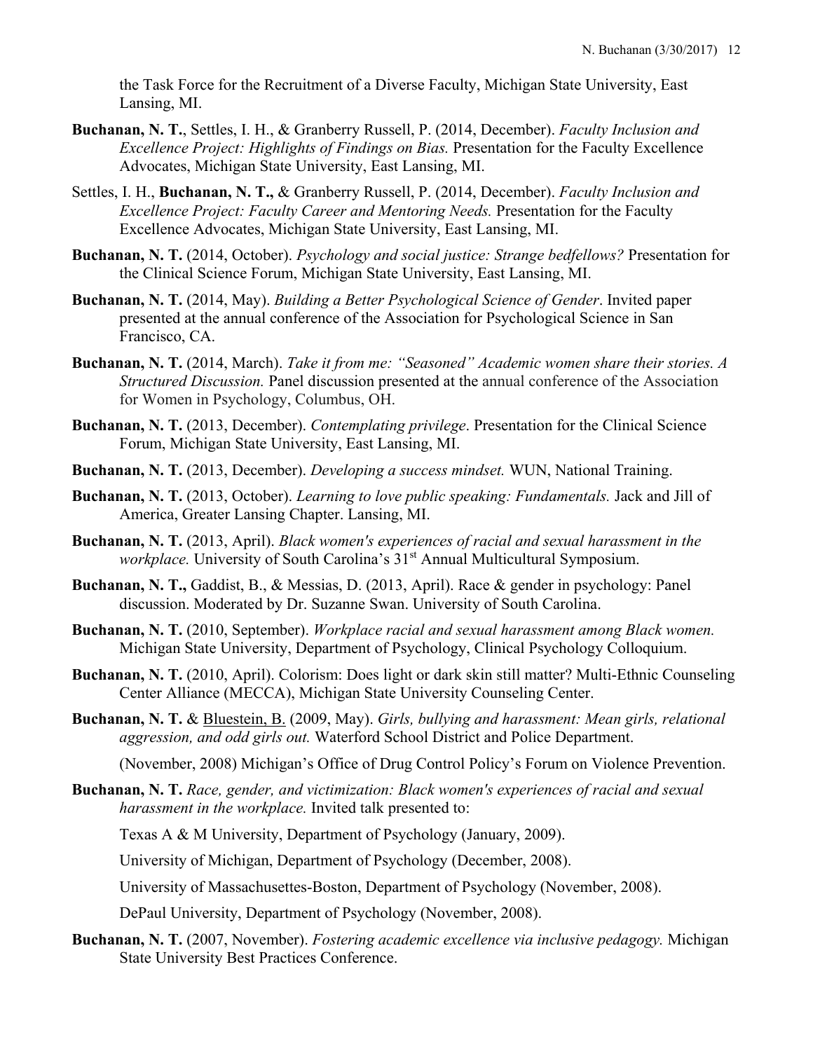the Task Force for the Recruitment of a Diverse Faculty, Michigan State University, East Lansing, MI.

**Buchanan, N. T.**, Settles, I. H., & Granberry Russell, P. (2014, December). *Faculty Inclusion and Excellence Project: Highlights of Findings on Bias.* Presentation for the Faculty Excellence Advocates, Michigan State University, East Lansing, MI.

Settles, I. H., **Buchanan, N. T.,** & Granberry Russell, P. (2014, December). *Faculty Inclusion and Excellence Project: Faculty Career and Mentoring Needs.* Presentation for the Faculty Excellence Advocates, Michigan State University, East Lansing, MI.

**Buchanan, N. T.** (2014, October). *Psychology and social justice: Strange bedfellows?* Presentation for the Clinical Science Forum, Michigan State University, East Lansing, MI.

**Buchanan, N. T.** (2014, May). *Building a Better Psychological Science of Gender*. Invited paper presented at the annual conference of the Association for Psychological Science in San Francisco, CA.

**Buchanan, N. T.** (2014, March). *Take it from me: "Seasoned" Academic women share their stories. A Structured Discussion.* Panel discussion presented at the annual conference of the Association for Women in Psychology, Columbus, OH.

**Buchanan, N. T.** (2013, December). *Contemplating privilege*. Presentation for the Clinical Science Forum, Michigan State University, East Lansing, MI.

**Buchanan, N. T.** (2013, December). *Developing a success mindset.* WUN, National Training.

**Buchanan, N. T.** (2013, October). *Learning to love public speaking: Fundamentals.* Jack and Jill of America, Greater Lansing Chapter. Lansing, MI.

**Buchanan, N. T.** (2013, April). *Black women's experiences of racial and sexual harassment in the workplace.* University of South Carolina's 31st Annual Multicultural Symposium.

**Buchanan, N. T.,** Gaddist, B., & Messias, D. (2013, April). Race & gender in psychology: Panel discussion. Moderated by Dr. Suzanne Swan. University of South Carolina.

**Buchanan, N. T.** (2010, September). *Workplace racial and sexual harassment among Black women.* Michigan State University, Department of Psychology, Clinical Psychology Colloquium.

**Buchanan, N. T.** (2010, April). Colorism: Does light or dark skin still matter? Multi-Ethnic Counseling Center Alliance (MECCA), Michigan State University Counseling Center.

**Buchanan, N. T.** & Bluestein, B. (2009, May). *Girls, bullying and harassment: Mean girls, relational aggression, and odd girls out.* Waterford School District and Police Department.

(November, 2008) Michigan's Office of Drug Control Policy's Forum on Violence Prevention.

**Buchanan, N. T.** *Race, gender, and victimization: Black women's experiences of racial and sexual harassment in the workplace.* Invited talk presented to:

Texas A & M University, Department of Psychology (January, 2009).

University of Michigan, Department of Psychology (December, 2008).

University of Massachusettes-Boston, Department of Psychology (November, 2008).

DePaul University, Department of Psychology (November, 2008).

**Buchanan, N. T.** (2007, November). *Fostering academic excellence via inclusive pedagogy.* Michigan State University Best Practices Conference.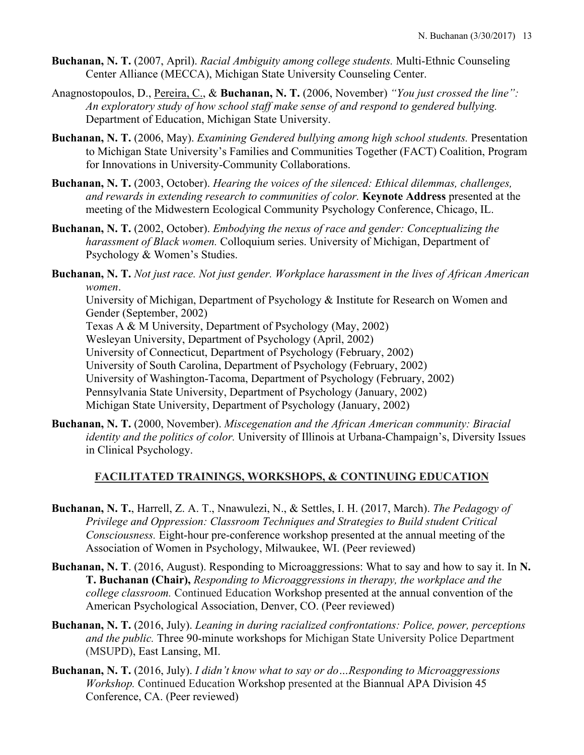**Buchanan, N. T.** (2007, April). *Racial Ambiguity among college students.* Multi-Ethnic Counseling Center Alliance (MECCA), Michigan State University Counseling Center.

Anagnostopoulos, D., Pereira, C., & **Buchanan, N. T.** (2006, November) *"You just crossed the line": An exploratory study of how school staff make sense of and respond to gendered bullying.* Department of Education, Michigan State University.

**Buchanan, N. T.** (2006, May). *Examining Gendered bullying among high school students.* Presentation to Michigan State University's Families and Communities Together (FACT) Coalition, Program for Innovations in University-Community Collaborations.

**Buchanan, N. T.** (2003, October). *Hearing the voices of the silenced: Ethical dilemmas, challenges, and rewards in extending research to communities of color.* **Keynote Address** presented at the meeting of the Midwestern Ecological Community Psychology Conference, Chicago, IL.

**Buchanan, N. T.** (2002, October). *Embodying the nexus of race and gender: Conceptualizing the harassment of Black women.* Colloquium series. University of Michigan, Department of Psychology & Women's Studies.

**Buchanan, N. T.** *Not just race. Not just gender. Workplace harassment in the lives of African American women*.
University of Michigan, Department of Psychology & Institute for Research on Women and Gender (September, 2002)
Texas A & M University, Department of Psychology (May, 2002)
Wesleyan University, Department of Psychology (April, 2002)
University of Connecticut, Department of Psychology (February, 2002)
University of South Carolina, Department of Psychology (February, 2002)
University of Washington-Tacoma, Department of Psychology (February, 2002)
Pennsylvania State University, Department of Psychology (January, 2002)
Michigan State University, Department of Psychology (January, 2002)

**Buchanan, N. T.** (2000, November). *Miscegenation and the African American community: Biracial identity and the politics of color.* University of Illinois at Urbana-Champaign's, Diversity Issues in Clinical Psychology.

## FACILITATED TRAININGS, WORKSHOPS, & CONTINUING EDUCATION

**Buchanan, N. T.**, Harrell, Z. A. T., Nnawulezi, N., & Settles, I. H. (2017, March). *The Pedagogy of Privilege and Oppression: Classroom Techniques and Strategies to Build student Critical Consciousness.* Eight-hour pre-conference workshop presented at the annual meeting of the Association of Women in Psychology, Milwaukee, WI. (Peer reviewed)

**Buchanan, N. T**. (2016, August). Responding to Microaggressions: What to say and how to say it. In **N. T. Buchanan (Chair),** *Responding to Microaggressions in therapy, the workplace and the college classroom.* Continued Education Workshop presented at the annual convention of the American Psychological Association, Denver, CO. (Peer reviewed)

**Buchanan, N. T.** (2016, July). *Leaning in during racialized confrontations: Police, power, perceptions and the public.* Three 90-minute workshops for Michigan State University Police Department (MSUPD), East Lansing, MI.

**Buchanan, N. T.** (2016, July). *I didn't know what to say or do…Responding to Microaggressions Workshop.* Continued Education Workshop presented at the Biannual APA Division 45 Conference, CA. (Peer reviewed)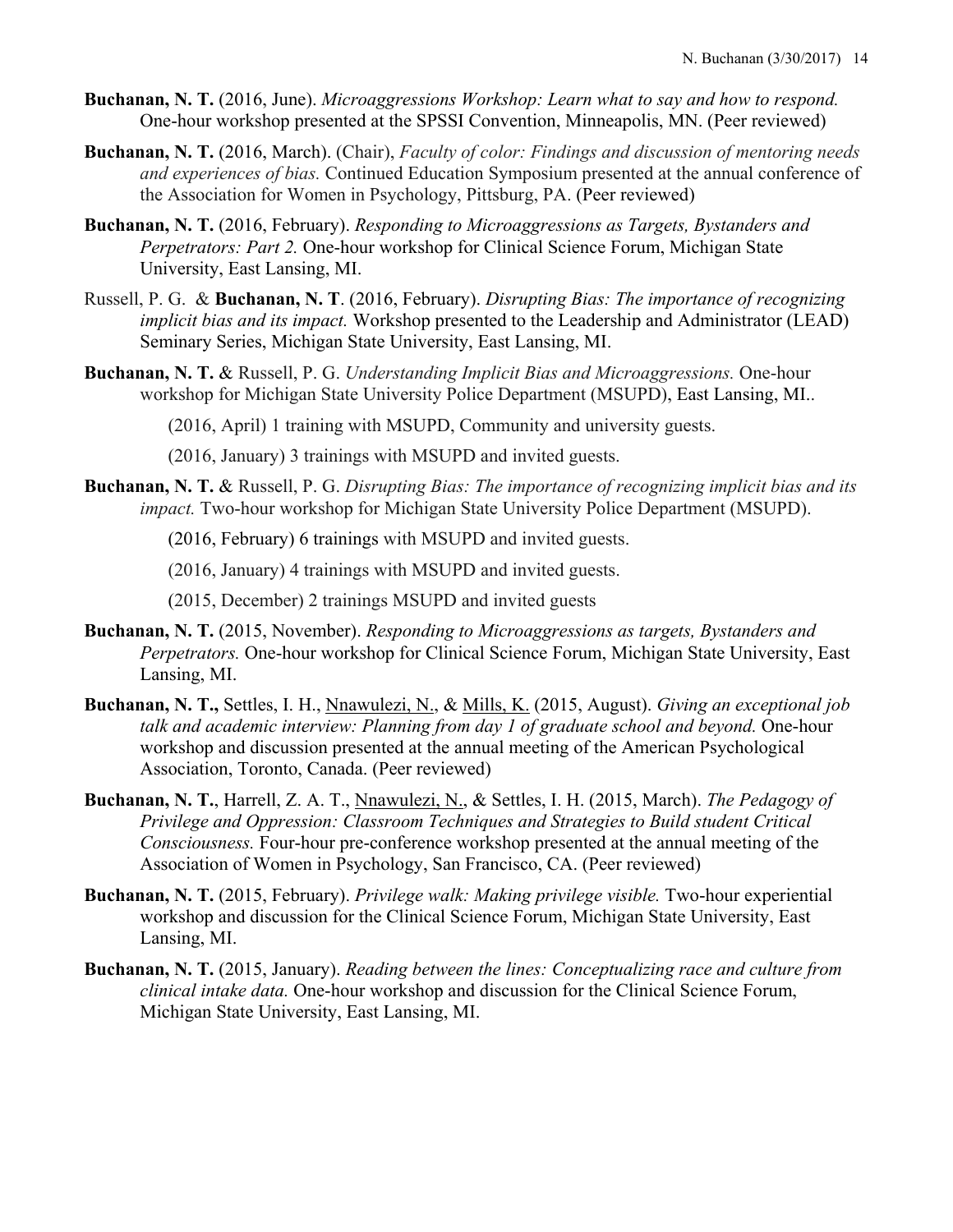**Buchanan, N. T.** (2016, June). *Microaggressions Workshop: Learn what to say and how to respond.* One-hour workshop presented at the SPSSI Convention, Minneapolis, MN. (Peer reviewed)

**Buchanan, N. T.** (2016, March). (Chair), *Faculty of color: Findings and discussion of mentoring needs and experiences of bias.* Continued Education Symposium presented at the annual conference of the Association for Women in Psychology, Pittsburg, PA. (Peer reviewed)

**Buchanan, N. T.** (2016, February). *Responding to Microaggressions as Targets, Bystanders and Perpetrators: Part 2.* One-hour workshop for Clinical Science Forum, Michigan State University, East Lansing, MI.

Russell, P. G. & **Buchanan, N. T**. (2016, February). *Disrupting Bias: The importance of recognizing implicit bias and its impact.* Workshop presented to the Leadership and Administrator (LEAD) Seminary Series, Michigan State University, East Lansing, MI.

**Buchanan, N. T.** & Russell, P. G. *Understanding Implicit Bias and Microaggressions.* One-hour workshop for Michigan State University Police Department (MSUPD), East Lansing, MI..

(2016, April) 1 training with MSUPD, Community and university guests.

(2016, January) 3 trainings with MSUPD and invited guests.

**Buchanan, N. T.** & Russell, P. G. *Disrupting Bias: The importance of recognizing implicit bias and its impact.* Two-hour workshop for Michigan State University Police Department (MSUPD).

(2016, February) 6 trainings with MSUPD and invited guests.

(2016, January) 4 trainings with MSUPD and invited guests.

(2015, December) 2 trainings MSUPD and invited guests

**Buchanan, N. T.** (2015, November). *Responding to Microaggressions as targets, Bystanders and Perpetrators.* One-hour workshop for Clinical Science Forum, Michigan State University, East Lansing, MI.

**Buchanan, N. T.,** Settles, I. H., <u>Nnawulezi, N.</u>, & <u>Mills, K.</u> (2015, August). *Giving an exceptional job talk and academic interview: Planning from day 1 of graduate school and beyond.* One-hour workshop and discussion presented at the annual meeting of the American Psychological Association, Toronto, Canada. (Peer reviewed)

**Buchanan, N. T.**, Harrell, Z. A. T., <u>Nnawulezi, N.</u>, & Settles, I. H. (2015, March). *The Pedagogy of Privilege and Oppression: Classroom Techniques and Strategies to Build student Critical Consciousness.* Four-hour pre-conference workshop presented at the annual meeting of the Association of Women in Psychology, San Francisco, CA. (Peer reviewed)

**Buchanan, N. T.** (2015, February). *Privilege walk: Making privilege visible.* Two-hour experiential workshop and discussion for the Clinical Science Forum, Michigan State University, East Lansing, MI.

**Buchanan, N. T.** (2015, January). *Reading between the lines: Conceptualizing race and culture from clinical intake data.* One-hour workshop and discussion for the Clinical Science Forum, Michigan State University, East Lansing, MI.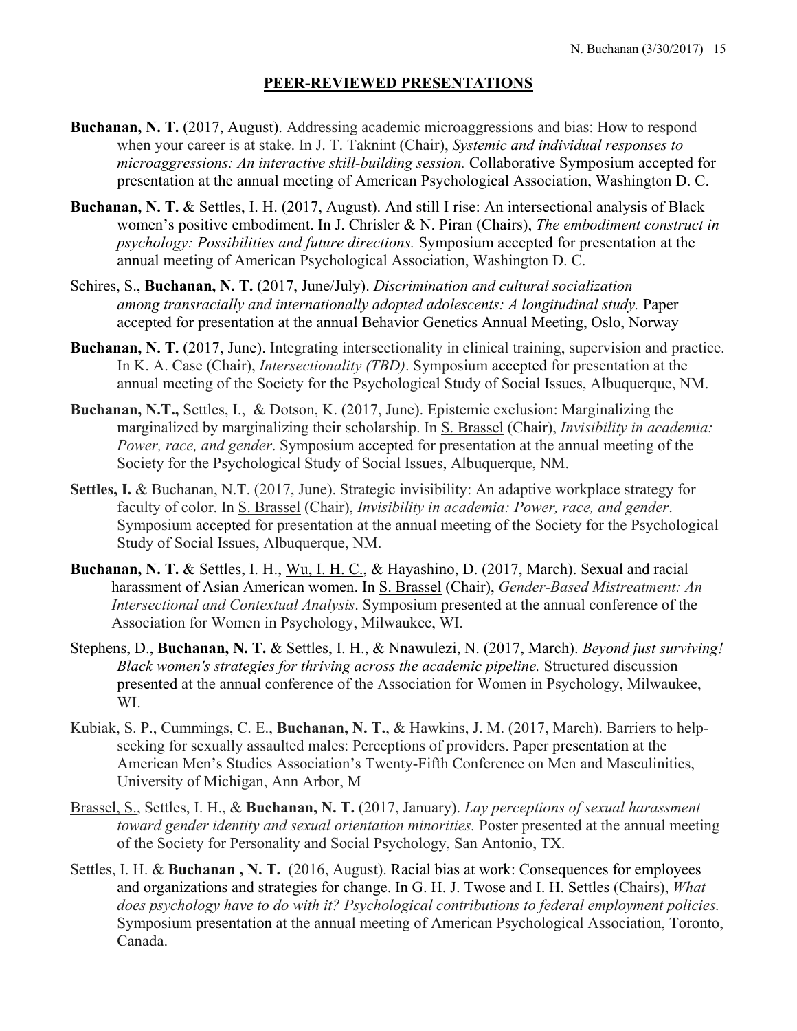## PEER-REVIEWED PRESENTATIONS

**Buchanan, N. T.** (2017, August). Addressing academic microaggressions and bias: How to respond when your career is at stake. In J. T. Taknint (Chair), *Systemic and individual responses to microaggressions: An interactive skill-building session.* Collaborative Symposium accepted for presentation at the annual meeting of American Psychological Association, Washington D. C.

**Buchanan, N. T.** & Settles, I. H. (2017, August). And still I rise: An intersectional analysis of Black women's positive embodiment. In J. Chrisler & N. Piran (Chairs), *The embodiment construct in psychology: Possibilities and future directions.* Symposium accepted for presentation at the annual meeting of American Psychological Association, Washington D. C.

Schires, S., **Buchanan, N. T.** (2017, June/July). *Discrimination and cultural socialization among transracially and internationally adopted adolescents: A longitudinal study.* Paper accepted for presentation at the annual Behavior Genetics Annual Meeting, Oslo, Norway

**Buchanan, N. T.** (2017, June). Integrating intersectionality in clinical training, supervision and practice. In K. A. Case (Chair), *Intersectionality (TBD)*. Symposium accepted for presentation at the annual meeting of the Society for the Psychological Study of Social Issues, Albuquerque, NM.

**Buchanan, N.T.,** Settles, I., & Dotson, K. (2017, June). Epistemic exclusion: Marginalizing the marginalized by marginalizing their scholarship. In S. Brassel (Chair), *Invisibility in academia: Power, race, and gender*. Symposium accepted for presentation at the annual meeting of the Society for the Psychological Study of Social Issues, Albuquerque, NM.

**Settles, I.** & Buchanan, N.T. (2017, June). Strategic invisibility: An adaptive workplace strategy for faculty of color. In S. Brassel (Chair), *Invisibility in academia: Power, race, and gender*. Symposium accepted for presentation at the annual meeting of the Society for the Psychological Study of Social Issues, Albuquerque, NM.

**Buchanan, N. T.** & Settles, I. H., Wu, I. H. C., & Hayashino, D. (2017, March). Sexual and racial harassment of Asian American women. In S. Brassel (Chair), *Gender-Based Mistreatment: An Intersectional and Contextual Analysis*. Symposium presented at the annual conference of the Association for Women in Psychology, Milwaukee, WI.

Stephens, D., **Buchanan, N. T.** & Settles, I. H., & Nnawulezi, N. (2017, March). *Beyond just surviving! Black women's strategies for thriving across the academic pipeline.* Structured discussion presented at the annual conference of the Association for Women in Psychology, Milwaukee, WI.

Kubiak, S. P., Cummings, C. E., **Buchanan, N. T.**, & Hawkins, J. M. (2017, March). Barriers to help-seeking for sexually assaulted males: Perceptions of providers. Paper presentation at the American Men's Studies Association's Twenty-Fifth Conference on Men and Masculinities, University of Michigan, Ann Arbor, M

Brassel, S., Settles, I. H., & **Buchanan, N. T.** (2017, January). *Lay perceptions of sexual harassment toward gender identity and sexual orientation minorities.* Poster presented at the annual meeting of the Society for Personality and Social Psychology, San Antonio, TX.

Settles, I. H. & **Buchanan , N. T.** (2016, August). Racial bias at work: Consequences for employees and organizations and strategies for change. In G. H. J. Twose and I. H. Settles (Chairs), *What does psychology have to do with it? Psychological contributions to federal employment policies.* Symposium presentation at the annual meeting of American Psychological Association, Toronto, Canada.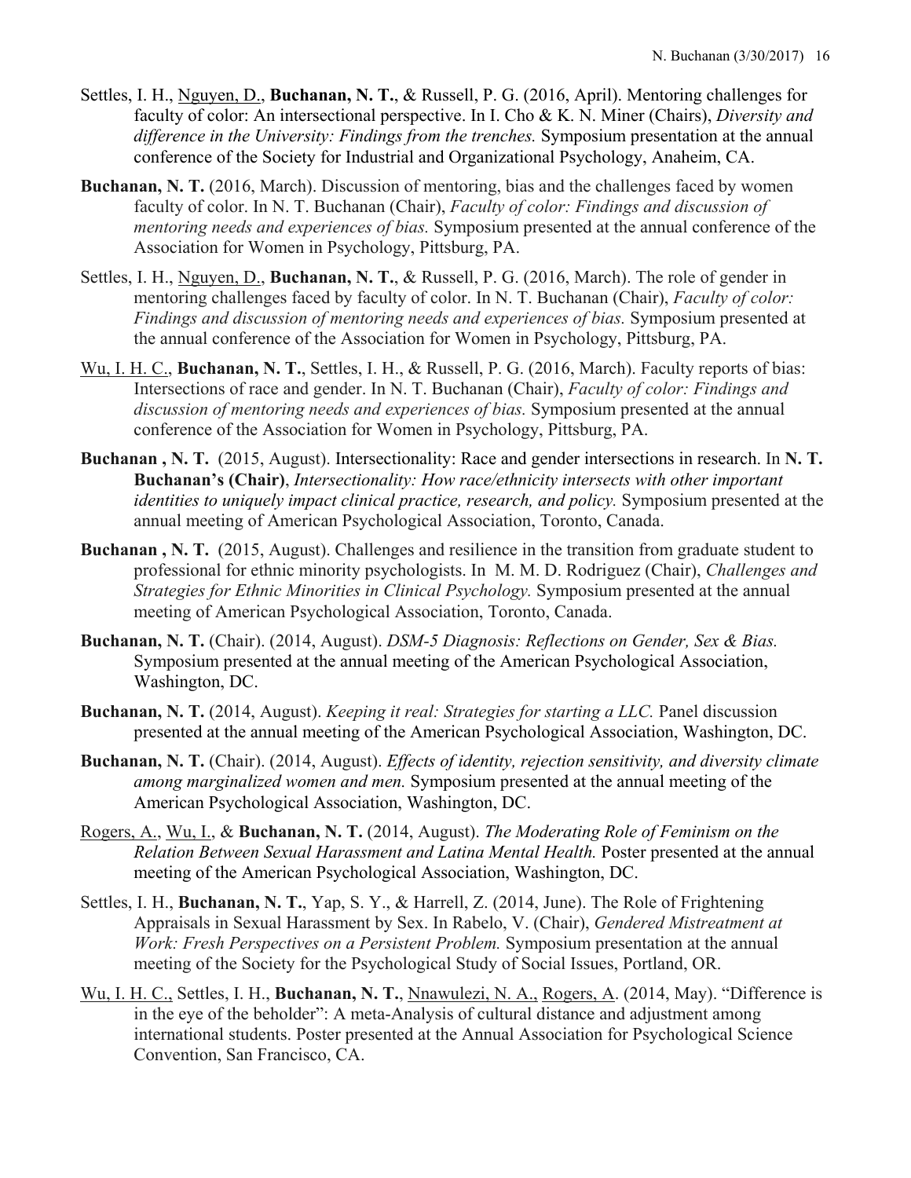Settles, I. H., Nguyen, D., **Buchanan, N. T.**, & Russell, P. G. (2016, April). Mentoring challenges for faculty of color: An intersectional perspective. In I. Cho & K. N. Miner (Chairs), *Diversity and difference in the University: Findings from the trenches.* Symposium presentation at the annual conference of the Society for Industrial and Organizational Psychology, Anaheim, CA.

**Buchanan, N. T.** (2016, March). Discussion of mentoring, bias and the challenges faced by women faculty of color. In N. T. Buchanan (Chair), *Faculty of color: Findings and discussion of mentoring needs and experiences of bias.* Symposium presented at the annual conference of the Association for Women in Psychology, Pittsburg, PA.

Settles, I. H., Nguyen, D., **Buchanan, N. T.**, & Russell, P. G. (2016, March). The role of gender in mentoring challenges faced by faculty of color. In N. T. Buchanan (Chair), *Faculty of color: Findings and discussion of mentoring needs and experiences of bias.* Symposium presented at the annual conference of the Association for Women in Psychology, Pittsburg, PA.

Wu, I. H. C., **Buchanan, N. T.**, Settles, I. H., & Russell, P. G. (2016, March). Faculty reports of bias: Intersections of race and gender. In N. T. Buchanan (Chair), *Faculty of color: Findings and discussion of mentoring needs and experiences of bias.* Symposium presented at the annual conference of the Association for Women in Psychology, Pittsburg, PA.

**Buchanan , N. T.** (2015, August). Intersectionality: Race and gender intersections in research. In **N. T. Buchanan's (Chair)**, *Intersectionality: How race/ethnicity intersects with other important identities to uniquely impact clinical practice, research, and policy.* Symposium presented at the annual meeting of American Psychological Association, Toronto, Canada.

**Buchanan , N. T.** (2015, August). Challenges and resilience in the transition from graduate student to professional for ethnic minority psychologists. In M. M. D. Rodriguez (Chair), *Challenges and Strategies for Ethnic Minorities in Clinical Psychology.* Symposium presented at the annual meeting of American Psychological Association, Toronto, Canada.

**Buchanan, N. T.** (Chair). (2014, August). *DSM-5 Diagnosis: Reflections on Gender, Sex & Bias.* Symposium presented at the annual meeting of the American Psychological Association, Washington, DC.

**Buchanan, N. T.** (2014, August). *Keeping it real: Strategies for starting a LLC.* Panel discussion presented at the annual meeting of the American Psychological Association, Washington, DC.

**Buchanan, N. T.** (Chair). (2014, August). *Effects of identity, rejection sensitivity, and diversity climate among marginalized women and men.* Symposium presented at the annual meeting of the American Psychological Association, Washington, DC.

Rogers, A., Wu, I., & **Buchanan, N. T.** (2014, August). *The Moderating Role of Feminism on the Relation Between Sexual Harassment and Latina Mental Health.* Poster presented at the annual meeting of the American Psychological Association, Washington, DC.

Settles, I. H., **Buchanan, N. T.**, Yap, S. Y., & Harrell, Z. (2014, June). The Role of Frightening Appraisals in Sexual Harassment by Sex. In Rabelo, V. (Chair), *Gendered Mistreatment at Work: Fresh Perspectives on a Persistent Problem.* Symposium presentation at the annual meeting of the Society for the Psychological Study of Social Issues, Portland, OR.

Wu, I. H. C., Settles, I. H., **Buchanan, N. T.**, Nnawulezi, N. A., Rogers, A. (2014, May). "Difference is in the eye of the beholder": A meta-Analysis of cultural distance and adjustment among international students. Poster presented at the Annual Association for Psychological Science Convention, San Francisco, CA.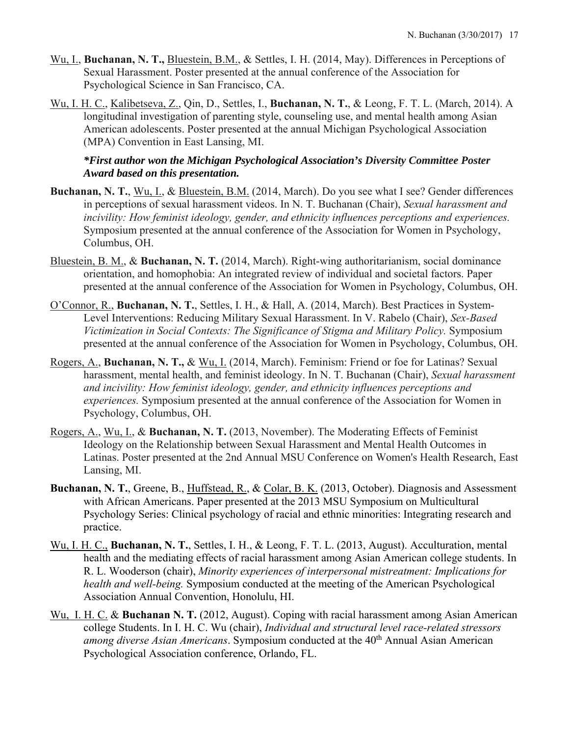Wu, I., **Buchanan, N. T.,** Bluestein, B.M., & Settles, I. H. (2014, May). Differences in Perceptions of Sexual Harassment. Poster presented at the annual conference of the Association for Psychological Science in San Francisco, CA.

Wu, I. H. C., Kalibetseva, Z., Qin, D., Settles, I., **Buchanan, N. T.**, & Leong, F. T. L. (March, 2014). A longitudinal investigation of parenting style, counseling use, and mental health among Asian American adolescents. Poster presented at the annual Michigan Psychological Association (MPA) Convention in East Lansing, MI.

***First author won the Michigan Psychological Association's Diversity Committee Poster Award based on this presentation.***

**Buchanan, N. T.**, Wu, I., & Bluestein, B.M. (2014, March). Do you see what I see? Gender differences in perceptions of sexual harassment videos. In N. T. Buchanan (Chair), *Sexual harassment and incivility: How feminist ideology, gender, and ethnicity influences perceptions and experiences.* Symposium presented at the annual conference of the Association for Women in Psychology, Columbus, OH.

Bluestein, B. M., & **Buchanan, N. T.** (2014, March). Right-wing authoritarianism, social dominance orientation, and homophobia: An integrated review of individual and societal factors. Paper presented at the annual conference of the Association for Women in Psychology, Columbus, OH.

O'Connor, R., **Buchanan, N. T.**, Settles, I. H., & Hall, A. (2014, March). Best Practices in System-Level Interventions: Reducing Military Sexual Harassment. In V. Rabelo (Chair), *Sex-Based Victimization in Social Contexts: The Significance of Stigma and Military Policy.* Symposium presented at the annual conference of the Association for Women in Psychology, Columbus, OH.

Rogers, A., **Buchanan, N. T.,** & Wu, I. (2014, March). Feminism: Friend or foe for Latinas? Sexual harassment, mental health, and feminist ideology. In N. T. Buchanan (Chair), *Sexual harassment and incivility: How feminist ideology, gender, and ethnicity influences perceptions and experiences.* Symposium presented at the annual conference of the Association for Women in Psychology, Columbus, OH.

Rogers, A., Wu, I., & **Buchanan, N. T.** (2013, November). The Moderating Effects of Feminist Ideology on the Relationship between Sexual Harassment and Mental Health Outcomes in Latinas. Poster presented at the 2nd Annual MSU Conference on Women's Health Research, East Lansing, MI.

**Buchanan, N. T.**, Greene, B., Huffstead, R., & Colar, B. K. (2013, October). Diagnosis and Assessment with African Americans. Paper presented at the 2013 MSU Symposium on Multicultural Psychology Series: Clinical psychology of racial and ethnic minorities: Integrating research and practice.

Wu, I. H. C., **Buchanan, N. T.**, Settles, I. H., & Leong, F. T. L. (2013, August). Acculturation, mental health and the mediating effects of racial harassment among Asian American college students. In R. L. Wooderson (chair), *Minority experiences of interpersonal mistreatment: Implications for health and well-being.* Symposium conducted at the meeting of the American Psychological Association Annual Convention, Honolulu, HI.

Wu, I. H. C. & **Buchanan N. T.** (2012, August). Coping with racial harassment among Asian American college Students. In I. H. C. Wu (chair), *Individual and structural level race-related stressors among diverse Asian Americans*. Symposium conducted at the 40th Annual Asian American Psychological Association conference, Orlando, FL.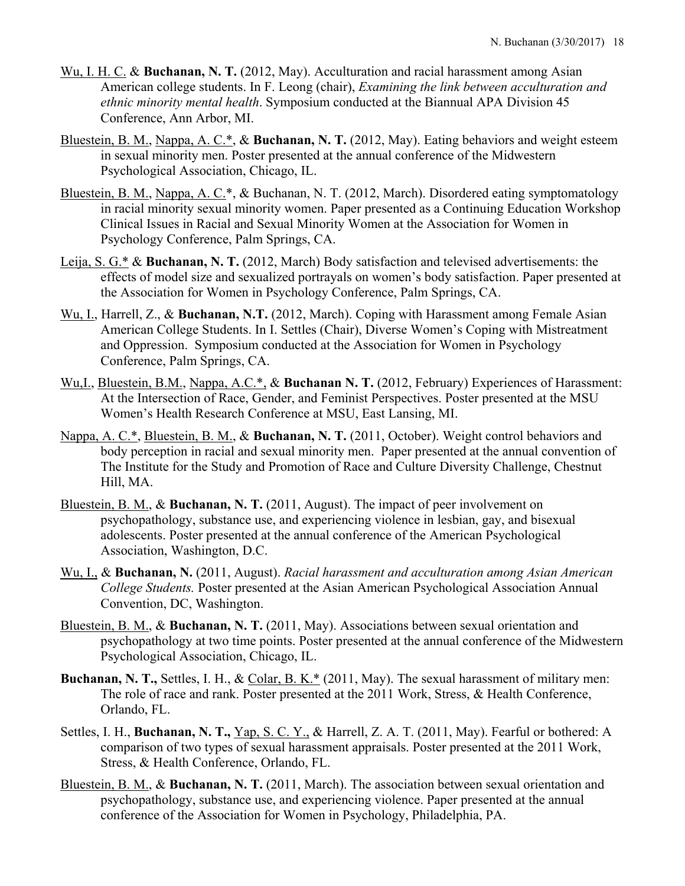<u>Wu, I. H. C.</u> & **Buchanan, N. T.** (2012, May). Acculturation and racial harassment among Asian American college students. In F. Leong (chair), *Examining the link between acculturation and ethnic minority mental health*. Symposium conducted at the Biannual APA Division 45 Conference, Ann Arbor, MI.

<u>Bluestein, B. M.</u>, <u>Nappa, A. C.*</u>, & **Buchanan, N. T.** (2012, May). Eating behaviors and weight esteem in sexual minority men. Poster presented at the annual conference of the Midwestern Psychological Association, Chicago, IL.

<u>Bluestein, B. M.</u>, <u>Nappa, A. C.*</u>, & Buchanan, N. T. (2012, March). Disordered eating symptomatology in racial minority sexual minority women. Paper presented as a Continuing Education Workshop Clinical Issues in Racial and Sexual Minority Women at the Association for Women in Psychology Conference, Palm Springs, CA.

<u>Leija, S. G.*</u> & **Buchanan, N. T.** (2012, March) Body satisfaction and televised advertisements: the effects of model size and sexualized portrayals on women's body satisfaction. Paper presented at the Association for Women in Psychology Conference, Palm Springs, CA.

<u>Wu, I.</u>, Harrell, Z., & **Buchanan, N.T.** (2012, March). Coping with Harassment among Female Asian American College Students. In I. Settles (Chair), Diverse Women's Coping with Mistreatment and Oppression. Symposium conducted at the Association for Women in Psychology Conference, Palm Springs, CA.

<u>Wu,I.</u>, <u>Bluestein, B.M.</u>, <u>Nappa, A.C.*</u>, & **Buchanan N. T.** (2012, February) Experiences of Harassment: At the Intersection of Race, Gender, and Feminist Perspectives. Poster presented at the MSU Women's Health Research Conference at MSU, East Lansing, MI.

<u>Nappa, A. C.*</u>, <u>Bluestein, B. M.</u>, & **Buchanan, N. T.** (2011, October). Weight control behaviors and body perception in racial and sexual minority men. Paper presented at the annual convention of The Institute for the Study and Promotion of Race and Culture Diversity Challenge, Chestnut Hill, MA.

<u>Bluestein, B. M.</u>, & **Buchanan, N. T.** (2011, August). The impact of peer involvement on psychopathology, substance use, and experiencing violence in lesbian, gay, and bisexual adolescents. Poster presented at the annual conference of the American Psychological Association, Washington, D.C.

<u>Wu, I.</u>, & **Buchanan, N.** (2011, August). *Racial harassment and acculturation among Asian American College Students.* Poster presented at the Asian American Psychological Association Annual Convention, DC, Washington.

<u>Bluestein, B. M.</u>, & **Buchanan, N. T.** (2011, May). Associations between sexual orientation and psychopathology at two time points. Poster presented at the annual conference of the Midwestern Psychological Association, Chicago, IL.

**Buchanan, N. T.,** Settles, I. H., & <u>Colar, B. K.*</u> (2011, May). The sexual harassment of military men: The role of race and rank. Poster presented at the 2011 Work, Stress, & Health Conference, Orlando, FL.

Settles, I. H., **Buchanan, N. T.,** <u>Yap, S. C. Y.,</u> & Harrell, Z. A. T. (2011, May). Fearful or bothered: A comparison of two types of sexual harassment appraisals. Poster presented at the 2011 Work, Stress, & Health Conference, Orlando, FL.

<u>Bluestein, B. M.</u>, & **Buchanan, N. T.** (2011, March). The association between sexual orientation and psychopathology, substance use, and experiencing violence. Paper presented at the annual conference of the Association for Women in Psychology, Philadelphia, PA.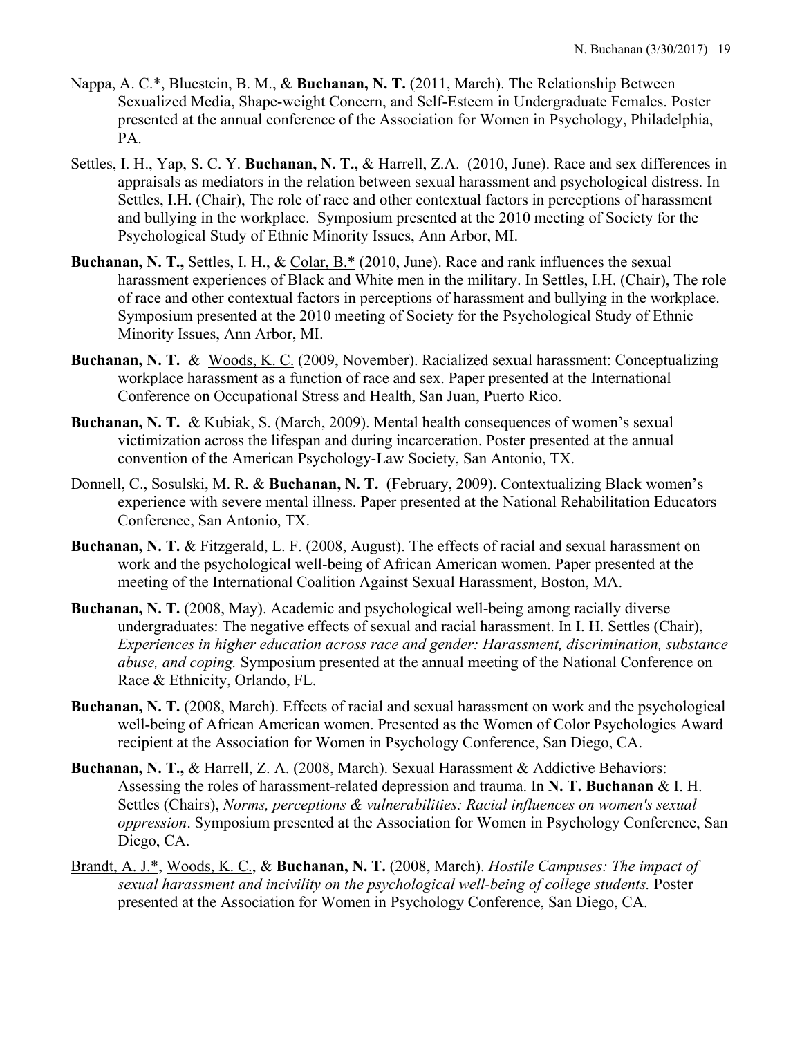Nappa, A. C.*, Bluestein, B. M., & **Buchanan, N. T.** (2011, March). The Relationship Between Sexualized Media, Shape-weight Concern, and Self-Esteem in Undergraduate Females. Poster presented at the annual conference of the Association for Women in Psychology, Philadelphia, PA.

Settles, I. H., Yap, S. C. Y. **Buchanan, N. T.,** & Harrell, Z.A. (2010, June). Race and sex differences in appraisals as mediators in the relation between sexual harassment and psychological distress. In Settles, I.H. (Chair), The role of race and other contextual factors in perceptions of harassment and bullying in the workplace. Symposium presented at the 2010 meeting of Society for the Psychological Study of Ethnic Minority Issues, Ann Arbor, MI.

**Buchanan, N. T.,** Settles, I. H., & Colar, B.* (2010, June). Race and rank influences the sexual harassment experiences of Black and White men in the military. In Settles, I.H. (Chair), The role of race and other contextual factors in perceptions of harassment and bullying in the workplace. Symposium presented at the 2010 meeting of Society for the Psychological Study of Ethnic Minority Issues, Ann Arbor, MI.

**Buchanan, N. T.** & Woods, K. C. (2009, November). Racialized sexual harassment: Conceptualizing workplace harassment as a function of race and sex. Paper presented at the International Conference on Occupational Stress and Health, San Juan, Puerto Rico.

**Buchanan, N. T.** & Kubiak, S. (March, 2009). Mental health consequences of women's sexual victimization across the lifespan and during incarceration. Poster presented at the annual convention of the American Psychology-Law Society, San Antonio, TX.

Donnell, C., Sosulski, M. R. & **Buchanan, N. T.** (February, 2009). Contextualizing Black women's experience with severe mental illness. Paper presented at the National Rehabilitation Educators Conference, San Antonio, TX.

**Buchanan, N. T.** & Fitzgerald, L. F. (2008, August). The effects of racial and sexual harassment on work and the psychological well-being of African American women. Paper presented at the meeting of the International Coalition Against Sexual Harassment, Boston, MA.

**Buchanan, N. T.** (2008, May). Academic and psychological well-being among racially diverse undergraduates: The negative effects of sexual and racial harassment. In I. H. Settles (Chair), *Experiences in higher education across race and gender: Harassment, discrimination, substance abuse, and coping.* Symposium presented at the annual meeting of the National Conference on Race & Ethnicity, Orlando, FL.

**Buchanan, N. T.** (2008, March). Effects of racial and sexual harassment on work and the psychological well-being of African American women. Presented as the Women of Color Psychologies Award recipient at the Association for Women in Psychology Conference, San Diego, CA.

**Buchanan, N. T.,** & Harrell, Z. A. (2008, March). Sexual Harassment & Addictive Behaviors: Assessing the roles of harassment-related depression and trauma. In **N. T. Buchanan** & I. H. Settles (Chairs), *Norms, perceptions & vulnerabilities: Racial influences on women's sexual oppression*. Symposium presented at the Association for Women in Psychology Conference, San Diego, CA.

Brandt, A. J.*, Woods, K. C., & **Buchanan, N. T.** (2008, March). *Hostile Campuses: The impact of sexual harassment and incivility on the psychological well-being of college students.* Poster presented at the Association for Women in Psychology Conference, San Diego, CA.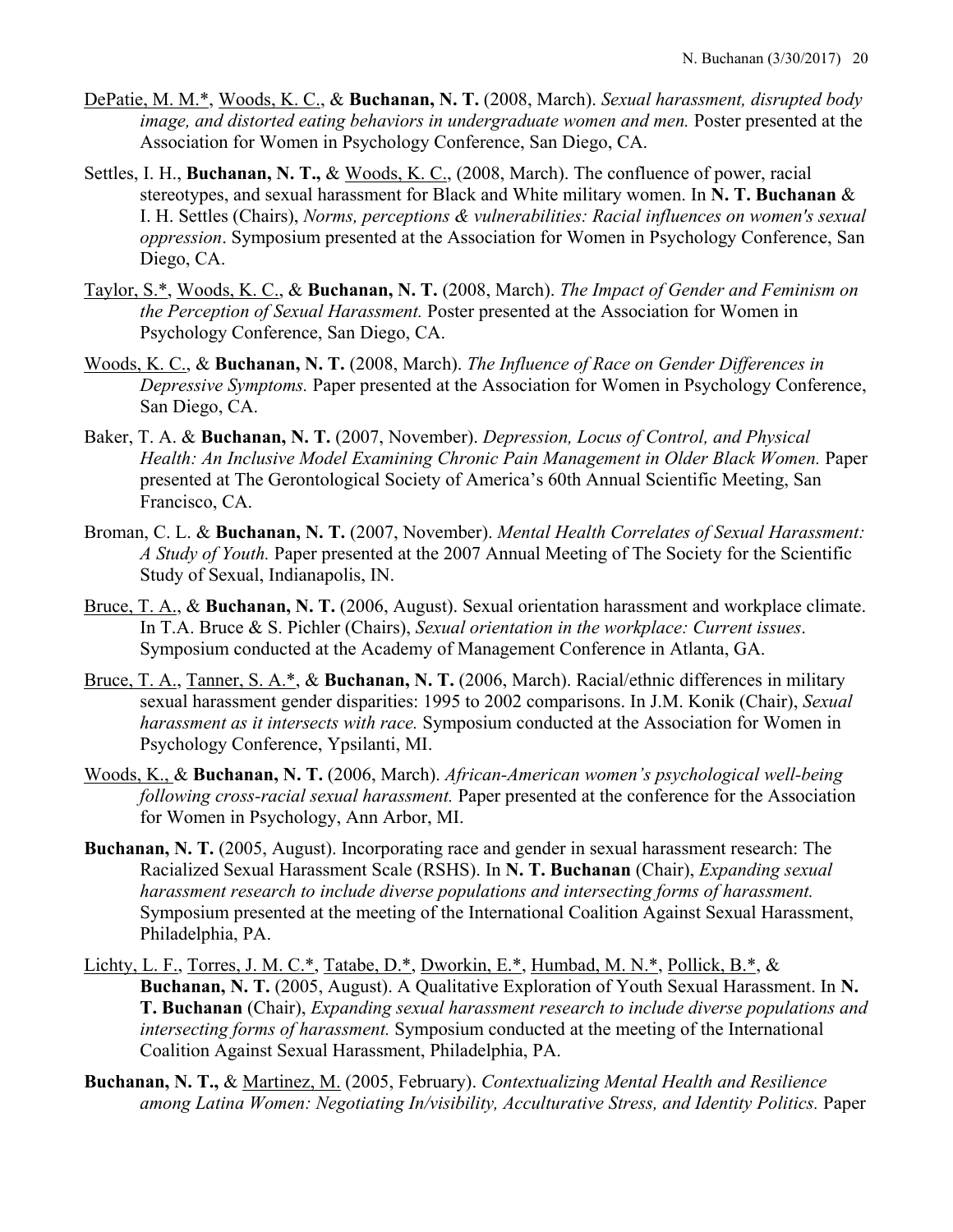<u>DePatie, M. M.*</u>, <u>Woods, K. C.</u>, & **Buchanan, N. T.** (2008, March). *Sexual harassment, disrupted body image, and distorted eating behaviors in undergraduate women and men.* Poster presented at the Association for Women in Psychology Conference, San Diego, CA.

Settles, I. H., **Buchanan, N. T.,** & <u>Woods, K. C.</u>, (2008, March). The confluence of power, racial stereotypes, and sexual harassment for Black and White military women. In **N. T. Buchanan** & I. H. Settles (Chairs), *Norms, perceptions & vulnerabilities: Racial influences on women's sexual oppression*. Symposium presented at the Association for Women in Psychology Conference, San Diego, CA.

<u>Taylor, S.*</u>, <u>Woods, K. C.</u>, & **Buchanan, N. T.** (2008, March). *The Impact of Gender and Feminism on the Perception of Sexual Harassment.* Poster presented at the Association for Women in Psychology Conference, San Diego, CA.

<u>Woods, K. C.</u>, & **Buchanan, N. T.** (2008, March). *The Influence of Race on Gender Differences in Depressive Symptoms.* Paper presented at the Association for Women in Psychology Conference, San Diego, CA.

Baker, T. A. & **Buchanan, N. T.** (2007, November). *Depression, Locus of Control, and Physical Health: An Inclusive Model Examining Chronic Pain Management in Older Black Women.* Paper presented at The Gerontological Society of America's 60th Annual Scientific Meeting, San Francisco, CA.

Broman, C. L. & **Buchanan, N. T.** (2007, November). *Mental Health Correlates of Sexual Harassment: A Study of Youth.* Paper presented at the 2007 Annual Meeting of The Society for the Scientific Study of Sexual, Indianapolis, IN.

<u>Bruce, T. A.</u>, & **Buchanan, N. T.** (2006, August). Sexual orientation harassment and workplace climate. In T.A. Bruce & S. Pichler (Chairs), *Sexual orientation in the workplace: Current issues*. Symposium conducted at the Academy of Management Conference in Atlanta, GA.

<u>Bruce, T. A.</u>, <u>Tanner, S. A.*</u>, & **Buchanan, N. T.** (2006, March). Racial/ethnic differences in military sexual harassment gender disparities: 1995 to 2002 comparisons. In J.M. Konik (Chair), *Sexual harassment as it intersects with race.* Symposium conducted at the Association for Women in Psychology Conference, Ypsilanti, MI.

<u>Woods, K.</u>, & **Buchanan, N. T.** (2006, March). *African-American women's psychological well-being following cross-racial sexual harassment.* Paper presented at the conference for the Association for Women in Psychology, Ann Arbor, MI.

**Buchanan, N. T.** (2005, August). Incorporating race and gender in sexual harassment research: The Racialized Sexual Harassment Scale (RSHS). In **N. T. Buchanan** (Chair), *Expanding sexual harassment research to include diverse populations and intersecting forms of harassment.* Symposium presented at the meeting of the International Coalition Against Sexual Harassment, Philadelphia, PA.

<u>Lichty, L. F.</u>, <u>Torres, J. M. C.*</u>, <u>Tatabe, D.*</u>, <u>Dworkin, E.*</u>, <u>Humbad, M. N.*</u>, <u>Pollick, B.*</u>, & **Buchanan, N. T.** (2005, August). A Qualitative Exploration of Youth Sexual Harassment. In **N. T. Buchanan** (Chair), *Expanding sexual harassment research to include diverse populations and intersecting forms of harassment.* Symposium conducted at the meeting of the International Coalition Against Sexual Harassment, Philadelphia, PA.

**Buchanan, N. T.,** & <u>Martinez, M.</u> (2005, February). *Contextualizing Mental Health and Resilience among Latina Women: Negotiating In/visibility, Acculturative Stress, and Identity Politics.* Paper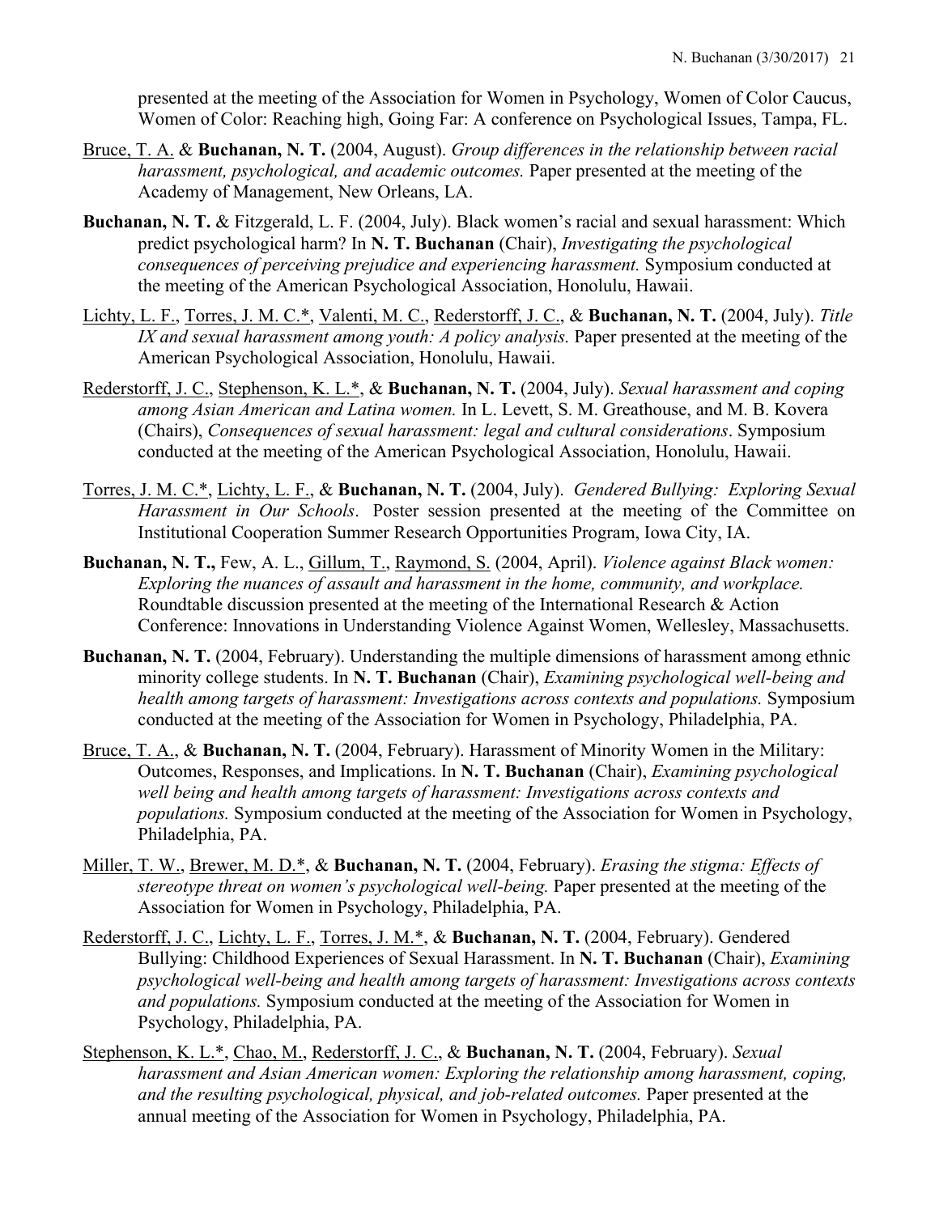presented at the meeting of the Association for Women in Psychology, Women of Color Caucus, Women of Color: Reaching high, Going Far: A conference on Psychological Issues, Tampa, FL.

<u>Bruce, T. A.</u> & **Buchanan, N. T.** (2004, August). *Group differences in the relationship between racial harassment, psychological, and academic outcomes.* Paper presented at the meeting of the Academy of Management, New Orleans, LA.

**Buchanan, N. T.** & Fitzgerald, L. F. (2004, July). Black women's racial and sexual harassment: Which predict psychological harm? In **N. T. Buchanan** (Chair), *Investigating the psychological consequences of perceiving prejudice and experiencing harassment.* Symposium conducted at the meeting of the American Psychological Association, Honolulu, Hawaii.

<u>Lichty, L. F.</u>, <u>Torres, J. M. C.*</u>, <u>Valenti, M. C.</u>, <u>Rederstorff, J. C.</u>, & **Buchanan, N. T.** (2004, July). *Title IX and sexual harassment among youth: A policy analysis.* Paper presented at the meeting of the American Psychological Association, Honolulu, Hawaii.

<u>Rederstorff, J. C.</u>, <u>Stephenson, K. L.*</u>, & **Buchanan, N. T.** (2004, July). *Sexual harassment and coping among Asian American and Latina women.* In L. Levett, S. M. Greathouse, and M. B. Kovera (Chairs), *Consequences of sexual harassment: legal and cultural considerations*. Symposium conducted at the meeting of the American Psychological Association, Honolulu, Hawaii.

<u>Torres, J. M. C.*</u>, <u>Lichty, L. F.</u>, & **Buchanan, N. T.** (2004, July). *Gendered Bullying: Exploring Sexual Harassment in Our Schools*. Poster session presented at the meeting of the Committee on Institutional Cooperation Summer Research Opportunities Program, Iowa City, IA.

**Buchanan, N. T.,** Few, A. L., <u>Gillum, T.</u>, <u>Raymond, S.</u> (2004, April). *Violence against Black women: Exploring the nuances of assault and harassment in the home, community, and workplace.* Roundtable discussion presented at the meeting of the International Research & Action Conference: Innovations in Understanding Violence Against Women, Wellesley, Massachusetts.

**Buchanan, N. T.** (2004, February). Understanding the multiple dimensions of harassment among ethnic minority college students. In **N. T. Buchanan** (Chair), *Examining psychological well-being and health among targets of harassment: Investigations across contexts and populations.* Symposium conducted at the meeting of the Association for Women in Psychology, Philadelphia, PA.

<u>Bruce, T. A.</u>, & **Buchanan, N. T.** (2004, February). Harassment of Minority Women in the Military: Outcomes, Responses, and Implications. In **N. T. Buchanan** (Chair), *Examining psychological well being and health among targets of harassment: Investigations across contexts and populations.* Symposium conducted at the meeting of the Association for Women in Psychology, Philadelphia, PA.

<u>Miller, T. W.</u>, <u>Brewer, M. D.*</u>, & **Buchanan, N. T.** (2004, February). *Erasing the stigma: Effects of stereotype threat on women's psychological well-being.* Paper presented at the meeting of the Association for Women in Psychology, Philadelphia, PA.

<u>Rederstorff, J. C.</u>, <u>Lichty, L. F.</u>, <u>Torres, J. M.*</u>, & **Buchanan, N. T.** (2004, February). Gendered Bullying: Childhood Experiences of Sexual Harassment. In **N. T. Buchanan** (Chair), *Examining psychological well-being and health among targets of harassment: Investigations across contexts and populations.* Symposium conducted at the meeting of the Association for Women in Psychology, Philadelphia, PA.

<u>Stephenson, K. L.*</u>, <u>Chao, M.</u>, <u>Rederstorff, J. C.</u>, & **Buchanan, N. T.** (2004, February). *Sexual harassment and Asian American women: Exploring the relationship among harassment, coping, and the resulting psychological, physical, and job-related outcomes.* Paper presented at the annual meeting of the Association for Women in Psychology, Philadelphia, PA.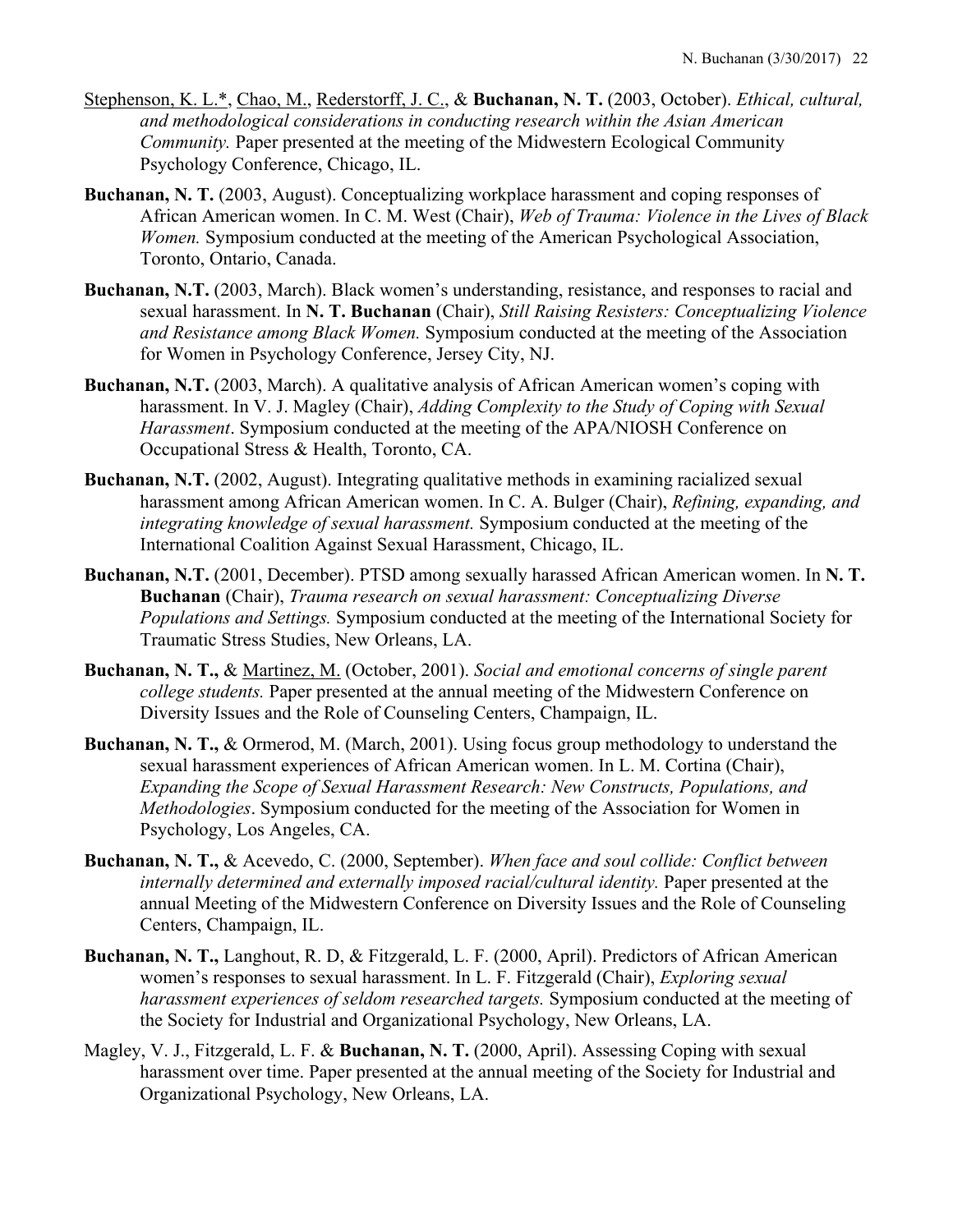Stephenson, K. L.*, Chao, M., Rederstorff, J. C., & **Buchanan, N. T.** (2003, October). *Ethical, cultural, and methodological considerations in conducting research within the Asian American Community.* Paper presented at the meeting of the Midwestern Ecological Community Psychology Conference, Chicago, IL.

**Buchanan, N. T.** (2003, August). Conceptualizing workplace harassment and coping responses of African American women. In C. M. West (Chair), *Web of Trauma: Violence in the Lives of Black Women.* Symposium conducted at the meeting of the American Psychological Association, Toronto, Ontario, Canada.

**Buchanan, N.T.** (2003, March). Black women's understanding, resistance, and responses to racial and sexual harassment. In **N. T. Buchanan** (Chair), *Still Raising Resisters: Conceptualizing Violence and Resistance among Black Women.* Symposium conducted at the meeting of the Association for Women in Psychology Conference, Jersey City, NJ.

**Buchanan, N.T.** (2003, March). A qualitative analysis of African American women's coping with harassment. In V. J. Magley (Chair), *Adding Complexity to the Study of Coping with Sexual Harassment*. Symposium conducted at the meeting of the APA/NIOSH Conference on Occupational Stress & Health, Toronto, CA.

**Buchanan, N.T.** (2002, August). Integrating qualitative methods in examining racialized sexual harassment among African American women. In C. A. Bulger (Chair), *Refining, expanding, and integrating knowledge of sexual harassment.* Symposium conducted at the meeting of the International Coalition Against Sexual Harassment, Chicago, IL.

**Buchanan, N.T.** (2001, December). PTSD among sexually harassed African American women. In **N. T. Buchanan** (Chair), *Trauma research on sexual harassment: Conceptualizing Diverse Populations and Settings.* Symposium conducted at the meeting of the International Society for Traumatic Stress Studies, New Orleans, LA.

**Buchanan, N. T.,** & Martinez, M. (October, 2001). *Social and emotional concerns of single parent college students.* Paper presented at the annual meeting of the Midwestern Conference on Diversity Issues and the Role of Counseling Centers, Champaign, IL.

**Buchanan, N. T.,** & Ormerod, M. (March, 2001). Using focus group methodology to understand the sexual harassment experiences of African American women. In L. M. Cortina (Chair), *Expanding the Scope of Sexual Harassment Research: New Constructs, Populations, and Methodologies*. Symposium conducted for the meeting of the Association for Women in Psychology, Los Angeles, CA.

**Buchanan, N. T.,** & Acevedo, C. (2000, September). *When face and soul collide: Conflict between internally determined and externally imposed racial/cultural identity.* Paper presented at the annual Meeting of the Midwestern Conference on Diversity Issues and the Role of Counseling Centers, Champaign, IL.

**Buchanan, N. T.,** Langhout, R. D, & Fitzgerald, L. F. (2000, April). Predictors of African American women's responses to sexual harassment. In L. F. Fitzgerald (Chair), *Exploring sexual harassment experiences of seldom researched targets.* Symposium conducted at the meeting of the Society for Industrial and Organizational Psychology, New Orleans, LA.

Magley, V. J., Fitzgerald, L. F. & **Buchanan, N. T.** (2000, April). Assessing Coping with sexual harassment over time. Paper presented at the annual meeting of the Society for Industrial and Organizational Psychology, New Orleans, LA.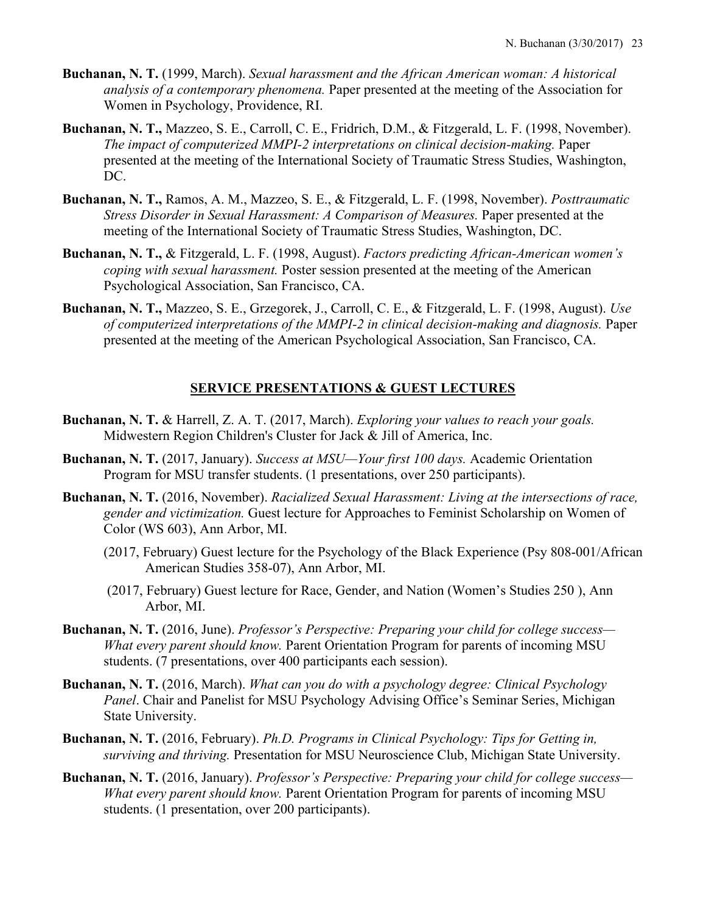**Buchanan, N. T.** (1999, March). *Sexual harassment and the African American woman: A historical analysis of a contemporary phenomena.* Paper presented at the meeting of the Association for Women in Psychology, Providence, RI.

**Buchanan, N. T.,** Mazzeo, S. E., Carroll, C. E., Fridrich, D.M., & Fitzgerald, L. F. (1998, November). *The impact of computerized MMPI-2 interpretations on clinical decision-making.* Paper presented at the meeting of the International Society of Traumatic Stress Studies, Washington, DC.

**Buchanan, N. T.,** Ramos, A. M., Mazzeo, S. E., & Fitzgerald, L. F. (1998, November). *Posttraumatic Stress Disorder in Sexual Harassment: A Comparison of Measures.* Paper presented at the meeting of the International Society of Traumatic Stress Studies, Washington, DC.

**Buchanan, N. T.,** & Fitzgerald, L. F. (1998, August). *Factors predicting African-American women's coping with sexual harassment.* Poster session presented at the meeting of the American Psychological Association, San Francisco, CA.

**Buchanan, N. T.,** Mazzeo, S. E., Grzegorek, J., Carroll, C. E., & Fitzgerald, L. F. (1998, August). *Use of computerized interpretations of the MMPI-2 in clinical decision-making and diagnosis.* Paper presented at the meeting of the American Psychological Association, San Francisco, CA.

## SERVICE PRESENTATIONS & GUEST LECTURES

**Buchanan, N. T.** & Harrell, Z. A. T. (2017, March). *Exploring your values to reach your goals.* Midwestern Region Children's Cluster for Jack & Jill of America, Inc.

**Buchanan, N. T.** (2017, January). *Success at MSU—Your first 100 days.* Academic Orientation Program for MSU transfer students. (1 presentations, over 250 participants).

**Buchanan, N. T.** (2016, November). *Racialized Sexual Harassment: Living at the intersections of race, gender and victimization.* Guest lecture for Approaches to Feminist Scholarship on Women of Color (WS 603), Ann Arbor, MI.

(2017, February) Guest lecture for the Psychology of the Black Experience (Psy 808-001/African American Studies 358-07), Ann Arbor, MI.

(2017, February) Guest lecture for Race, Gender, and Nation (Women's Studies 250 ), Ann Arbor, MI.

**Buchanan, N. T.** (2016, June). *Professor's Perspective: Preparing your child for college success—What every parent should know.* Parent Orientation Program for parents of incoming MSU students. (7 presentations, over 400 participants each session).

**Buchanan, N. T.** (2016, March). *What can you do with a psychology degree: Clinical Psychology Panel*. Chair and Panelist for MSU Psychology Advising Office's Seminar Series, Michigan State University.

**Buchanan, N. T.** (2016, February). *Ph.D. Programs in Clinical Psychology: Tips for Getting in, surviving and thriving.* Presentation for MSU Neuroscience Club, Michigan State University.

**Buchanan, N. T.** (2016, January). *Professor's Perspective: Preparing your child for college success—What every parent should know.* Parent Orientation Program for parents of incoming MSU students. (1 presentation, over 200 participants).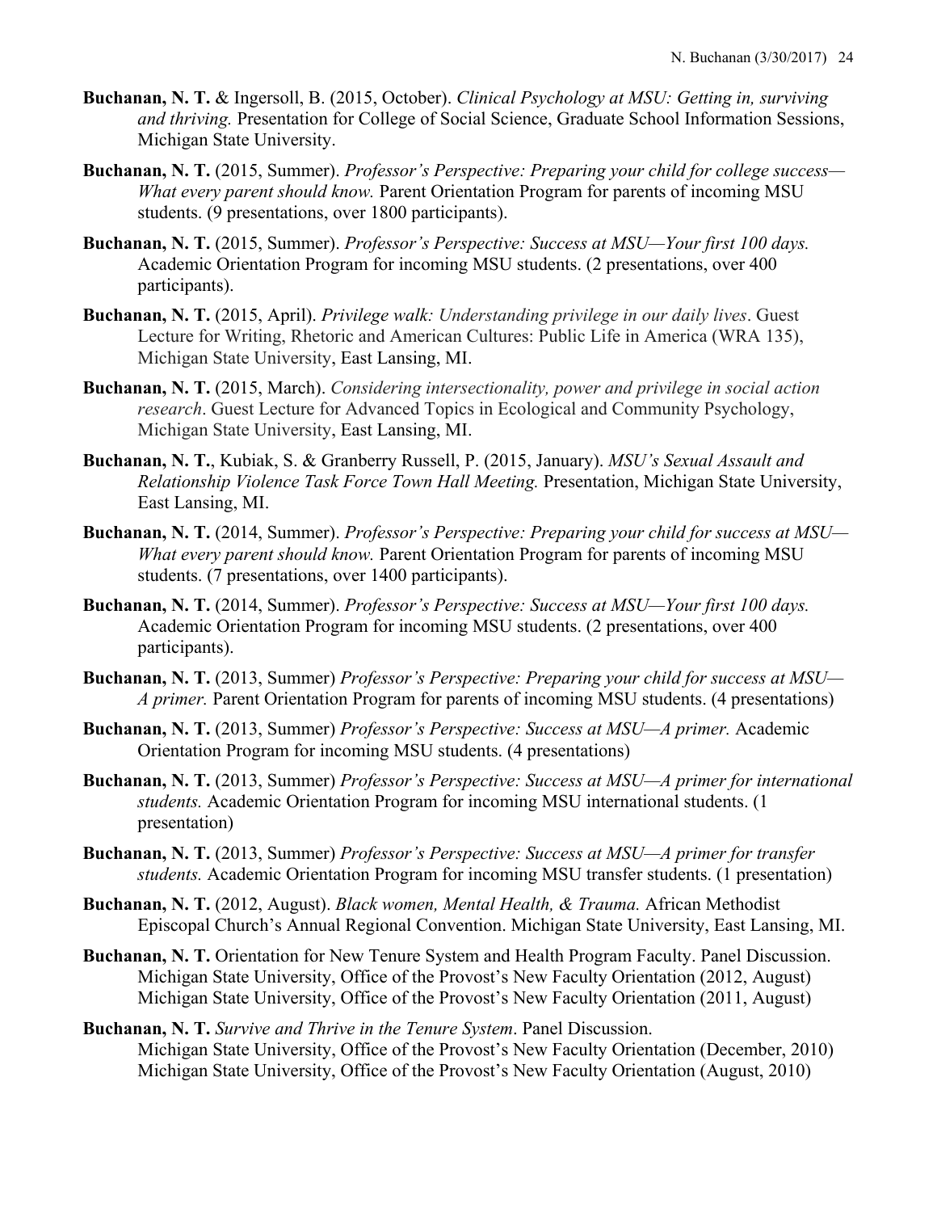**Buchanan, N. T.** & Ingersoll, B. (2015, October). *Clinical Psychology at MSU: Getting in, surviving and thriving.* Presentation for College of Social Science, Graduate School Information Sessions, Michigan State University.

**Buchanan, N. T.** (2015, Summer). *Professor's Perspective: Preparing your child for college success—What every parent should know.* Parent Orientation Program for parents of incoming MSU students. (9 presentations, over 1800 participants).

**Buchanan, N. T.** (2015, Summer). *Professor's Perspective: Success at MSU—Your first 100 days.* Academic Orientation Program for incoming MSU students. (2 presentations, over 400 participants).

**Buchanan, N. T.** (2015, April). *Privilege walk: Understanding privilege in our daily lives*. Guest Lecture for Writing, Rhetoric and American Cultures: Public Life in America (WRA 135), Michigan State University, East Lansing, MI.

**Buchanan, N. T.** (2015, March). *Considering intersectionality, power and privilege in social action research*. Guest Lecture for Advanced Topics in Ecological and Community Psychology, Michigan State University, East Lansing, MI.

**Buchanan, N. T.**, Kubiak, S. & Granberry Russell, P. (2015, January). *MSU's Sexual Assault and Relationship Violence Task Force Town Hall Meeting.* Presentation, Michigan State University, East Lansing, MI.

**Buchanan, N. T.** (2014, Summer). *Professor's Perspective: Preparing your child for success at MSU—What every parent should know.* Parent Orientation Program for parents of incoming MSU students. (7 presentations, over 1400 participants).

**Buchanan, N. T.** (2014, Summer). *Professor's Perspective: Success at MSU—Your first 100 days.* Academic Orientation Program for incoming MSU students. (2 presentations, over 400 participants).

**Buchanan, N. T.** (2013, Summer) *Professor's Perspective: Preparing your child for success at MSU—A primer.* Parent Orientation Program for parents of incoming MSU students. (4 presentations)

**Buchanan, N. T.** (2013, Summer) *Professor's Perspective: Success at MSU—A primer.* Academic Orientation Program for incoming MSU students. (4 presentations)

**Buchanan, N. T.** (2013, Summer) *Professor's Perspective: Success at MSU—A primer for international students.* Academic Orientation Program for incoming MSU international students. (1 presentation)

**Buchanan, N. T.** (2013, Summer) *Professor's Perspective: Success at MSU—A primer for transfer students.* Academic Orientation Program for incoming MSU transfer students. (1 presentation)

**Buchanan, N. T.** (2012, August). *Black women, Mental Health, & Trauma.* African Methodist Episcopal Church's Annual Regional Convention. Michigan State University, East Lansing, MI.

**Buchanan, N. T.** Orientation for New Tenure System and Health Program Faculty. Panel Discussion.
Michigan State University, Office of the Provost's New Faculty Orientation (2012, August)
Michigan State University, Office of the Provost's New Faculty Orientation (2011, August)

**Buchanan, N. T.** *Survive and Thrive in the Tenure System*. Panel Discussion.
Michigan State University, Office of the Provost's New Faculty Orientation (December, 2010)
Michigan State University, Office of the Provost's New Faculty Orientation (August, 2010)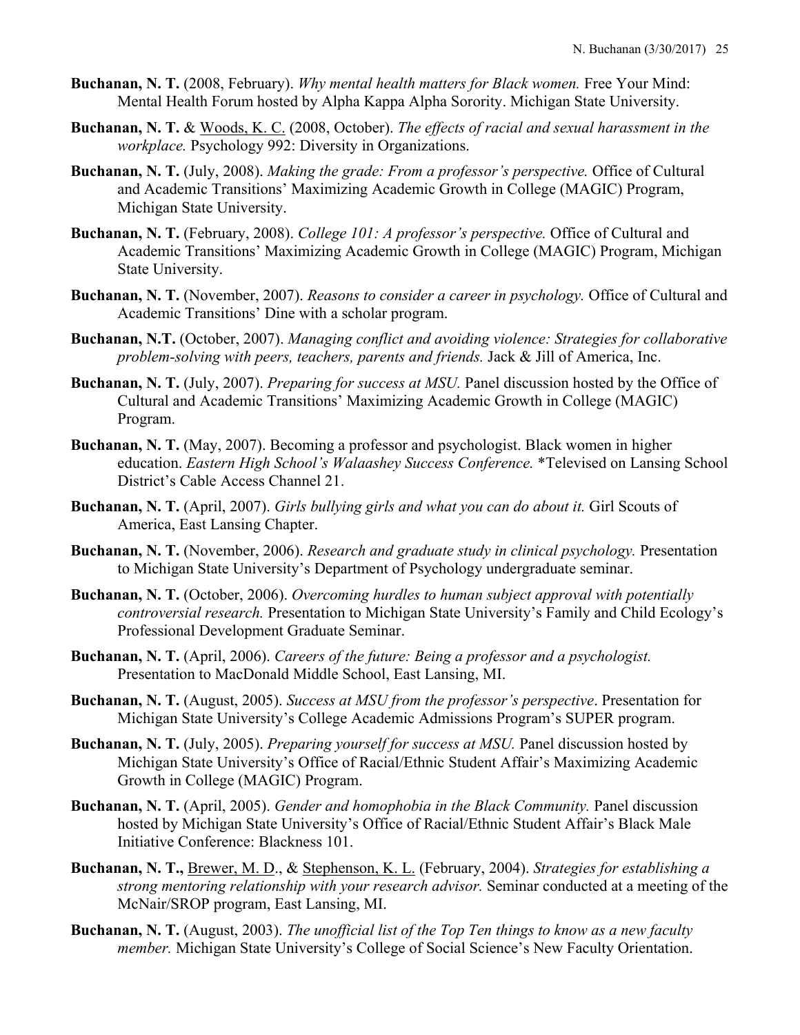**Buchanan, N. T.** (2008, February). *Why mental health matters for Black women.* Free Your Mind: Mental Health Forum hosted by Alpha Kappa Alpha Sorority. Michigan State University.

**Buchanan, N. T.** & <u>Woods, K. C.</u> (2008, October). *The effects of racial and sexual harassment in the workplace.* Psychology 992: Diversity in Organizations.

**Buchanan, N. T.** (July, 2008). *Making the grade: From a professor's perspective.* Office of Cultural and Academic Transitions' Maximizing Academic Growth in College (MAGIC) Program, Michigan State University.

**Buchanan, N. T.** (February, 2008). *College 101: A professor's perspective.* Office of Cultural and Academic Transitions' Maximizing Academic Growth in College (MAGIC) Program, Michigan State University.

**Buchanan, N. T.** (November, 2007). *Reasons to consider a career in psychology.* Office of Cultural and Academic Transitions' Dine with a scholar program.

**Buchanan, N.T.** (October, 2007). *Managing conflict and avoiding violence: Strategies for collaborative problem-solving with peers, teachers, parents and friends.* Jack & Jill of America, Inc.

**Buchanan, N. T.** (July, 2007). *Preparing for success at MSU.* Panel discussion hosted by the Office of Cultural and Academic Transitions' Maximizing Academic Growth in College (MAGIC) Program.

**Buchanan, N. T.** (May, 2007). Becoming a professor and psychologist. Black women in higher education. *Eastern High School's Walaashey Success Conference.* *Televised on Lansing School District's Cable Access Channel 21.

**Buchanan, N. T.** (April, 2007). *Girls bullying girls and what you can do about it.* Girl Scouts of America, East Lansing Chapter.

**Buchanan, N. T.** (November, 2006). *Research and graduate study in clinical psychology.* Presentation to Michigan State University's Department of Psychology undergraduate seminar.

**Buchanan, N. T.** (October, 2006). *Overcoming hurdles to human subject approval with potentially controversial research.* Presentation to Michigan State University's Family and Child Ecology's Professional Development Graduate Seminar.

**Buchanan, N. T.** (April, 2006). *Careers of the future: Being a professor and a psychologist.* Presentation to MacDonald Middle School, East Lansing, MI.

**Buchanan, N. T.** (August, 2005). *Success at MSU from the professor's perspective*. Presentation for Michigan State University's College Academic Admissions Program's SUPER program.

**Buchanan, N. T.** (July, 2005). *Preparing yourself for success at MSU.* Panel discussion hosted by Michigan State University's Office of Racial/Ethnic Student Affair's Maximizing Academic Growth in College (MAGIC) Program.

**Buchanan, N. T.** (April, 2005). *Gender and homophobia in the Black Community.* Panel discussion hosted by Michigan State University's Office of Racial/Ethnic Student Affair's Black Male Initiative Conference: Blackness 101.

**Buchanan, N. T.,** <u>Brewer, M. D</u>., & <u>Stephenson, K. L.</u> (February, 2004). *Strategies for establishing a strong mentoring relationship with your research advisor.* Seminar conducted at a meeting of the McNair/SROP program, East Lansing, MI.

**Buchanan, N. T.** (August, 2003). *The unofficial list of the Top Ten things to know as a new faculty member.* Michigan State University's College of Social Science's New Faculty Orientation.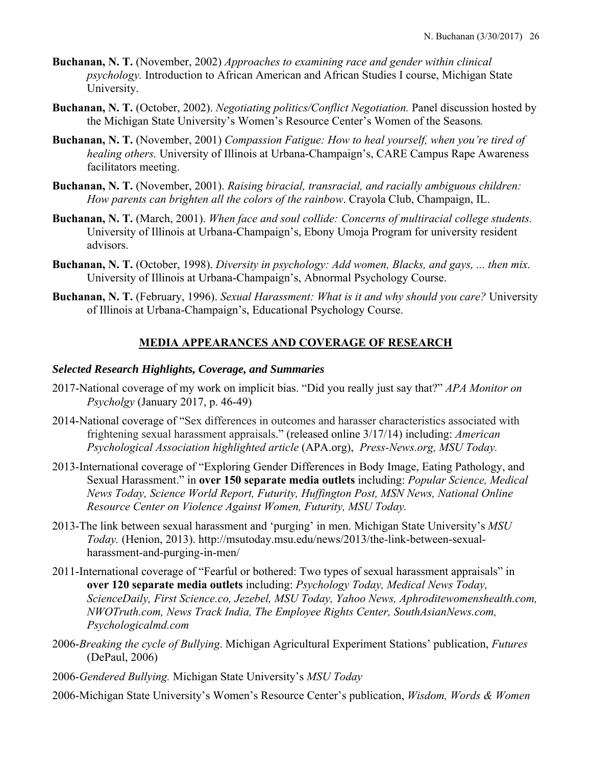**Buchanan, N. T.** (November, 2002) *Approaches to examining race and gender within clinical psychology.* Introduction to African American and African Studies I course, Michigan State University.

**Buchanan, N. T.** (October, 2002). *Negotiating politics/Conflict Negotiation.* Panel discussion hosted by the Michigan State University's Women's Resource Center's Women of the Seasons*.*

**Buchanan, N. T.** (November, 2001) *Compassion Fatigue: How to heal yourself, when you're tired of healing others.* University of Illinois at Urbana-Champaign's, CARE Campus Rape Awareness facilitators meeting.

**Buchanan, N. T.** (November, 2001). *Raising biracial, transracial, and racially ambiguous children: How parents can brighten all the colors of the rainbow*. Crayola Club, Champaign, IL.

**Buchanan, N. T.** (March, 2001). *When face and soul collide: Concerns of multiracial college students.* University of Illinois at Urbana-Champaign's, Ebony Umoja Program for university resident advisors.

**Buchanan, N. T.** (October, 1998). *Diversity in psychology: Add women, Blacks, and gays, ... then mix.* University of Illinois at Urbana-Champaign's, Abnormal Psychology Course.

**Buchanan, N. T.** (February, 1996). *Sexual Harassment: What is it and why should you care?* University of Illinois at Urbana-Champaign's, Educational Psychology Course.

## MEDIA APPEARANCES AND COVERAGE OF RESEARCH

### *Selected Research Highlights, Coverage, and Summaries*

2017-National coverage of my work on implicit bias. "Did you really just say that?" *APA Monitor on Psycholgy* (January 2017, p. 46-49)

2014-National coverage of "Sex differences in outcomes and harasser characteristics associated with frightening sexual harassment appraisals." (released online 3/17/14) including: *American Psychological Association highlighted article* (APA.org), *Press-News.org, MSU Today.*

2013-International coverage of "Exploring Gender Differences in Body Image, Eating Pathology, and Sexual Harassment." in **over 150 separate media outlets** including: *Popular Science, Medical News Today, Science World Report, Futurity, Huffington Post, MSN News, National Online Resource Center on Violence Against Women, Futurity, MSU Today.*

2013-The link between sexual harassment and 'purging' in men. Michigan State University's *MSU Today.* (Henion, 2013). http://msutoday.msu.edu/news/2013/the-link-between-sexual-harassment-and-purging-in-men/

2011-International coverage of "Fearful or bothered: Two types of sexual harassment appraisals" in **over 120 separate media outlets** including: *Psychology Today, Medical News Today, ScienceDaily, First Science.co, Jezebel, MSU Today, Yahoo News, Aphroditewomenshealth.com, NWOTruth.com, News Track India, The Employee Rights Center, SouthAsianNews.com, Psychologicalmd.com*

2006-*Breaking the cycle of Bullying*. Michigan Agricultural Experiment Stations' publication, *Futures* (DePaul, 2006)

2006-*Gendered Bullying.* Michigan State University's *MSU Today*

2006-Michigan State University's Women's Resource Center's publication, *Wisdom, Words & Women*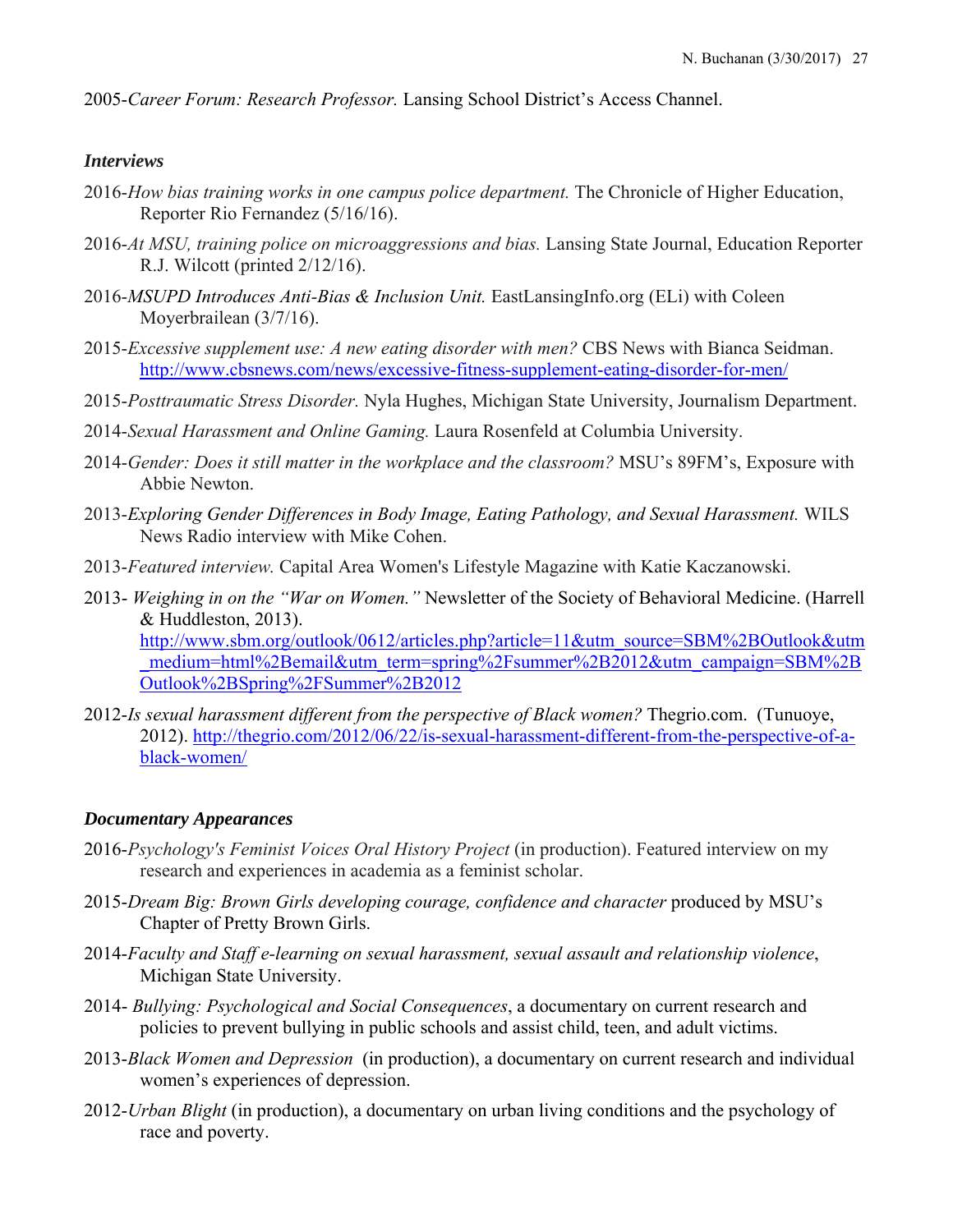2005-*Career Forum: Research Professor.* Lansing School District's Access Channel.

***Interviews***

2016-*How bias training works in one campus police department.* The Chronicle of Higher Education, Reporter Rio Fernandez (5/16/16).

2016-*At MSU, training police on microaggressions and bias.* Lansing State Journal, Education Reporter R.J. Wilcott (printed 2/12/16).

2016-*MSUPD Introduces Anti-Bias & Inclusion Unit.* EastLansingInfo.org (ELi) with Coleen Moyerbrailean (3/7/16).

2015-*Excessive supplement use: A new eating disorder with men?* CBS News with Bianca Seidman. http://www.cbsnews.com/news/excessive-fitness-supplement-eating-disorder-for-men/

2015-*Posttraumatic Stress Disorder.* Nyla Hughes, Michigan State University, Journalism Department.

2014-*Sexual Harassment and Online Gaming.* Laura Rosenfeld at Columbia University.

2014-*Gender: Does it still matter in the workplace and the classroom?* MSU's 89FM's, Exposure with Abbie Newton.

2013-*Exploring Gender Differences in Body Image, Eating Pathology, and Sexual Harassment.* WILS News Radio interview with Mike Cohen.

2013-*Featured interview.* Capital Area Women's Lifestyle Magazine with Katie Kaczanowski.

2013- *Weighing in on the "War on Women."* Newsletter of the Society of Behavioral Medicine. (Harrell & Huddleston, 2013). http://www.sbm.org/outlook/0612/articles.php?article=11&utm_source=SBM%2BOutlook&utm_medium=html%2Bemail&utm_term=spring%2Fsummer%2B2012&utm_campaign=SBM%2BOutlook%2BSpring%2FSummer%2B2012

2012-*Is sexual harassment different from the perspective of Black women?* Thegrio.com. (Tunuoye, 2012). http://thegrio.com/2012/06/22/is-sexual-harassment-different-from-the-perspective-of-a-black-women/

***Documentary Appearances***

2016-*Psychology's Feminist Voices Oral History Project* (in production). Featured interview on my research and experiences in academia as a feminist scholar.

2015-*Dream Big: Brown Girls developing courage, confidence and character* produced by MSU's Chapter of Pretty Brown Girls.

2014-*Faculty and Staff e-learning on sexual harassment, sexual assault and relationship violence*, Michigan State University.

2014- *Bullying: Psychological and Social Consequences*, a documentary on current research and policies to prevent bullying in public schools and assist child, teen, and adult victims.

2013-*Black Women and Depression* (in production), a documentary on current research and individual women's experiences of depression.

2012-*Urban Blight* (in production), a documentary on urban living conditions and the psychology of race and poverty.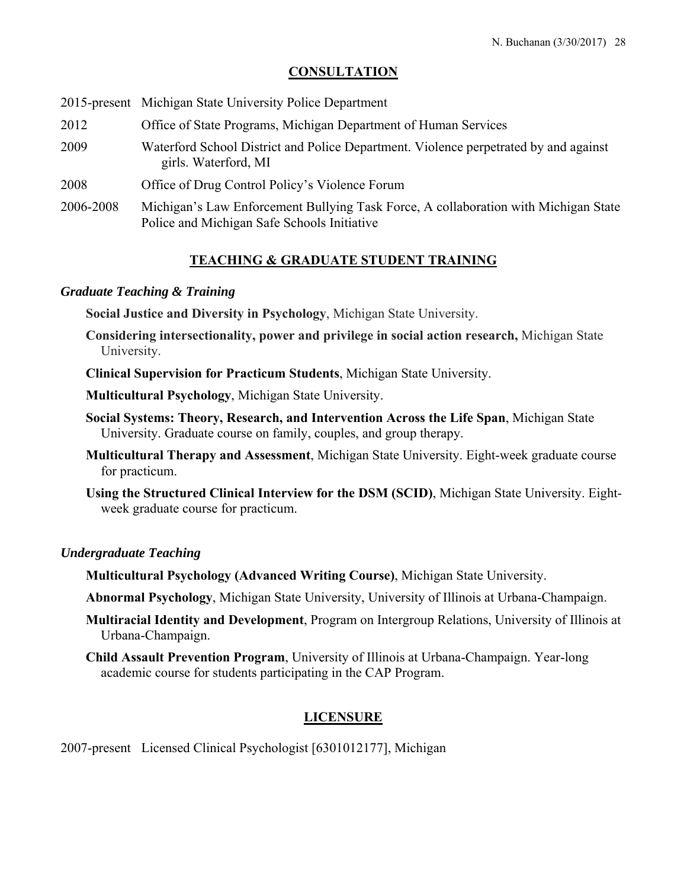## CONSULTATION

2015-present Michigan State University Police Department

2012 Office of State Programs, Michigan Department of Human Services

2009 Waterford School District and Police Department. Violence perpetrated by and against girls. Waterford, MI

2008 Office of Drug Control Policy's Violence Forum

2006-2008 Michigan's Law Enforcement Bullying Task Force, A collaboration with Michigan State Police and Michigan Safe Schools Initiative

## TEACHING & GRADUATE STUDENT TRAINING

### *Graduate Teaching & Training*

**Social Justice and Diversity in Psychology**, Michigan State University.

**Considering intersectionality, power and privilege in social action research,** Michigan State University.

**Clinical Supervision for Practicum Students**, Michigan State University.

**Multicultural Psychology**, Michigan State University.

**Social Systems: Theory, Research, and Intervention Across the Life Span**, Michigan State University. Graduate course on family, couples, and group therapy.

**Multicultural Therapy and Assessment**, Michigan State University. Eight-week graduate course for practicum.

**Using the Structured Clinical Interview for the DSM (SCID)**, Michigan State University. Eight-week graduate course for practicum.

### *Undergraduate Teaching*

**Multicultural Psychology (Advanced Writing Course)**, Michigan State University.

**Abnormal Psychology**, Michigan State University, University of Illinois at Urbana-Champaign.

**Multiracial Identity and Development**, Program on Intergroup Relations, University of Illinois at Urbana-Champaign.

**Child Assault Prevention Program**, University of Illinois at Urbana-Champaign. Year-long academic course for students participating in the CAP Program.

## LICENSURE

2007-present Licensed Clinical Psychologist [6301012177], Michigan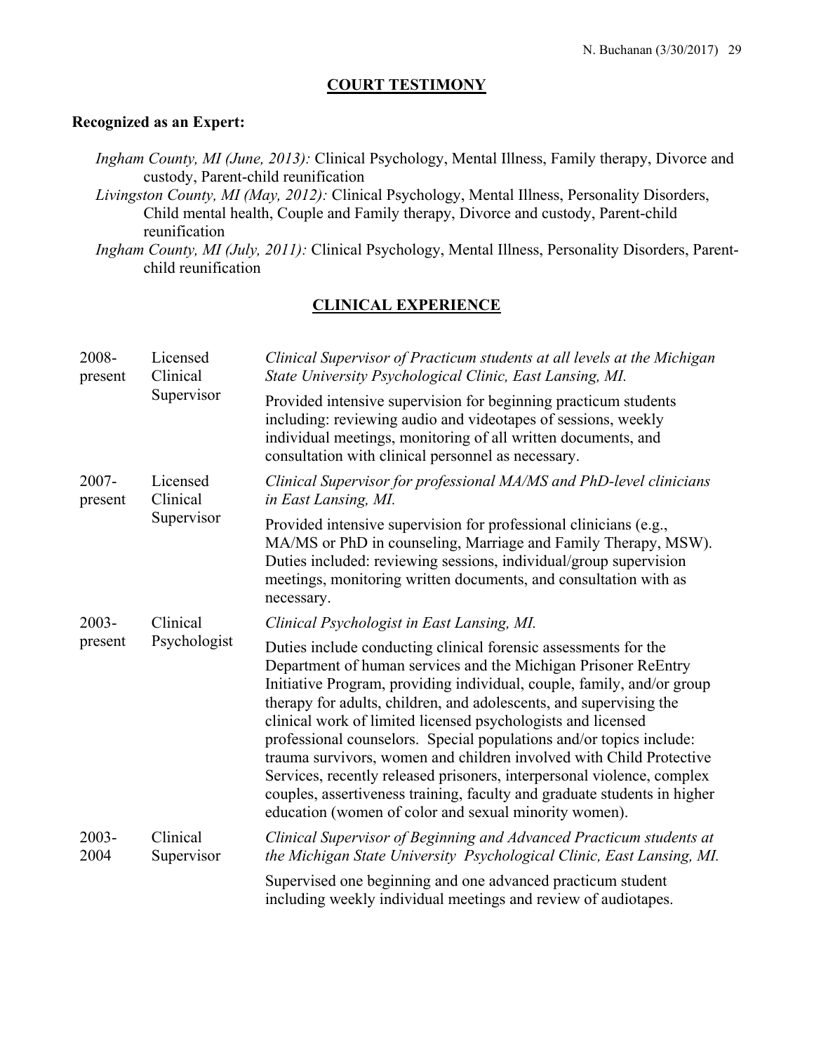## COURT TESTIMONY

**Recognized as an Expert:**

*Ingham County, MI (June, 2013):* Clinical Psychology, Mental Illness, Family therapy, Divorce and custody, Parent-child reunification

*Livingston County, MI (May, 2012):* Clinical Psychology, Mental Illness, Personality Disorders, Child mental health, Couple and Family therapy, Divorce and custody, Parent-child reunification

*Ingham County, MI (July, 2011):* Clinical Psychology, Mental Illness, Personality Disorders, Parent-child reunification

## CLINICAL EXPERIENCE

| | | |
|---|---|---|
| 2008-present | Licensed Clinical Supervisor | *Clinical Supervisor of Practicum students at all levels at the Michigan State University Psychological Clinic, East Lansing, MI.*<br><br>Provided intensive supervision for beginning practicum students including: reviewing audio and videotapes of sessions, weekly individual meetings, monitoring of all written documents, and consultation with clinical personnel as necessary. |
| 2007-present | Licensed Clinical Supervisor | *Clinical Supervisor for professional MA/MS and PhD-level clinicians in East Lansing, MI.*<br><br>Provided intensive supervision for professional clinicians (e.g., MA/MS or PhD in counseling, Marriage and Family Therapy, MSW). Duties included: reviewing sessions, individual/group supervision meetings, monitoring written documents, and consultation with as necessary. |
| 2003-present | Clinical Psychologist | *Clinical Psychologist in East Lansing, MI.*<br><br>Duties include conducting clinical forensic assessments for the Department of human services and the Michigan Prisoner ReEntry Initiative Program, providing individual, couple, family, and/or group therapy for adults, children, and adolescents, and supervising the clinical work of limited licensed psychologists and licensed professional counselors. Special populations and/or topics include: trauma survivors, women and children involved with Child Protective Services, recently released prisoners, interpersonal violence, complex couples, assertiveness training, faculty and graduate students in higher education (women of color and sexual minority women). |
| 2003-2004 | Clinical Supervisor | *Clinical Supervisor of Beginning and Advanced Practicum students at the Michigan State University Psychological Clinic, East Lansing, MI.*<br><br>Supervised one beginning and one advanced practicum student including weekly individual meetings and review of audiotapes. |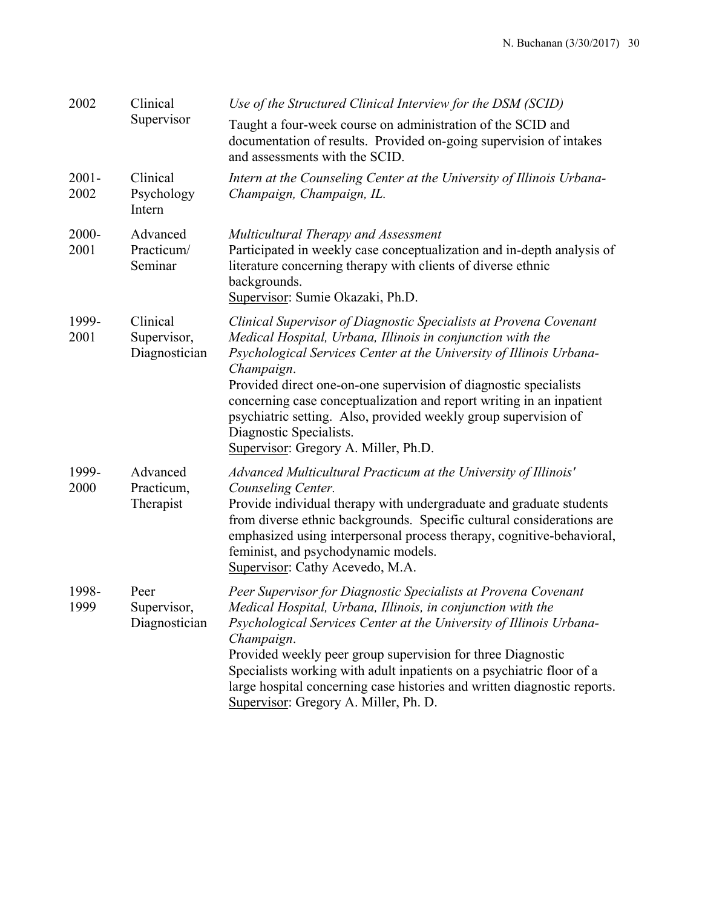| | | |
|---|---|---|
| 2002 | Clinical Supervisor | *Use of the Structured Clinical Interview for the DSM (SCID)*<br>Taught a four-week course on administration of the SCID and documentation of results. Provided on-going supervision of intakes and assessments with the SCID. |
| 2001-2002 | Clinical Psychology Intern | *Intern at the Counseling Center at the University of Illinois Urbana-Champaign, Champaign, IL.* |
| 2000-2001 | Advanced Practicum/ Seminar | *Multicultural Therapy and Assessment*<br>Participated in weekly case conceptualization and in-depth analysis of literature concerning therapy with clients of diverse ethnic backgrounds.<br><u>Supervisor</u>: Sumie Okazaki, Ph.D. |
| 1999-2001 | Clinical Supervisor, Diagnostician | *Clinical Supervisor of Diagnostic Specialists at Provena Covenant Medical Hospital, Urbana, Illinois in conjunction with the Psychological Services Center at the University of Illinois Urbana-Champaign*.<br>Provided direct one-on-one supervision of diagnostic specialists concerning case conceptualization and report writing in an inpatient psychiatric setting. Also, provided weekly group supervision of Diagnostic Specialists.<br><u>Supervisor</u>: Gregory A. Miller, Ph.D. |
| 1999-2000 | Advanced Practicum, Therapist | *Advanced Multicultural Practicum at the University of Illinois' Counseling Center.*<br>Provide individual therapy with undergraduate and graduate students from diverse ethnic backgrounds. Specific cultural considerations are emphasized using interpersonal process therapy, cognitive-behavioral, feminist, and psychodynamic models.<br><u>Supervisor</u>: Cathy Acevedo, M.A. |
| 1998-1999 | Peer Supervisor, Diagnostician | *Peer Supervisor for Diagnostic Specialists at Provena Covenant Medical Hospital, Urbana, Illinois, in conjunction with the Psychological Services Center at the University of Illinois Urbana-Champaign*.<br>Provided weekly peer group supervision for three Diagnostic Specialists working with adult inpatients on a psychiatric floor of a large hospital concerning case histories and written diagnostic reports.<br><u>Supervisor</u>: Gregory A. Miller, Ph. D. |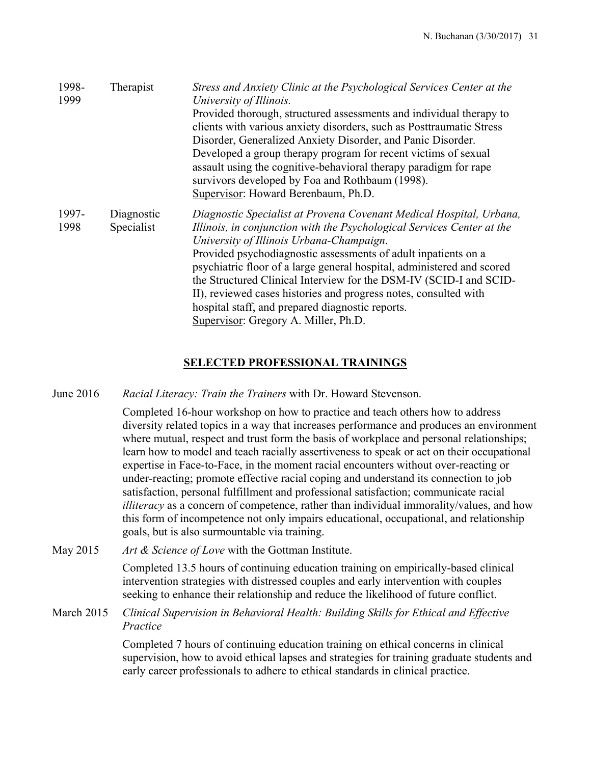| | | |
|---|---|---|
| 1998-1999 | Therapist | *Stress and Anxiety Clinic at the Psychological Services Center at the University of Illinois.*<br>Provided thorough, structured assessments and individual therapy to clients with various anxiety disorders, such as Posttraumatic Stress Disorder, Generalized Anxiety Disorder, and Panic Disorder. Developed a group therapy program for recent victims of sexual assault using the cognitive-behavioral therapy paradigm for rape survivors developed by Foa and Rothbaum (1998).<br><u>Supervisor</u>: Howard Berenbaum, Ph.D. |
| 1997-1998 | Diagnostic Specialist | *Diagnostic Specialist at Provena Covenant Medical Hospital, Urbana, Illinois, in conjunction with the Psychological Services Center at the University of Illinois Urbana-Champaign*.<br>Provided psychodiagnostic assessments of adult inpatients on a psychiatric floor of a large general hospital, administered and scored the Structured Clinical Interview for the DSM-IV (SCID-I and SCID-II), reviewed cases histories and progress notes, consulted with hospital staff, and prepared diagnostic reports.<br><u>Supervisor</u>: Gregory A. Miller, Ph.D. |

## SELECTED PROFESSIONAL TRAININGS

June 2016 *Racial Literacy: Train the Trainers* with Dr. Howard Stevenson.

Completed 16-hour workshop on how to practice and teach others how to address diversity related topics in a way that increases performance and produces an environment where mutual, respect and trust form the basis of workplace and personal relationships; learn how to model and teach racially assertiveness to speak or act on their occupational expertise in Face-to-Face, in the moment racial encounters without over-reacting or under-reacting; promote effective racial coping and understand its connection to job satisfaction, personal fulfillment and professional satisfaction; communicate racial *illiteracy* as a concern of competence, rather than individual immorality/values, and how this form of incompetence not only impairs educational, occupational, and relationship goals, but is also surmountable via training.

May 2015 *Art & Science of Love* with the Gottman Institute.

Completed 13.5 hours of continuing education training on empirically-based clinical intervention strategies with distressed couples and early intervention with couples seeking to enhance their relationship and reduce the likelihood of future conflict.

March 2015 *Clinical Supervision in Behavioral Health: Building Skills for Ethical and Effective Practice*

Completed 7 hours of continuing education training on ethical concerns in clinical supervision, how to avoid ethical lapses and strategies for training graduate students and early career professionals to adhere to ethical standards in clinical practice.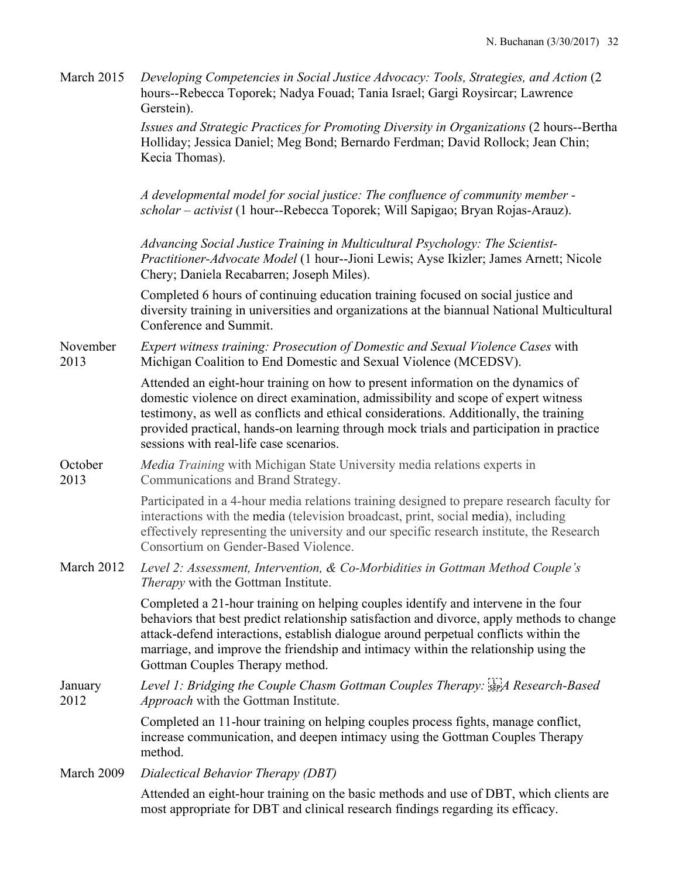March 2015 — *Developing Competencies in Social Justice Advocacy: Tools, Strategies, and Action* (2 hours--Rebecca Toporek; Nadya Fouad; Tania Israel; Gargi Roysircar; Lawrence Gerstein).

*Issues and Strategic Practices for Promoting Diversity in Organizations* (2 hours--Bertha Holliday; Jessica Daniel; Meg Bond; Bernardo Ferdman; David Rollock; Jean Chin; Kecia Thomas).

*A developmental model for social justice: The confluence of community member - scholar – activist* (1 hour--Rebecca Toporek; Will Sapigao; Bryan Rojas-Arauz).

*Advancing Social Justice Training in Multicultural Psychology: The Scientist-Practitioner-Advocate Model* (1 hour--Jioni Lewis; Ayse Ikizler; James Arnett; Nicole Chery; Daniela Recabarren; Joseph Miles).

Completed 6 hours of continuing education training focused on social justice and diversity training in universities and organizations at the biannual National Multicultural Conference and Summit.

November 2013 — *Expert witness training: Prosecution of Domestic and Sexual Violence Cases* with Michigan Coalition to End Domestic and Sexual Violence (MCEDSV).

Attended an eight-hour training on how to present information on the dynamics of domestic violence on direct examination, admissibility and scope of expert witness testimony, as well as conflicts and ethical considerations. Additionally, the training provided practical, hands-on learning through mock trials and participation in practice sessions with real-life case scenarios.

October 2013 — *Media Training* with Michigan State University media relations experts in Communications and Brand Strategy.

Participated in a 4-hour media relations training designed to prepare research faculty for interactions with the media (television broadcast, print, social media), including effectively representing the university and our specific research institute, the Research Consortium on Gender-Based Violence.

March 2012 — *Level 2: Assessment, Intervention, & Co-Morbidities in Gottman Method Couple's Therapy* with the Gottman Institute.

Completed a 21-hour training on helping couples identify and intervene in the four behaviors that best predict relationship satisfaction and divorce, apply methods to change attack-defend interactions, establish dialogue around perpetual conflicts within the marriage, and improve the friendship and intimacy within the relationship using the Gottman Couples Therapy method.

January 2012 — *Level 1: Bridging the Couple Chasm Gottman Couples Therapy: A Research-Based Approach* with the Gottman Institute.

Completed an 11-hour training on helping couples process fights, manage conflict, increase communication, and deepen intimacy using the Gottman Couples Therapy method.

March 2009 — *Dialectical Behavior Therapy (DBT)*

Attended an eight-hour training on the basic methods and use of DBT, which clients are most appropriate for DBT and clinical research findings regarding its efficacy.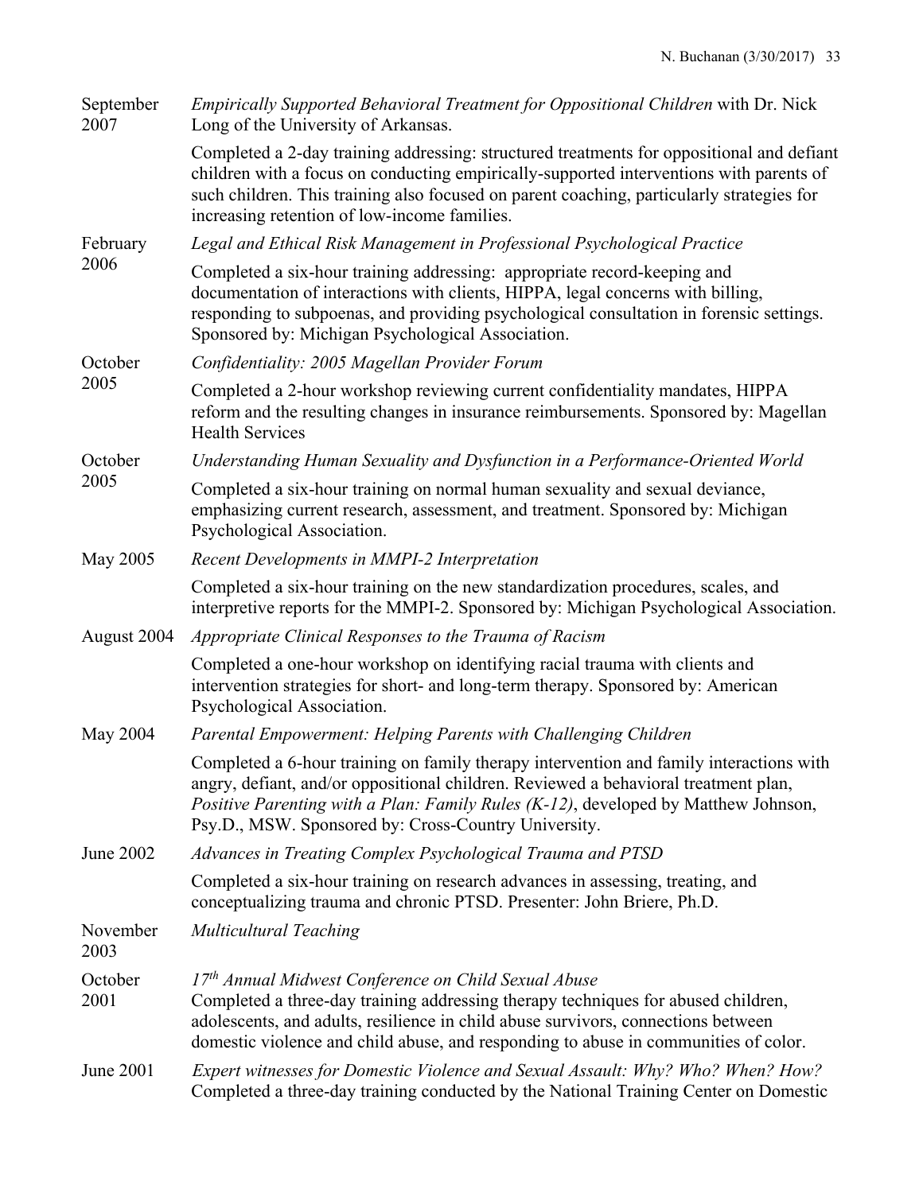September 2007 — *Empirically Supported Behavioral Treatment for Oppositional Children* with Dr. Nick Long of the University of Arkansas.

Completed a 2-day training addressing: structured treatments for oppositional and defiant children with a focus on conducting empirically-supported interventions with parents of such children. This training also focused on parent coaching, particularly strategies for increasing retention of low-income families.

February 2006 — *Legal and Ethical Risk Management in Professional Psychological Practice*

Completed a six-hour training addressing: appropriate record-keeping and documentation of interactions with clients, HIPPA, legal concerns with billing, responding to subpoenas, and providing psychological consultation in forensic settings. Sponsored by: Michigan Psychological Association.

October 2005 — *Confidentiality: 2005 Magellan Provider Forum*

Completed a 2-hour workshop reviewing current confidentiality mandates, HIPPA reform and the resulting changes in insurance reimbursements. Sponsored by: Magellan Health Services

October 2005 — *Understanding Human Sexuality and Dysfunction in a Performance-Oriented World*

Completed a six-hour training on normal human sexuality and sexual deviance, emphasizing current research, assessment, and treatment. Sponsored by: Michigan Psychological Association.

May 2005 — *Recent Developments in MMPI-2 Interpretation*

Completed a six-hour training on the new standardization procedures, scales, and interpretive reports for the MMPI-2. Sponsored by: Michigan Psychological Association.

August 2004 — *Appropriate Clinical Responses to the Trauma of Racism*

Completed a one-hour workshop on identifying racial trauma with clients and intervention strategies for short- and long-term therapy. Sponsored by: American Psychological Association.

May 2004 — *Parental Empowerment: Helping Parents with Challenging Children*

Completed a 6-hour training on family therapy intervention and family interactions with angry, defiant, and/or oppositional children. Reviewed a behavioral treatment plan, *Positive Parenting with a Plan: Family Rules (K-12)*, developed by Matthew Johnson, Psy.D., MSW. Sponsored by: Cross-Country University.

June 2002 — *Advances in Treating Complex Psychological Trauma and PTSD*

Completed a six-hour training on research advances in assessing, treating, and conceptualizing trauma and chronic PTSD. Presenter: John Briere, Ph.D.

November 2003 — *Multicultural Teaching*

October 2001 — *17th Annual Midwest Conference on Child Sexual Abuse*
Completed a three-day training addressing therapy techniques for abused children, adolescents, and adults, resilience in child abuse survivors, connections between domestic violence and child abuse, and responding to abuse in communities of color.

June 2001 — *Expert witnesses for Domestic Violence and Sexual Assault: Why? Who? When? How?*
Completed a three-day training conducted by the National Training Center on Domestic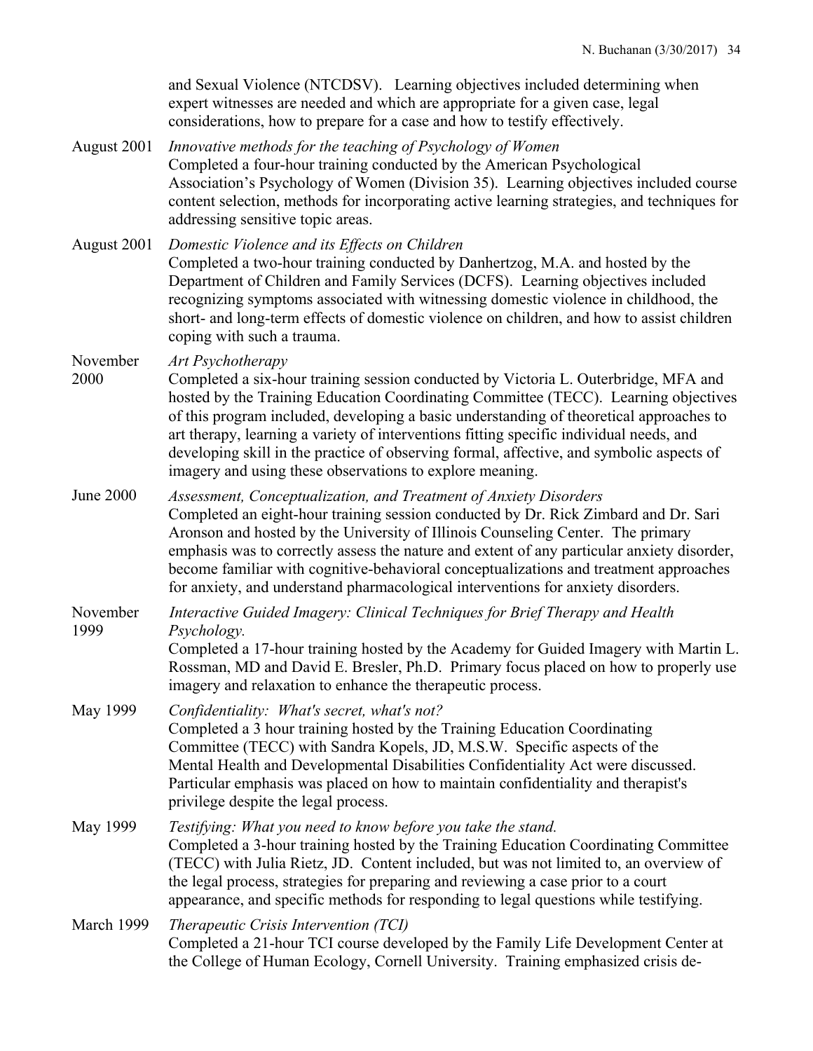and Sexual Violence (NTCDSV). Learning objectives included determining when expert witnesses are needed and which are appropriate for a given case, legal considerations, how to prepare for a case and how to testify effectively.

August 2001 *Innovative methods for the teaching of Psychology of Women*
Completed a four-hour training conducted by the American Psychological Association's Psychology of Women (Division 35). Learning objectives included course content selection, methods for incorporating active learning strategies, and techniques for addressing sensitive topic areas.

August 2001 *Domestic Violence and its Effects on Children*
Completed a two-hour training conducted by Danhertzog, M.A. and hosted by the Department of Children and Family Services (DCFS). Learning objectives included recognizing symptoms associated with witnessing domestic violence in childhood, the short- and long-term effects of domestic violence on children, and how to assist children coping with such a trauma.

November 2000 *Art Psychotherapy*
Completed a six-hour training session conducted by Victoria L. Outerbridge, MFA and hosted by the Training Education Coordinating Committee (TECC). Learning objectives of this program included, developing a basic understanding of theoretical approaches to art therapy, learning a variety of interventions fitting specific individual needs, and developing skill in the practice of observing formal, affective, and symbolic aspects of imagery and using these observations to explore meaning.

June 2000 *Assessment, Conceptualization, and Treatment of Anxiety Disorders*
Completed an eight-hour training session conducted by Dr. Rick Zimbard and Dr. Sari Aronson and hosted by the University of Illinois Counseling Center. The primary emphasis was to correctly assess the nature and extent of any particular anxiety disorder, become familiar with cognitive-behavioral conceptualizations and treatment approaches for anxiety, and understand pharmacological interventions for anxiety disorders.

November 1999 *Interactive Guided Imagery: Clinical Techniques for Brief Therapy and Health Psychology.*
Completed a 17-hour training hosted by the Academy for Guided Imagery with Martin L. Rossman, MD and David E. Bresler, Ph.D. Primary focus placed on how to properly use imagery and relaxation to enhance the therapeutic process.

May 1999 *Confidentiality: What's secret, what's not?*
Completed a 3 hour training hosted by the Training Education Coordinating Committee (TECC) with Sandra Kopels, JD, M.S.W. Specific aspects of the Mental Health and Developmental Disabilities Confidentiality Act were discussed. Particular emphasis was placed on how to maintain confidentiality and therapist's privilege despite the legal process.

May 1999 *Testifying: What you need to know before you take the stand.*
Completed a 3-hour training hosted by the Training Education Coordinating Committee (TECC) with Julia Rietz, JD. Content included, but was not limited to, an overview of the legal process, strategies for preparing and reviewing a case prior to a court appearance, and specific methods for responding to legal questions while testifying.

March 1999 *Therapeutic Crisis Intervention (TCI)*
Completed a 21-hour TCI course developed by the Family Life Development Center at the College of Human Ecology, Cornell University. Training emphasized crisis de-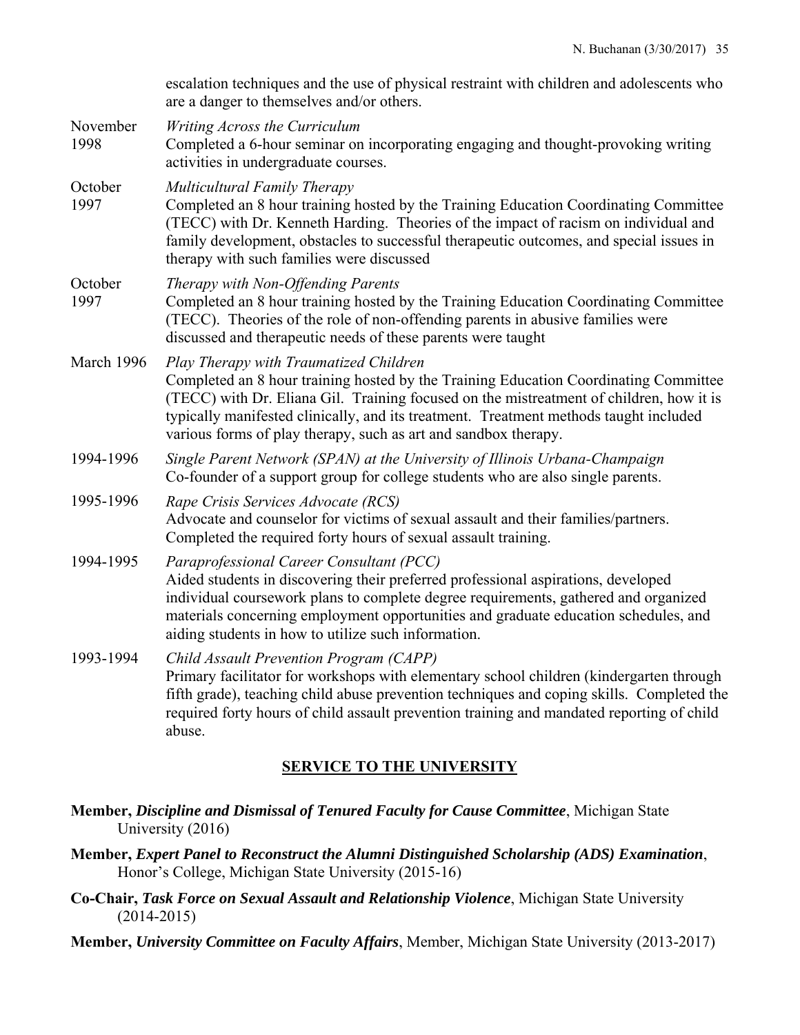escalation techniques and the use of physical restraint with children and adolescents who are a danger to themselves and/or others.

November 1998 — *Writing Across the Curriculum*
Completed a 6-hour seminar on incorporating engaging and thought-provoking writing activities in undergraduate courses.

October 1997 — *Multicultural Family Therapy*
Completed an 8 hour training hosted by the Training Education Coordinating Committee (TECC) with Dr. Kenneth Harding. Theories of the impact of racism on individual and family development, obstacles to successful therapeutic outcomes, and special issues in therapy with such families were discussed

October 1997 — *Therapy with Non-Offending Parents*
Completed an 8 hour training hosted by the Training Education Coordinating Committee (TECC). Theories of the role of non-offending parents in abusive families were discussed and therapeutic needs of these parents were taught

March 1996 — *Play Therapy with Traumatized Children*
Completed an 8 hour training hosted by the Training Education Coordinating Committee (TECC) with Dr. Eliana Gil. Training focused on the mistreatment of children, how it is typically manifested clinically, and its treatment. Treatment methods taught included various forms of play therapy, such as art and sandbox therapy.

1994-1996 — *Single Parent Network (SPAN) at the University of Illinois Urbana-Champaign*
Co-founder of a support group for college students who are also single parents.

1995-1996 — *Rape Crisis Services Advocate (RCS)*
Advocate and counselor for victims of sexual assault and their families/partners. Completed the required forty hours of sexual assault training.

1994-1995 — *Paraprofessional Career Consultant (PCC)*
Aided students in discovering their preferred professional aspirations, developed individual coursework plans to complete degree requirements, gathered and organized materials concerning employment opportunities and graduate education schedules, and aiding students in how to utilize such information.

1993-1994 — *Child Assault Prevention Program (CAPP)*
Primary facilitator for workshops with elementary school children (kindergarten through fifth grade), teaching child abuse prevention techniques and coping skills. Completed the required forty hours of child assault prevention training and mandated reporting of child abuse.

## SERVICE TO THE UNIVERSITY

**Member, *Discipline and Dismissal of Tenured Faculty for Cause Committee***, Michigan State University (2016)

**Member, *Expert Panel to Reconstruct the Alumni Distinguished Scholarship (ADS) Examination***, Honor's College, Michigan State University (2015-16)

**Co-Chair, *Task Force on Sexual Assault and Relationship Violence***, Michigan State University (2014-2015)

**Member, *University Committee on Faculty Affairs***, Member, Michigan State University (2013-2017)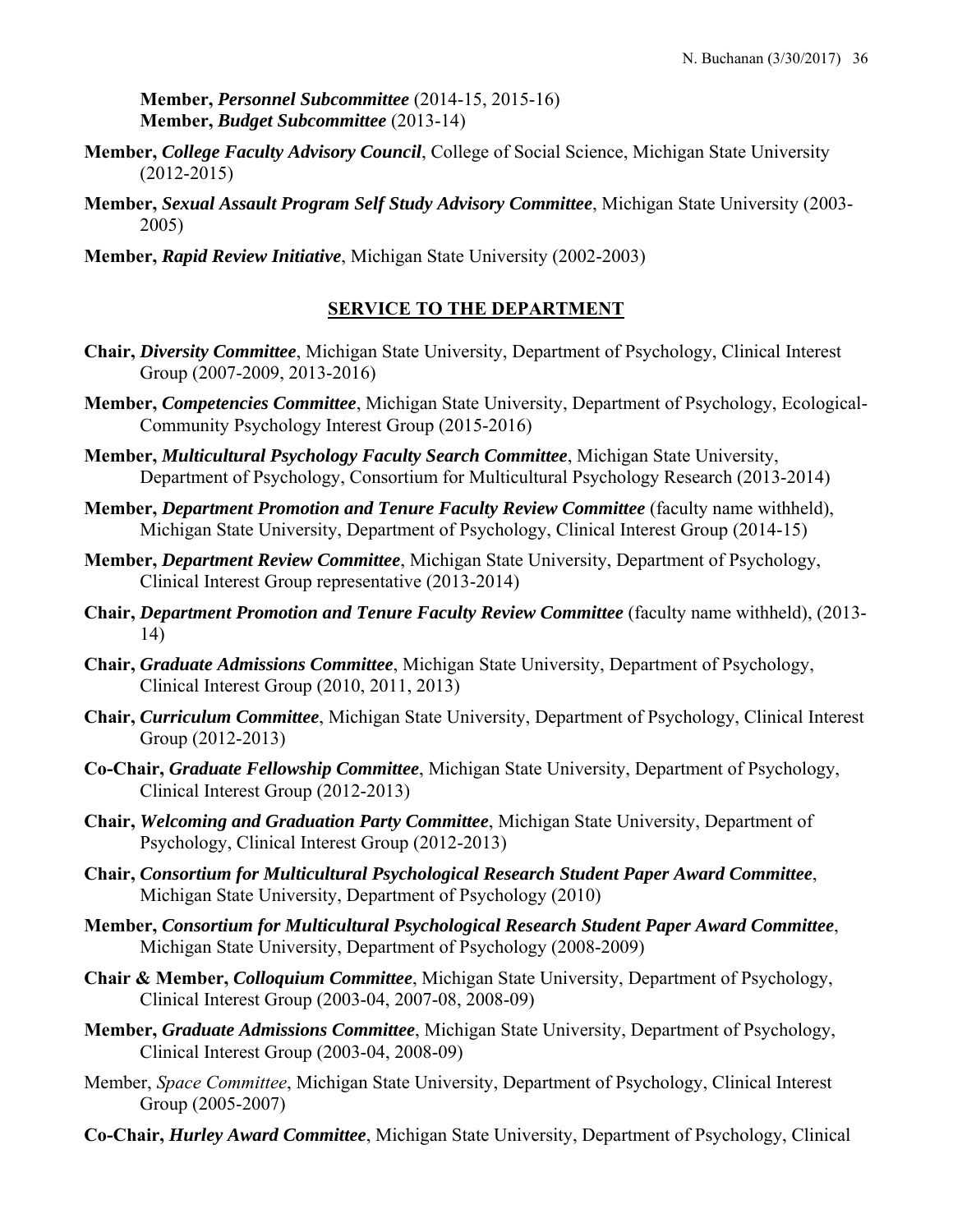**Member,** ***Personnel Subcommittee*** (2014-15, 2015-16)
**Member,** ***Budget Subcommittee*** (2013-14)

**Member,** ***College Faculty Advisory Council***, College of Social Science, Michigan State University (2012-2015)

**Member,** ***Sexual Assault Program Self Study Advisory Committee***, Michigan State University (2003-2005)

**Member,** ***Rapid Review Initiative***, Michigan State University (2002-2003)

## SERVICE TO THE DEPARTMENT

**Chair,** ***Diversity Committee***, Michigan State University, Department of Psychology, Clinical Interest Group (2007-2009, 2013-2016)

**Member,** ***Competencies Committee***, Michigan State University, Department of Psychology, Ecological-Community Psychology Interest Group (2015-2016)

**Member,** ***Multicultural Psychology Faculty Search Committee***, Michigan State University, Department of Psychology, Consortium for Multicultural Psychology Research (2013-2014)

**Member,** ***Department Promotion and Tenure Faculty Review Committee*** (faculty name withheld), Michigan State University, Department of Psychology, Clinical Interest Group (2014-15)

**Member,** ***Department Review Committee***, Michigan State University, Department of Psychology, Clinical Interest Group representative (2013-2014)

**Chair,** ***Department Promotion and Tenure Faculty Review Committee*** (faculty name withheld), (2013-14)

**Chair,** ***Graduate Admissions Committee***, Michigan State University, Department of Psychology, Clinical Interest Group (2010, 2011, 2013)

**Chair,** ***Curriculum Committee***, Michigan State University, Department of Psychology, Clinical Interest Group (2012-2013)

**Co-Chair,** ***Graduate Fellowship Committee***, Michigan State University, Department of Psychology, Clinical Interest Group (2012-2013)

**Chair,** ***Welcoming and Graduation Party Committee***, Michigan State University, Department of Psychology, Clinical Interest Group (2012-2013)

**Chair,** ***Consortium for Multicultural Psychological Research Student Paper Award Committee***, Michigan State University, Department of Psychology (2010)

**Member,** ***Consortium for Multicultural Psychological Research Student Paper Award Committee***, Michigan State University, Department of Psychology (2008-2009)

**Chair & Member,** ***Colloquium Committee***, Michigan State University, Department of Psychology, Clinical Interest Group (2003-04, 2007-08, 2008-09)

**Member,** ***Graduate Admissions Committee***, Michigan State University, Department of Psychology, Clinical Interest Group (2003-04, 2008-09)

Member, *Space Committee*, Michigan State University, Department of Psychology, Clinical Interest Group (2005-2007)

**Co-Chair,** ***Hurley Award Committee***, Michigan State University, Department of Psychology, Clinical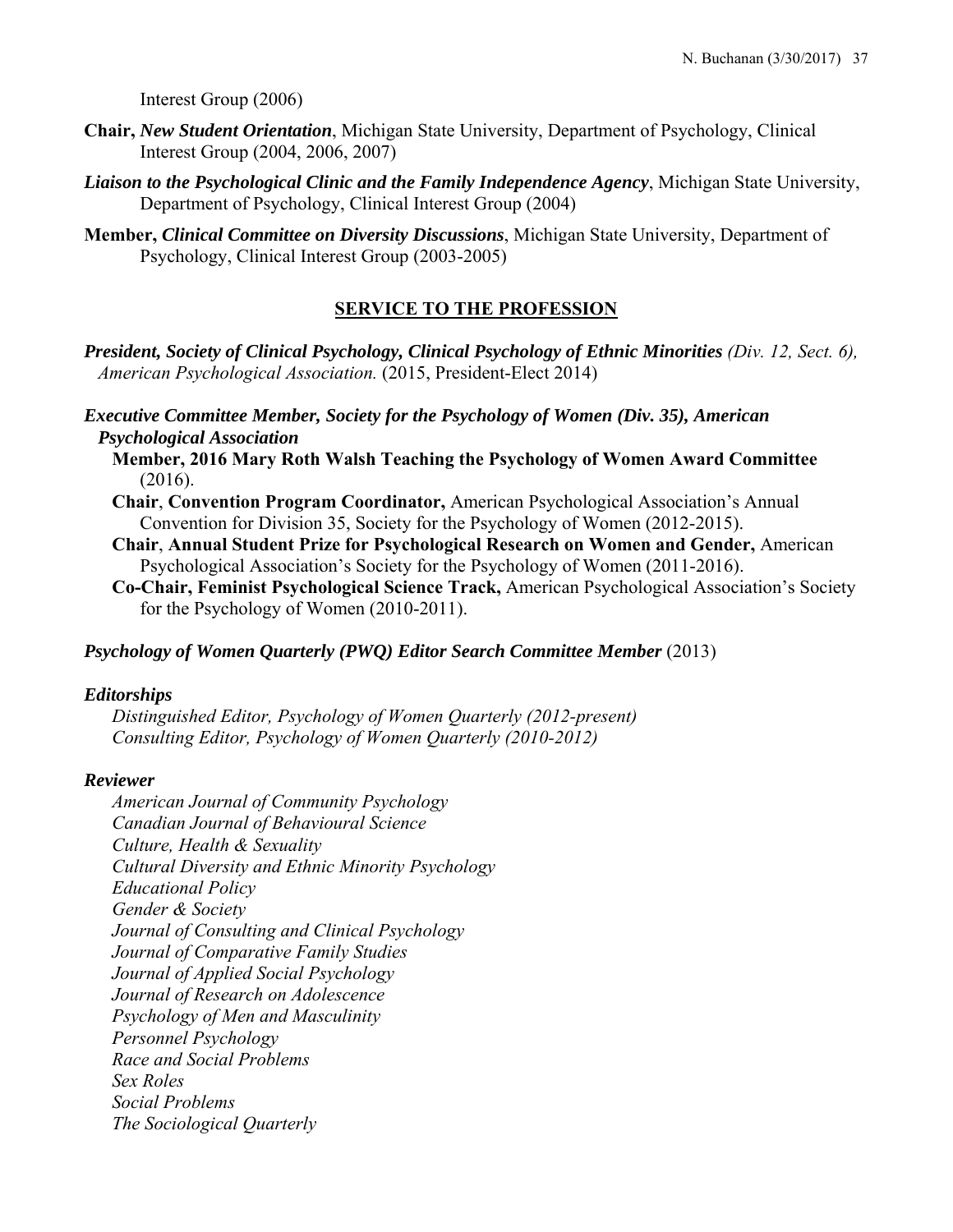Interest Group (2006)

**Chair, *New Student Orientation***, Michigan State University, Department of Psychology, Clinical Interest Group (2004, 2006, 2007)

***Liaison to the Psychological Clinic and the Family Independence Agency***, Michigan State University, Department of Psychology, Clinical Interest Group (2004)

**Member, *Clinical Committee on Diversity Discussions***, Michigan State University, Department of Psychology, Clinical Interest Group (2003-2005)

## SERVICE TO THE PROFESSION

***President, Society of Clinical Psychology, Clinical Psychology of Ethnic Minorities*** *(Div. 12, Sect. 6), American Psychological Association.* (2015, President-Elect 2014)

***Executive Committee Member, Society for the Psychology of Women (Div. 35), American Psychological Association***

- **Member, 2016 Mary Roth Walsh Teaching the Psychology of Women Award Committee** (2016).
- **Chair**, **Convention Program Coordinator,** American Psychological Association's Annual Convention for Division 35, Society for the Psychology of Women (2012-2015).
- **Chair**, **Annual Student Prize for Psychological Research on Women and Gender,** American Psychological Association's Society for the Psychology of Women (2011-2016).
- **Co-Chair, Feminist Psychological Science Track,** American Psychological Association's Society for the Psychology of Women (2010-2011).

***Psychology of Women Quarterly (PWQ) Editor Search Committee Member*** (2013)

***Editorships***

*Distinguished Editor, Psychology of Women Quarterly (2012-present)*
*Consulting Editor, Psychology of Women Quarterly (2010-2012)*

***Reviewer***

*American Journal of Community Psychology*
*Canadian Journal of Behavioural Science*
*Culture, Health & Sexuality*
*Cultural Diversity and Ethnic Minority Psychology*
*Educational Policy*
*Gender & Society*
*Journal of Consulting and Clinical Psychology*
*Journal of Comparative Family Studies*
*Journal of Applied Social Psychology*
*Journal of Research on Adolescence*
*Psychology of Men and Masculinity*
*Personnel Psychology*
*Race and Social Problems*
*Sex Roles*
*Social Problems*
*The Sociological Quarterly*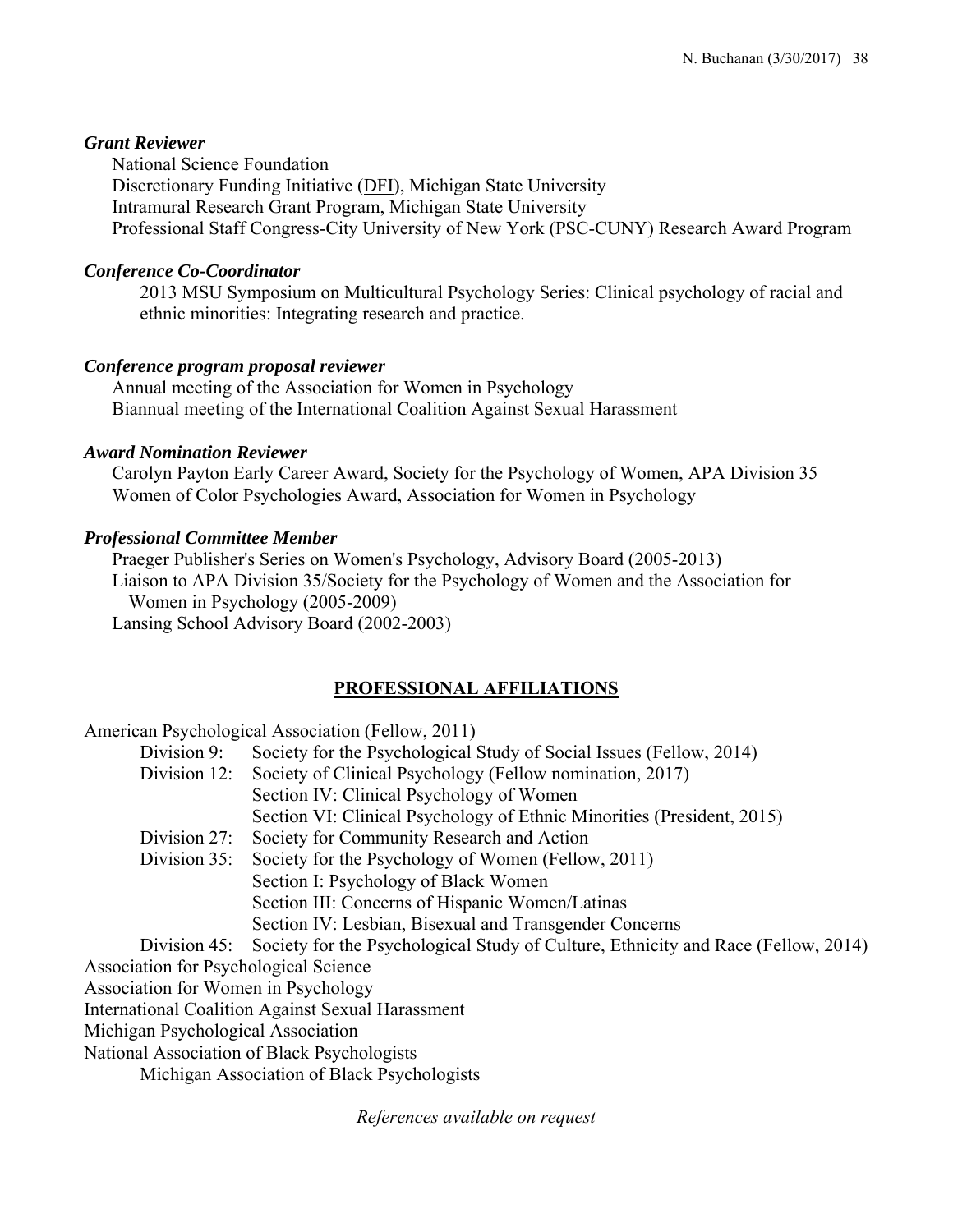***Grant Reviewer***

National Science Foundation
Discretionary Funding Initiative (DFI), Michigan State University
Intramural Research Grant Program, Michigan State University
Professional Staff Congress-City University of New York (PSC-CUNY) Research Award Program

***Conference Co-Coordinator***

2013 MSU Symposium on Multicultural Psychology Series: Clinical psychology of racial and ethnic minorities: Integrating research and practice.

***Conference program proposal reviewer***

Annual meeting of the Association for Women in Psychology
Biannual meeting of the International Coalition Against Sexual Harassment

***Award Nomination Reviewer***

Carolyn Payton Early Career Award, Society for the Psychology of Women, APA Division 35
Women of Color Psychologies Award, Association for Women in Psychology

***Professional Committee Member***

Praeger Publisher's Series on Women's Psychology, Advisory Board (2005-2013)
Liaison to APA Division 35/Society for the Psychology of Women and the Association for Women in Psychology (2005-2009)
Lansing School Advisory Board (2002-2003)

## PROFESSIONAL AFFILIATIONS

American Psychological Association (Fellow, 2011)

- Division 9: Society for the Psychological Study of Social Issues (Fellow, 2014)
- Division 12: Society of Clinical Psychology (Fellow nomination, 2017)
  - Section IV: Clinical Psychology of Women
  - Section VI: Clinical Psychology of Ethnic Minorities (President, 2015)
- Division 27: Society for Community Research and Action
- Division 35: Society for the Psychology of Women (Fellow, 2011)
  - Section I: Psychology of Black Women
  - Section III: Concerns of Hispanic Women/Latinas
  - Section IV: Lesbian, Bisexual and Transgender Concerns
- Division 45: Society for the Psychological Study of Culture, Ethnicity and Race (Fellow, 2014)

Association for Psychological Science
Association for Women in Psychology
International Coalition Against Sexual Harassment
Michigan Psychological Association
National Association of Black Psychologists
  Michigan Association of Black Psychologists

*References available on request*